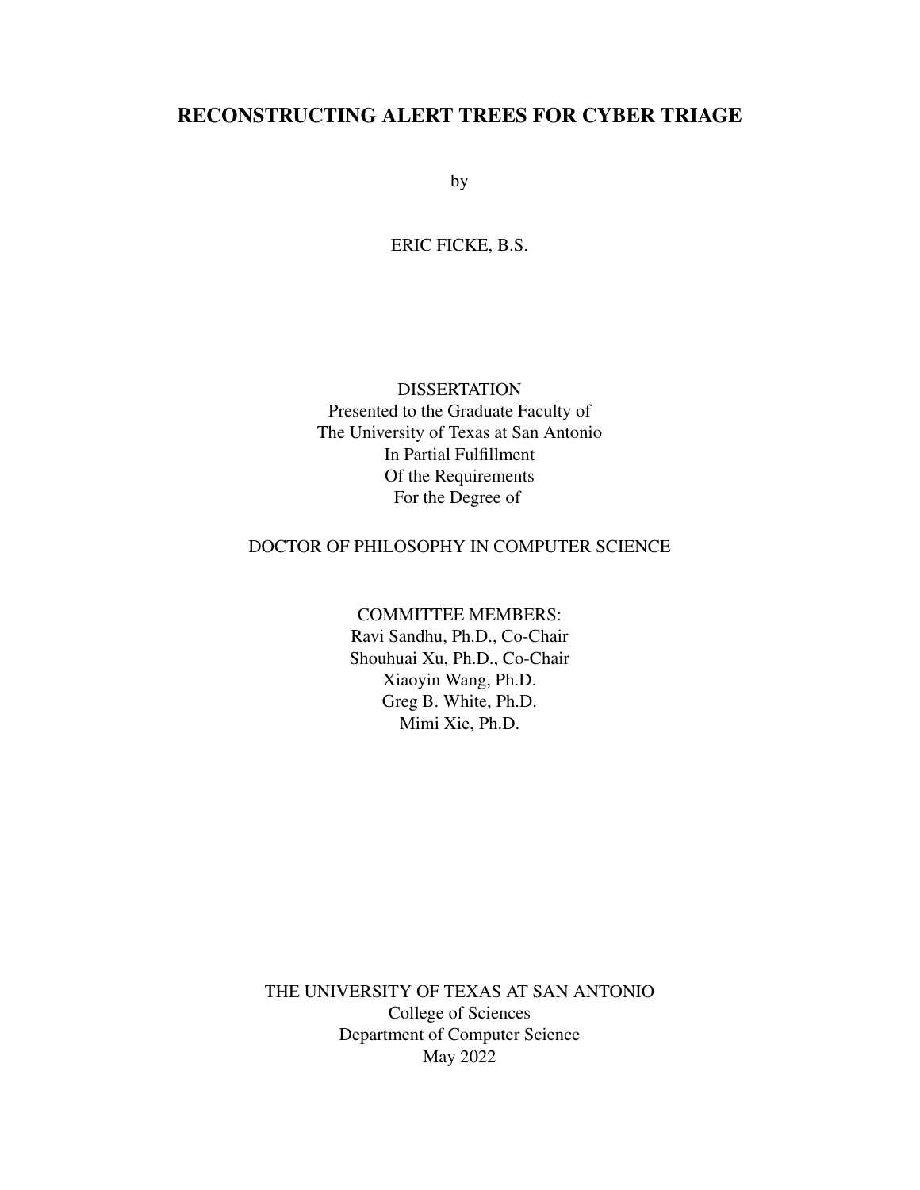# RECONSTRUCTING ALERT TREES FOR CYBER TRIAGE

by

ERIC FICKE, B.S.

DISSERTATION
Presented to the Graduate Faculty of
The University of Texas at San Antonio
In Partial Fulfillment
Of the Requirements
For the Degree of

DOCTOR OF PHILOSOPHY IN COMPUTER SCIENCE

COMMITTEE MEMBERS:
Ravi Sandhu, Ph.D., Co-Chair
Shouhuai Xu, Ph.D., Co-Chair
Xiaoyin Wang, Ph.D.
Greg B. White, Ph.D.
Mimi Xie, Ph.D.

THE UNIVERSITY OF TEXAS AT SAN ANTONIO
College of Sciences
Department of Computer Science
May 2022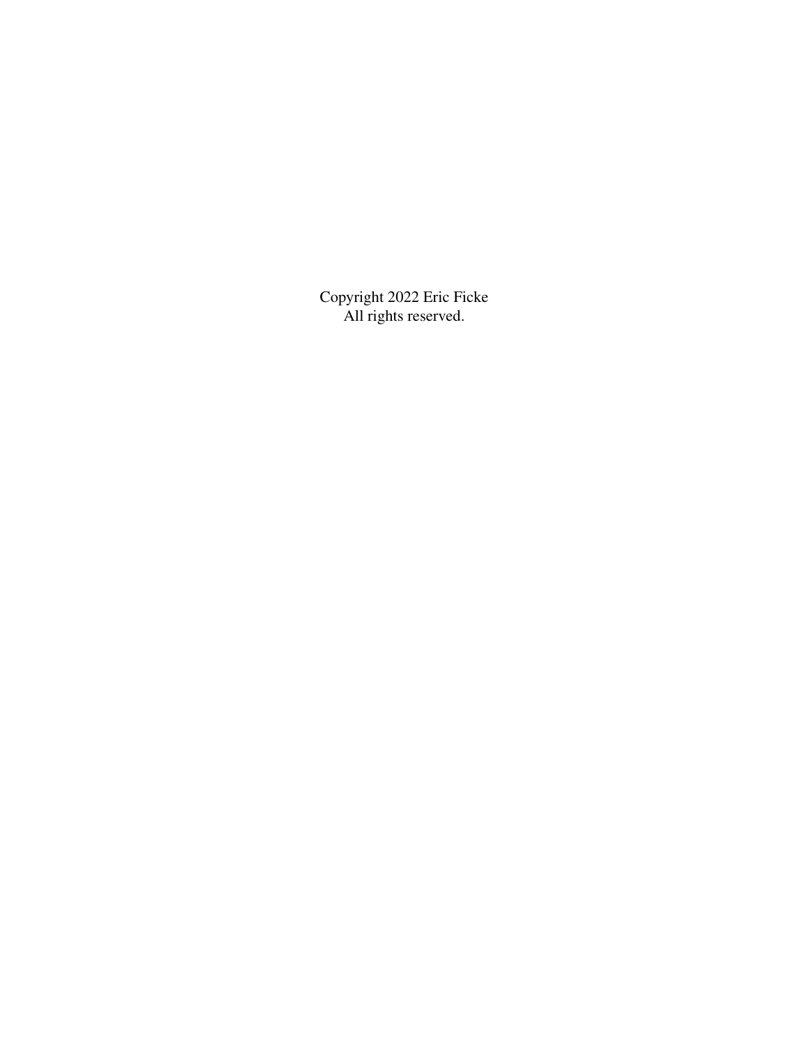Copyright 2022 Eric Ficke
All rights reserved.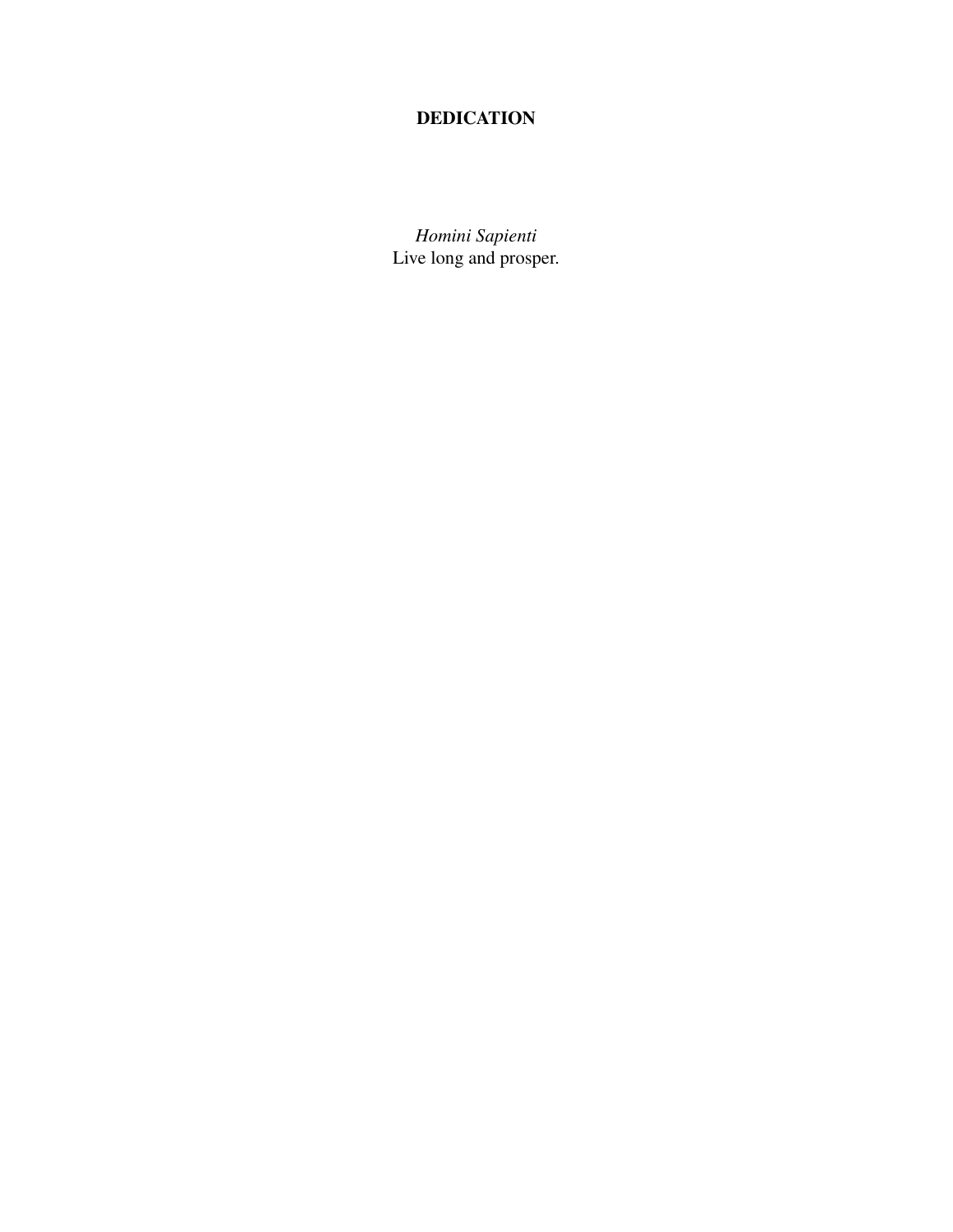# DEDICATION

*Homini Sapienti*
Live long and prosper.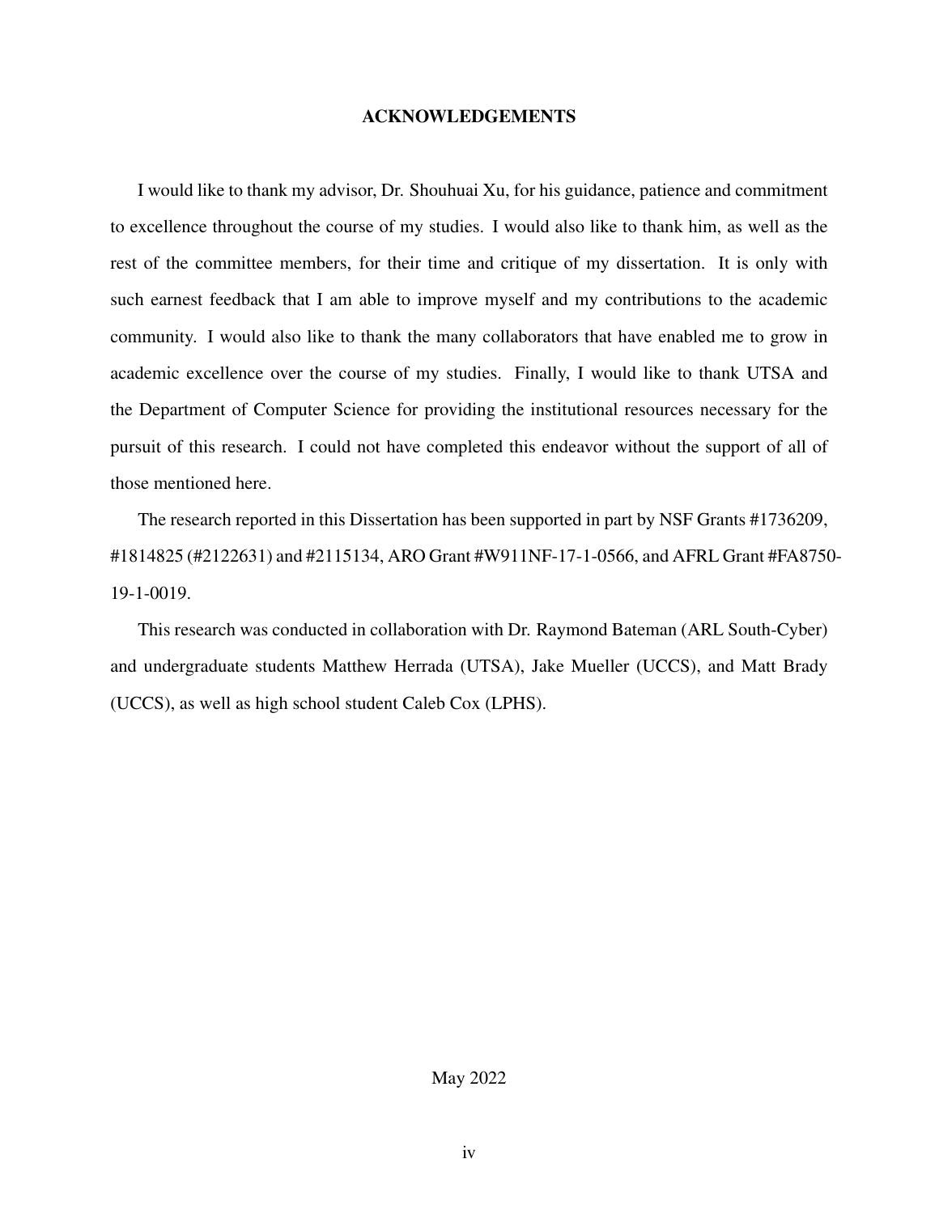# ACKNOWLEDGEMENTS

I would like to thank my advisor, Dr. Shouhuai Xu, for his guidance, patience and commitment to excellence throughout the course of my studies. I would also like to thank him, as well as the rest of the committee members, for their time and critique of my dissertation. It is only with such earnest feedback that I am able to improve myself and my contributions to the academic community. I would also like to thank the many collaborators that have enabled me to grow in academic excellence over the course of my studies. Finally, I would like to thank UTSA and the Department of Computer Science for providing the institutional resources necessary for the pursuit of this research. I could not have completed this endeavor without the support of all of those mentioned here.

The research reported in this Dissertation has been supported in part by NSF Grants #1736209, #1814825 (#2122631) and #2115134, ARO Grant #W911NF-17-1-0566, and AFRL Grant #FA8750-19-1-0019.

This research was conducted in collaboration with Dr. Raymond Bateman (ARL South-Cyber) and undergraduate students Matthew Herrada (UTSA), Jake Mueller (UCCS), and Matt Brady (UCCS), as well as high school student Caleb Cox (LPHS).

May 2022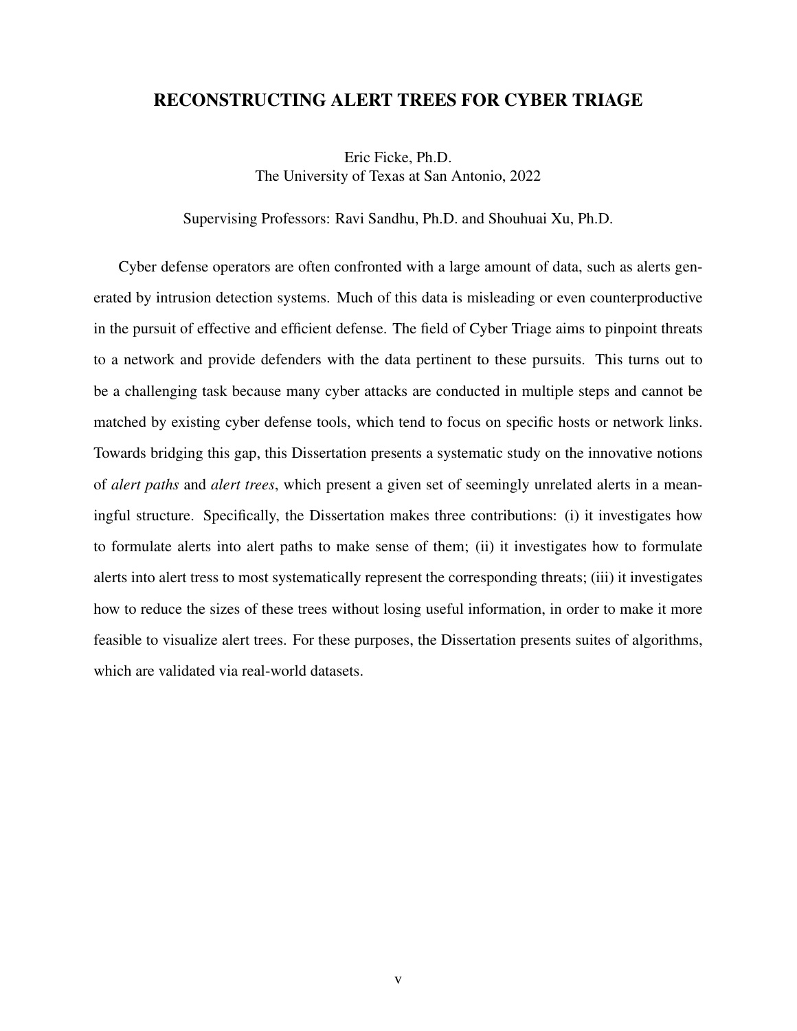# RECONSTRUCTING ALERT TREES FOR CYBER TRIAGE

Eric Ficke, Ph.D.
The University of Texas at San Antonio, 2022

Supervising Professors: Ravi Sandhu, Ph.D. and Shouhuai Xu, Ph.D.

Cyber defense operators are often confronted with a large amount of data, such as alerts generated by intrusion detection systems. Much of this data is misleading or even counterproductive in the pursuit of effective and efficient defense. The field of Cyber Triage aims to pinpoint threats to a network and provide defenders with the data pertinent to these pursuits. This turns out to be a challenging task because many cyber attacks are conducted in multiple steps and cannot be matched by existing cyber defense tools, which tend to focus on specific hosts or network links. Towards bridging this gap, this Dissertation presents a systematic study on the innovative notions of *alert paths* and *alert trees*, which present a given set of seemingly unrelated alerts in a meaningful structure. Specifically, the Dissertation makes three contributions: (i) it investigates how to formulate alerts into alert paths to make sense of them; (ii) it investigates how to formulate alerts into alert tress to most systematically represent the corresponding threats; (iii) it investigates how to reduce the sizes of these trees without losing useful information, in order to make it more feasible to visualize alert trees. For these purposes, the Dissertation presents suites of algorithms, which are validated via real-world datasets.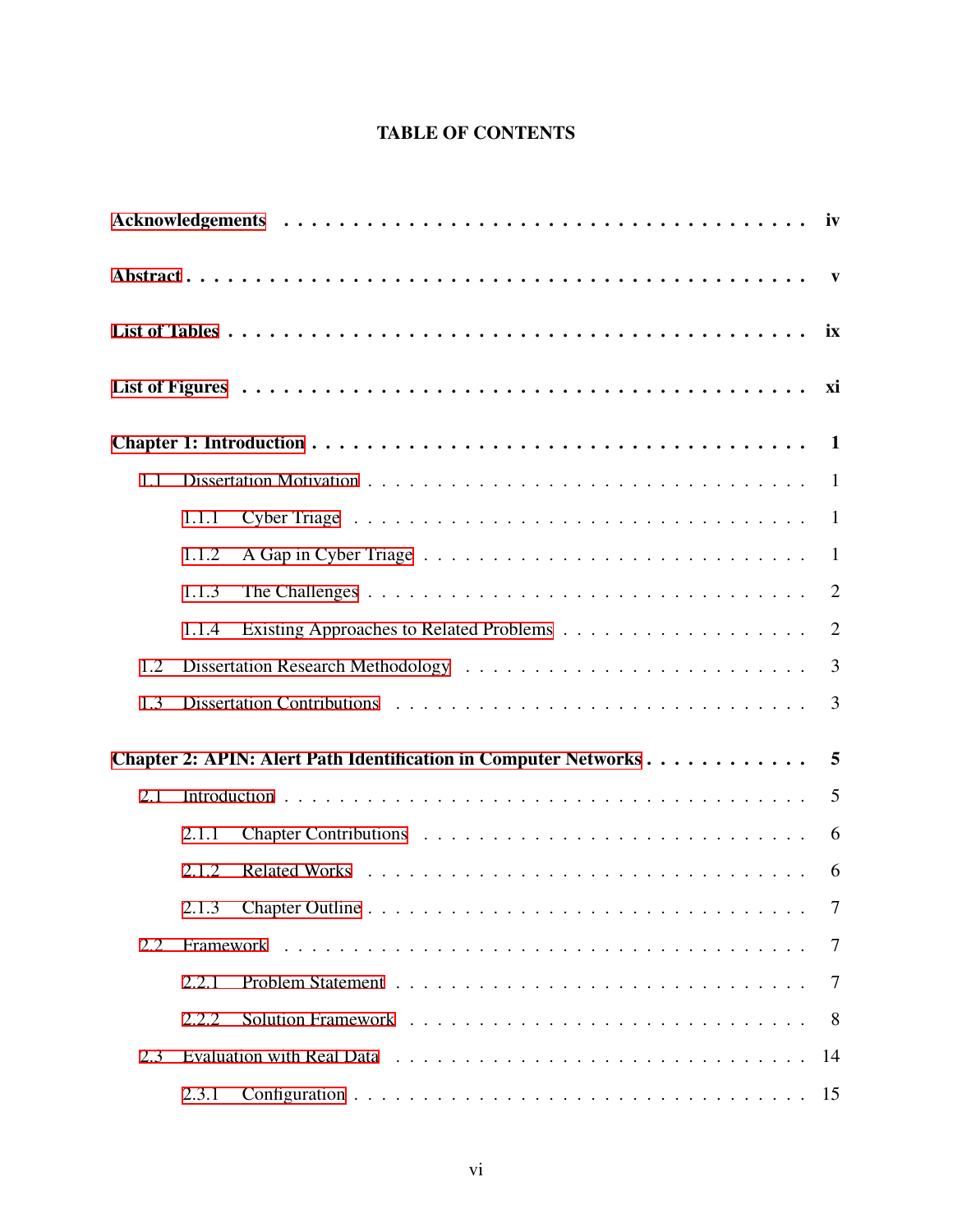# TABLE OF CONTENTS

**Acknowledgements** . . . . . . . . . . . . . . . . . . . . . . . . . . . . . . . . . . . . **iv**

**Abstract** . . . . . . . . . . . . . . . . . . . . . . . . . . . . . . . . . . . . . . . . . **v**

**List of Tables** . . . . . . . . . . . . . . . . . . . . . . . . . . . . . . . . . . . . . . **ix**

**List of Figures** . . . . . . . . . . . . . . . . . . . . . . . . . . . . . . . . . . . . . **xi**

**Chapter 1: Introduction** . . . . . . . . . . . . . . . . . . . . . . . . . . . . . . . . **1**

- 1.1 Dissertation Motivation . . . . . . . . . . . . . . . . . . . . . . . . . . . . 1
  - 1.1.1 Cyber Triage . . . . . . . . . . . . . . . . . . . . . . . . . . . . . . 1
  - 1.1.2 A Gap in Cyber Triage . . . . . . . . . . . . . . . . . . . . . . . . . 1
  - 1.1.3 The Challenges . . . . . . . . . . . . . . . . . . . . . . . . . . . . . 2
  - 1.1.4 Existing Approaches to Related Problems . . . . . . . . . . . . . . . 2
- 1.2 Dissertation Research Methodology . . . . . . . . . . . . . . . . . . . . . . 3
- 1.3 Dissertation Contributions . . . . . . . . . . . . . . . . . . . . . . . . . . 3

**Chapter 2: APIN: Alert Path Identification in Computer Networks** . . . . . . . . . . . . **5**

- 2.1 Introduction . . . . . . . . . . . . . . . . . . . . . . . . . . . . . . . . . . 5
  - 2.1.1 Chapter Contributions . . . . . . . . . . . . . . . . . . . . . . . . . 6
  - 2.1.2 Related Works . . . . . . . . . . . . . . . . . . . . . . . . . . . . . 6
  - 2.1.3 Chapter Outline . . . . . . . . . . . . . . . . . . . . . . . . . . . . 7
- 2.2 Framework . . . . . . . . . . . . . . . . . . . . . . . . . . . . . . . . . . . 7
  - 2.2.1 Problem Statement . . . . . . . . . . . . . . . . . . . . . . . . . . . 7
  - 2.2.2 Solution Framework . . . . . . . . . . . . . . . . . . . . . . . . . . 8
- 2.3 Evaluation with Real Data . . . . . . . . . . . . . . . . . . . . . . . . . . 14
  - 2.3.1 Configuration . . . . . . . . . . . . . . . . . . . . . . . . . . . . . 15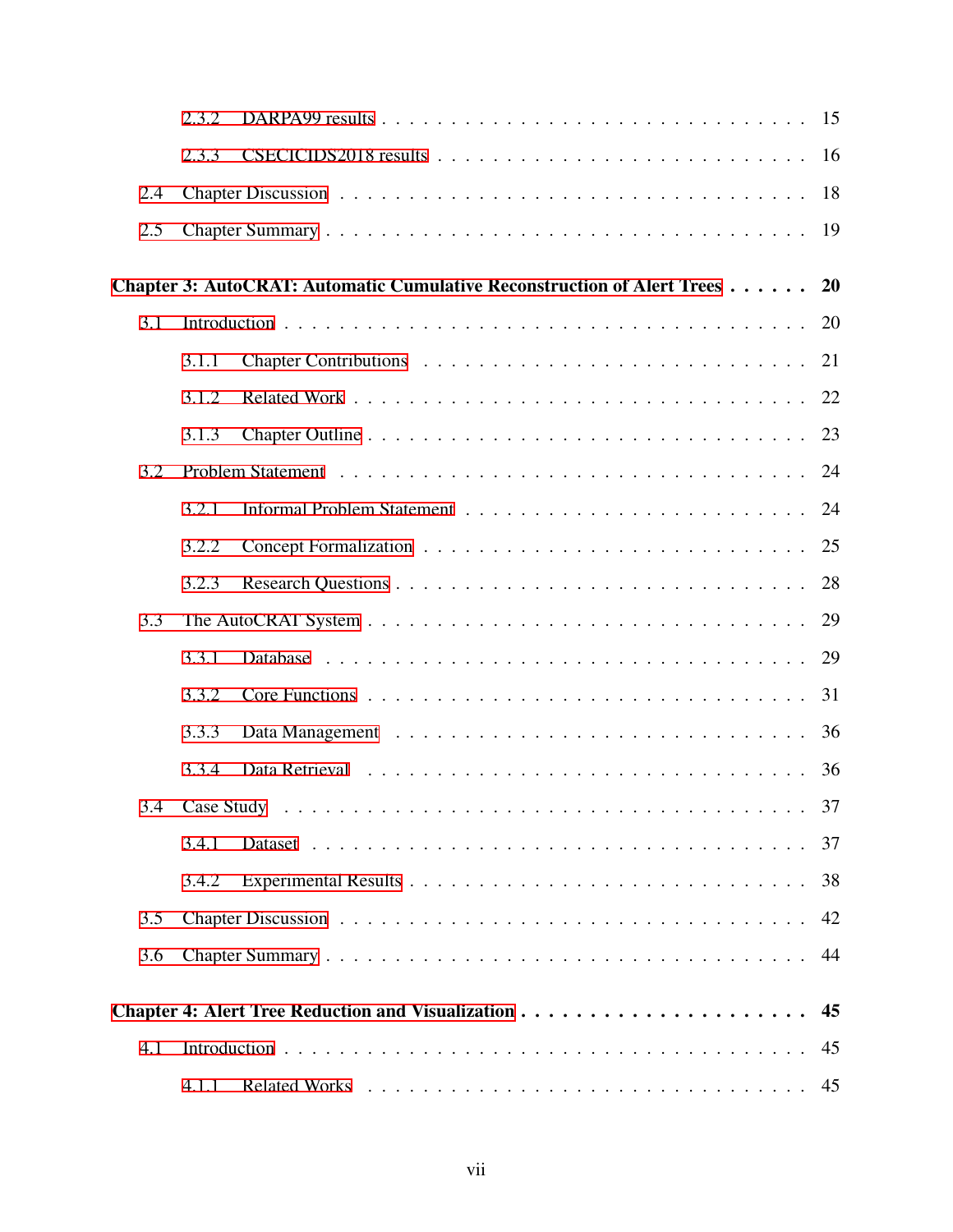- 2.3.2 DARPA99 results . . . . . . . . . . . . . . . . . . . . . . . . . . . . . 15
- 2.3.3 CSECICIDS2018 results . . . . . . . . . . . . . . . . . . . . . . . . . 16
- 2.4 Chapter Discussion . . . . . . . . . . . . . . . . . . . . . . . . . . . . . . . 18
- 2.5 Chapter Summary . . . . . . . . . . . . . . . . . . . . . . . . . . . . . . . . 19

**Chapter 3: AutoCRAT: Automatic Cumulative Reconstruction of Alert Trees . . . . . . 20**

- 3.1 Introduction . . . . . . . . . . . . . . . . . . . . . . . . . . . . . . . . . . . 20
  - 3.1.1 Chapter Contributions . . . . . . . . . . . . . . . . . . . . . . . . . . 21
  - 3.1.2 Related Work . . . . . . . . . . . . . . . . . . . . . . . . . . . . . . . 22
  - 3.1.3 Chapter Outline . . . . . . . . . . . . . . . . . . . . . . . . . . . . . 23
- 3.2 Problem Statement . . . . . . . . . . . . . . . . . . . . . . . . . . . . . . . 24
  - 3.2.1 Informal Problem Statement . . . . . . . . . . . . . . . . . . . . . . . 24
  - 3.2.2 Concept Formalization . . . . . . . . . . . . . . . . . . . . . . . . . . 25
  - 3.2.3 Research Questions . . . . . . . . . . . . . . . . . . . . . . . . . . . 28
- 3.3 The AutoCRAT System . . . . . . . . . . . . . . . . . . . . . . . . . . . . . 29
  - 3.3.1 Database . . . . . . . . . . . . . . . . . . . . . . . . . . . . . . . . . 29
  - 3.3.2 Core Functions . . . . . . . . . . . . . . . . . . . . . . . . . . . . . . 31
  - 3.3.3 Data Management . . . . . . . . . . . . . . . . . . . . . . . . . . . . 36
  - 3.3.4 Data Retrieval . . . . . . . . . . . . . . . . . . . . . . . . . . . . . . 36
- 3.4 Case Study . . . . . . . . . . . . . . . . . . . . . . . . . . . . . . . . . . . 37
  - 3.4.1 Dataset . . . . . . . . . . . . . . . . . . . . . . . . . . . . . . . . . . 37
  - 3.4.2 Experimental Results . . . . . . . . . . . . . . . . . . . . . . . . . . . 38
- 3.5 Chapter Discussion . . . . . . . . . . . . . . . . . . . . . . . . . . . . . . . 42
- 3.6 Chapter Summary . . . . . . . . . . . . . . . . . . . . . . . . . . . . . . . . 44

**Chapter 4: Alert Tree Reduction and Visualization . . . . . . . . . . . . . . . . . . . . 45**

- 4.1 Introduction . . . . . . . . . . . . . . . . . . . . . . . . . . . . . . . . . . . 45
  - 4.1.1 Related Works . . . . . . . . . . . . . . . . . . . . . . . . . . . . . . . 45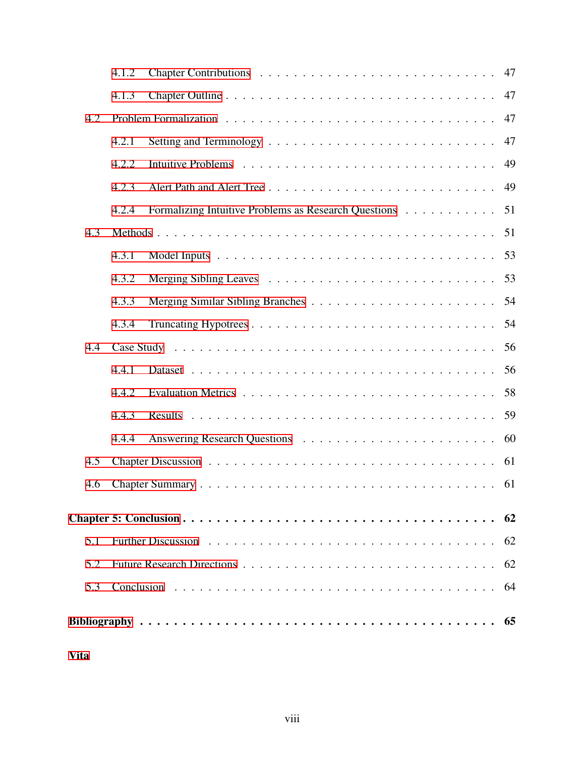- 4.1.2 Chapter Contributions . . . . . . . . . . 47
- 4.1.3 Chapter Outline . . . . . . . . . . 47
- 4.2 Problem Formalization . . . . . . . . . . 47
  - 4.2.1 Setting and Terminology . . . . . . . . . . 47
  - 4.2.2 Intuitive Problems . . . . . . . . . . 49
  - 4.2.3 Alert Path and Alert Tree . . . . . . . . . . 49
  - 4.2.4 Formalizing Intuitive Problems as Research Questions . . . . . . . . . . 51
- 4.3 Methods . . . . . . . . . . 51
  - 4.3.1 Model Inputs . . . . . . . . . . 53
  - 4.3.2 Merging Sibling Leaves . . . . . . . . . . 53
  - 4.3.3 Merging Similar Sibling Branches . . . . . . . . . . 54
  - 4.3.4 Truncating Hypotrees . . . . . . . . . . 54
- 4.4 Case Study . . . . . . . . . . 56
  - 4.4.1 Dataset . . . . . . . . . . 56
  - 4.4.2 Evaluation Metrics . . . . . . . . . . 58
  - 4.4.3 Results . . . . . . . . . . 59
  - 4.4.4 Answering Research Questions . . . . . . . . . . 60
- 4.5 Chapter Discussion . . . . . . . . . . 61
- 4.6 Chapter Summary . . . . . . . . . . 61

**Chapter 5: Conclusion . . . . . . . . . . 62**

- 5.1 Further Discussion . . . . . . . . . . 62
- 5.2 Future Research Directions . . . . . . . . . . 62
- 5.3 Conclusion . . . . . . . . . . 64

**Bibliography . . . . . . . . . . 65**

**Vita**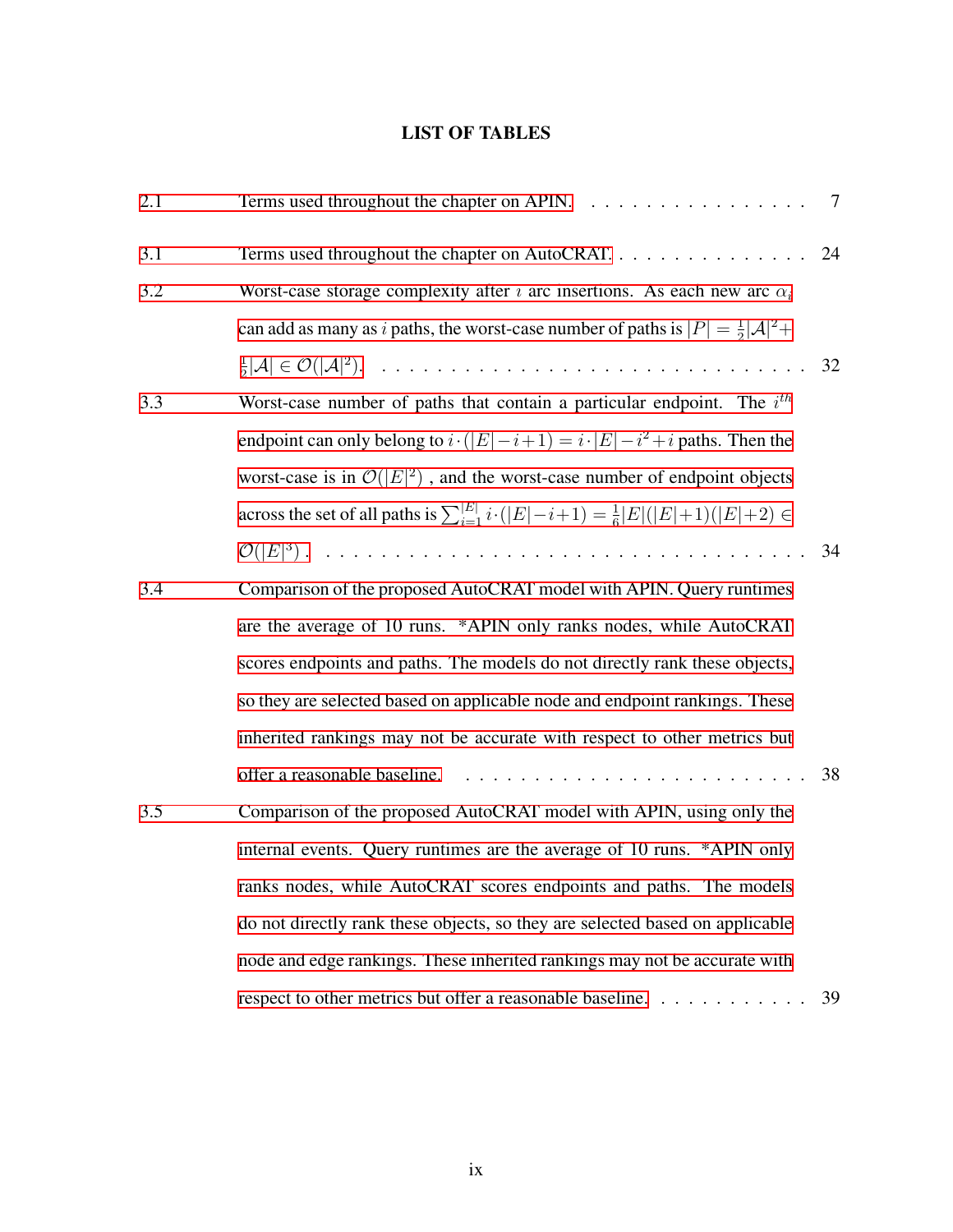# LIST OF TABLES

2.1 Terms used throughout the chapter on APIN. . . . . . . . . . . . . . . . . . . 7

3.1 Terms used throughout the chapter on AutoCRAT. . . . . . . . . . . . . . . . 24

3.2 Worst-case storage complexity after $i$ arc insertions. As each new arc $\alpha_i$ can add as many as $i$ paths, the worst-case number of paths is $|P| = \frac{1}{2}|\mathcal{A}|^2 + \frac{1}{2}|\mathcal{A}| \in \mathcal{O}(|\mathcal{A}|^2)$. . . . . . . . . . . . . . . . . . . . . . . . . . . . . . . . . . 32

3.3 Worst-case number of paths that contain a particular endpoint. The $i^{th}$ endpoint can only belong to $i \cdot (|E| - i + 1) = i \cdot |E| - i^2 + i$ paths. Then the worst-case is in $\mathcal{O}(|E|^2)$ , and the worst-case number of endpoint objects across the set of all paths is $\sum_{i=1}^{|E|} i \cdot (|E| - i + 1) = \frac{1}{6}|E|(|E|+1)(|E|+2) \in \mathcal{O}(|E|^3)$ . . . . . . . . . . . . . . . . . . . . . . . . . . . . . . . . . . 34

3.4 Comparison of the proposed AutoCRAT model with APIN. Query runtimes are the average of 10 runs. *APIN only ranks nodes, while AutoCRAT scores endpoints and paths. The models do not directly rank these objects, so they are selected based on applicable node and endpoint rankings. These inherited rankings may not be accurate with respect to other metrics but offer a reasonable baseline. . . . . . . . . . . . . . . . . . . . . . . . . . 38

3.5 Comparison of the proposed AutoCRAT model with APIN, using only the internal events. Query runtimes are the average of 10 runs. *APIN only ranks nodes, while AutoCRAT scores endpoints and paths. The models do not directly rank these objects, so they are selected based on applicable node and edge rankings. These inherited rankings may not be accurate with respect to other metrics but offer a reasonable baseline. . . . . . . . . . . . 39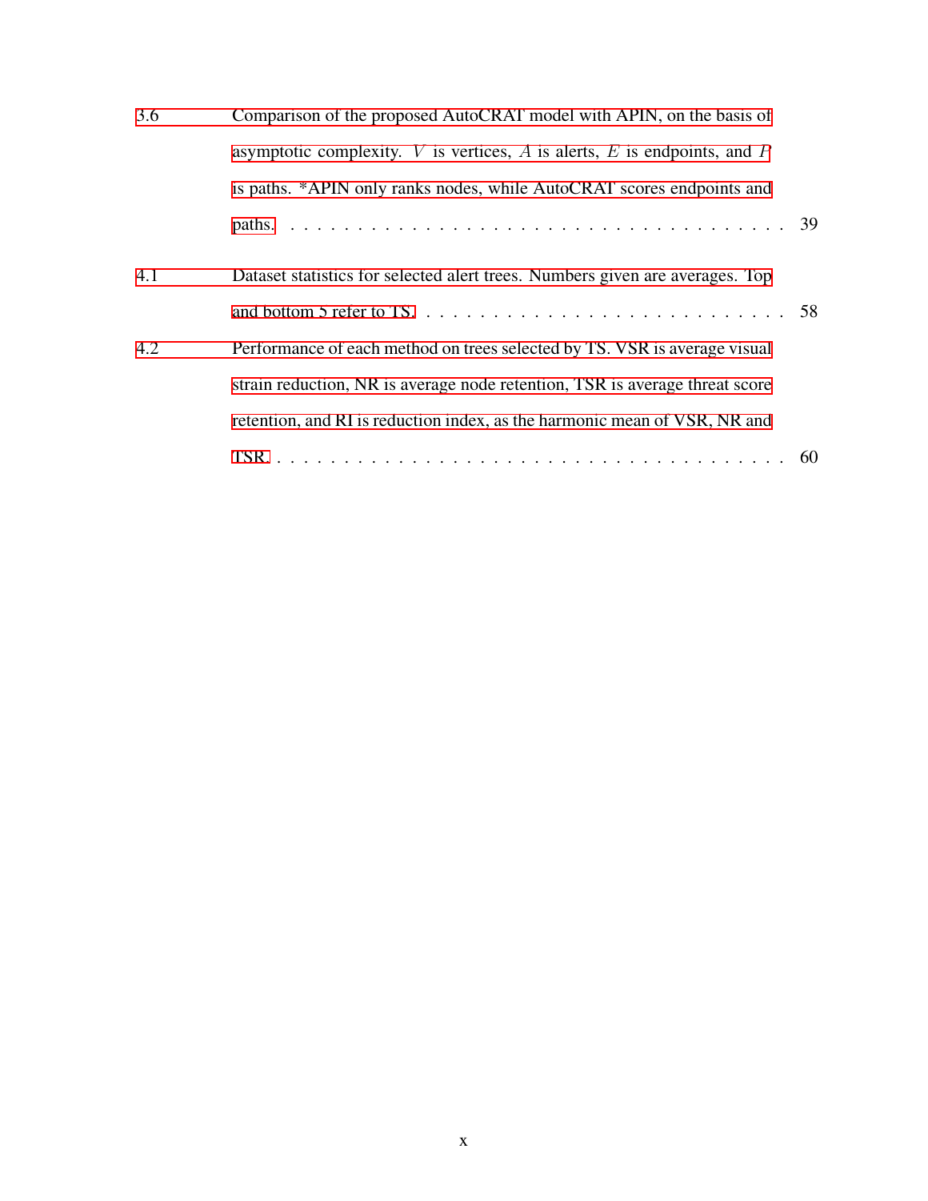3.6 Comparison of the proposed AutoCRAT model with APIN, on the basis of asymptotic complexity. $V$ is vertices, $A$ is alerts, $E$ is endpoints, and $P$ is paths. *APIN only ranks nodes, while AutoCRAT scores endpoints and paths. . . . . . . . . . . . . . . . . . . . . . . . . . . . . . . . . . . . 39

4.1 Dataset statistics for selected alert trees. Numbers given are averages. Top and bottom 5 refer to TS. . . . . . . . . . . . . . . . . . . . . . . . . . . 58

4.2 Performance of each method on trees selected by TS. VSR is average visual strain reduction, NR is average node retention, TSR is average threat score retention, and RI is reduction index, as the harmonic mean of VSR, NR and TSR. . . . . . . . . . . . . . . . . . . . . . . . . . . . . . . . . . . . . 60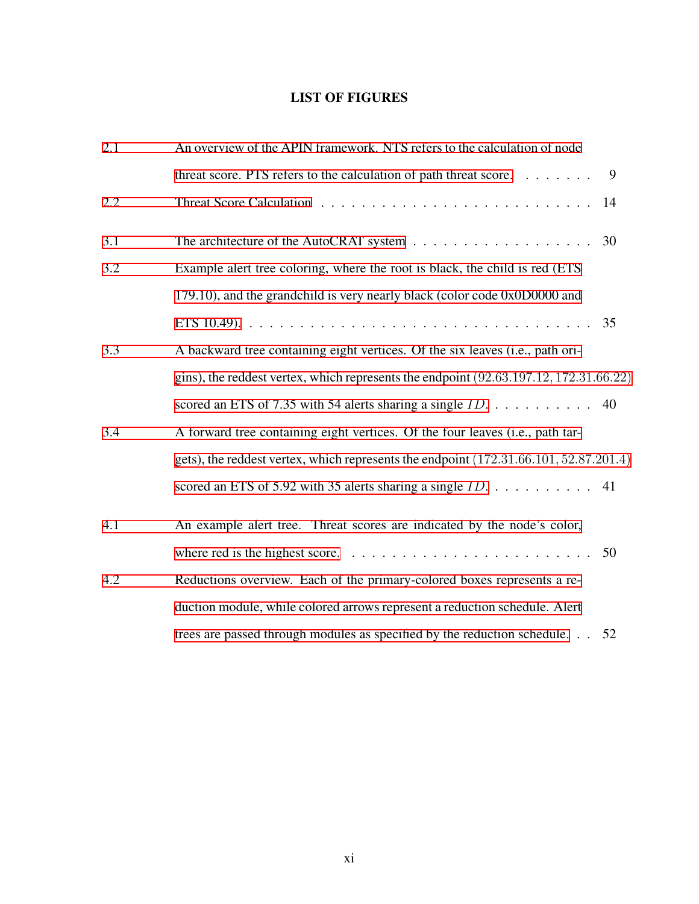# LIST OF FIGURES

| | | |
|---|---|---|
| 2.1 | An overview of the APIN framework. NTS refers to the calculation of node threat score. PTS refers to the calculation of path threat score. | 9 |
| 2.2 | Threat Score Calculation | 14 |
| 3.1 | The architecture of the AutoCRAT system | 30 |
| 3.2 | Example alert tree coloring, where the root is black, the child is red (ETS 179.10), and the grandchild is very nearly black (color code 0x0D0000 and ETS 10.49). | 35 |
| 3.3 | A backward tree containing eight vertices. Of the six leaves (i.e., path origins), the reddest vertex, which represents the endpoint $(92.63.197.12, 172.31.66.22)$ scored an ETS of 7.35 with 54 alerts sharing a single $ID$. | 40 |
| 3.4 | A forward tree containing eight vertices. Of the four leaves (i.e., path targets), the reddest vertex, which represents the endpoint $(172.31.66.101, 52.87.201.4)$ scored an ETS of 5.92 with 35 alerts sharing a single $ID$. | 41 |
| 4.1 | An example alert tree. Threat scores are indicated by the node's color, where red is the highest score. | 50 |
| 4.2 | Reductions overview. Each of the primary-colored boxes represents a reduction module, while colored arrows represent a reduction schedule. Alert trees are passed through modules as specified by the reduction schedule. | 52 |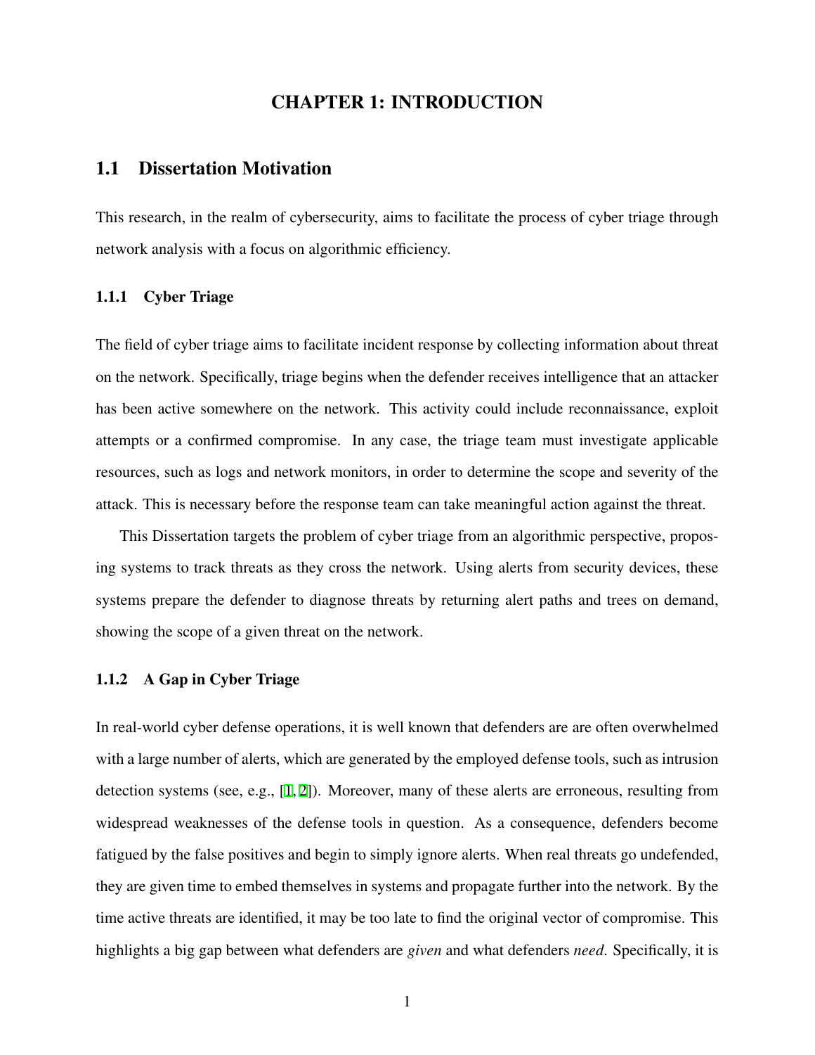# CHAPTER 1: INTRODUCTION

## 1.1 Dissertation Motivation

This research, in the realm of cybersecurity, aims to facilitate the process of cyber triage through network analysis with a focus on algorithmic efficiency.

### 1.1.1 Cyber Triage

The field of cyber triage aims to facilitate incident response by collecting information about threat on the network. Specifically, triage begins when the defender receives intelligence that an attacker has been active somewhere on the network. This activity could include reconnaissance, exploit attempts or a confirmed compromise. In any case, the triage team must investigate applicable resources, such as logs and network monitors, in order to determine the scope and severity of the attack. This is necessary before the response team can take meaningful action against the threat.

This Dissertation targets the problem of cyber triage from an algorithmic perspective, proposing systems to track threats as they cross the network. Using alerts from security devices, these systems prepare the defender to diagnose threats by returning alert paths and trees on demand, showing the scope of a given threat on the network.

### 1.1.2 A Gap in Cyber Triage

In real-world cyber defense operations, it is well known that defenders are are often overwhelmed with a large number of alerts, which are generated by the employed defense tools, such as intrusion detection systems (see, e.g., [1, 2]). Moreover, many of these alerts are erroneous, resulting from widespread weaknesses of the defense tools in question. As a consequence, defenders become fatigued by the false positives and begin to simply ignore alerts. When real threats go undefended, they are given time to embed themselves in systems and propagate further into the network. By the time active threats are identified, it may be too late to find the original vector of compromise. This highlights a big gap between what defenders are *given* and what defenders *need*. Specifically, it is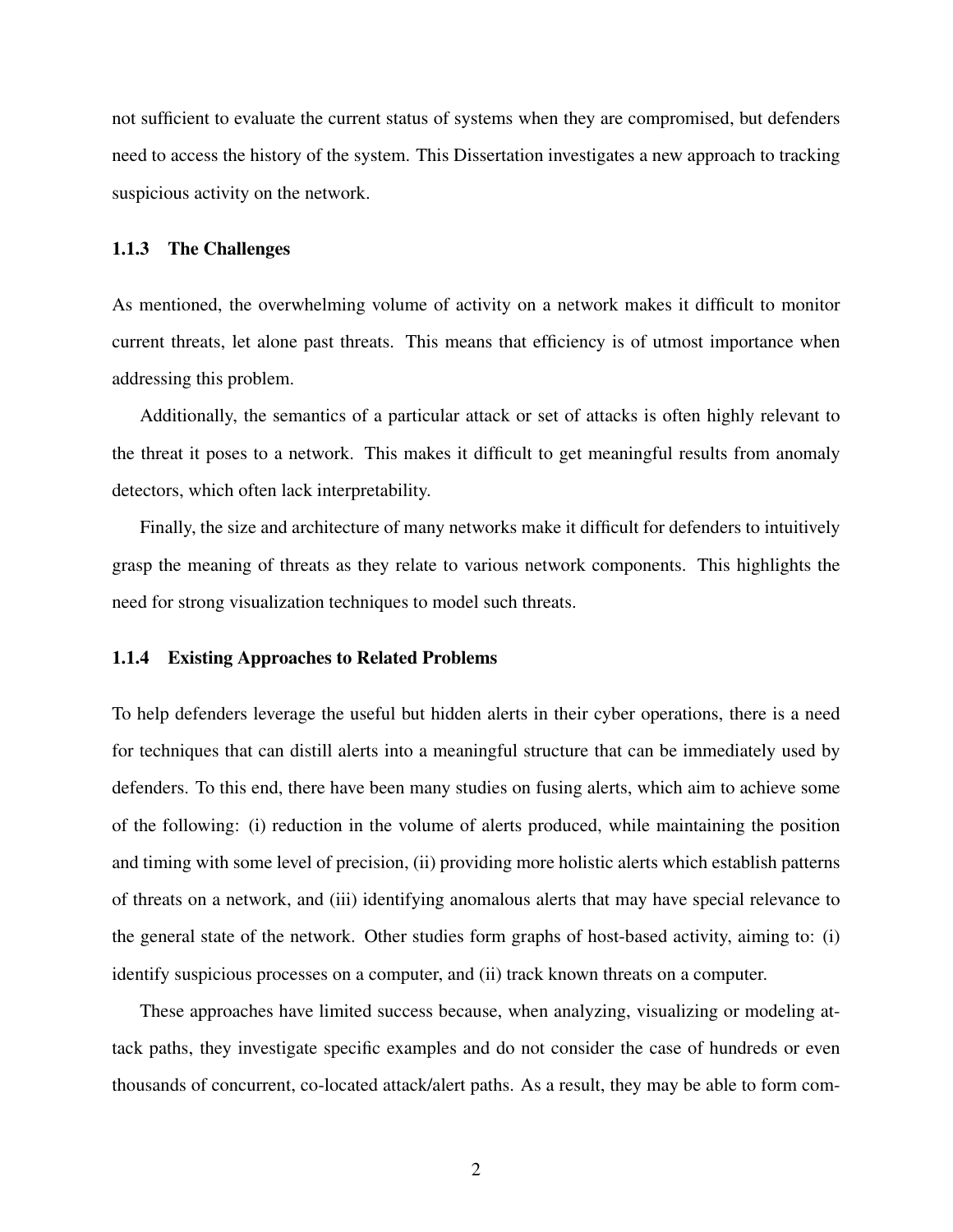not sufficient to evaluate the current status of systems when they are compromised, but defenders need to access the history of the system. This Dissertation investigates a new approach to tracking suspicious activity on the network.

### 1.1.3 The Challenges

As mentioned, the overwhelming volume of activity on a network makes it difficult to monitor current threats, let alone past threats. This means that efficiency is of utmost importance when addressing this problem.

Additionally, the semantics of a particular attack or set of attacks is often highly relevant to the threat it poses to a network. This makes it difficult to get meaningful results from anomaly detectors, which often lack interpretability.

Finally, the size and architecture of many networks make it difficult for defenders to intuitively grasp the meaning of threats as they relate to various network components. This highlights the need for strong visualization techniques to model such threats.

### 1.1.4 Existing Approaches to Related Problems

To help defenders leverage the useful but hidden alerts in their cyber operations, there is a need for techniques that can distill alerts into a meaningful structure that can be immediately used by defenders. To this end, there have been many studies on fusing alerts, which aim to achieve some of the following: (i) reduction in the volume of alerts produced, while maintaining the position and timing with some level of precision, (ii) providing more holistic alerts which establish patterns of threats on a network, and (iii) identifying anomalous alerts that may have special relevance to the general state of the network. Other studies form graphs of host-based activity, aiming to: (i) identify suspicious processes on a computer, and (ii) track known threats on a computer.

These approaches have limited success because, when analyzing, visualizing or modeling attack paths, they investigate specific examples and do not consider the case of hundreds or even thousands of concurrent, co-located attack/alert paths. As a result, they may be able to form com-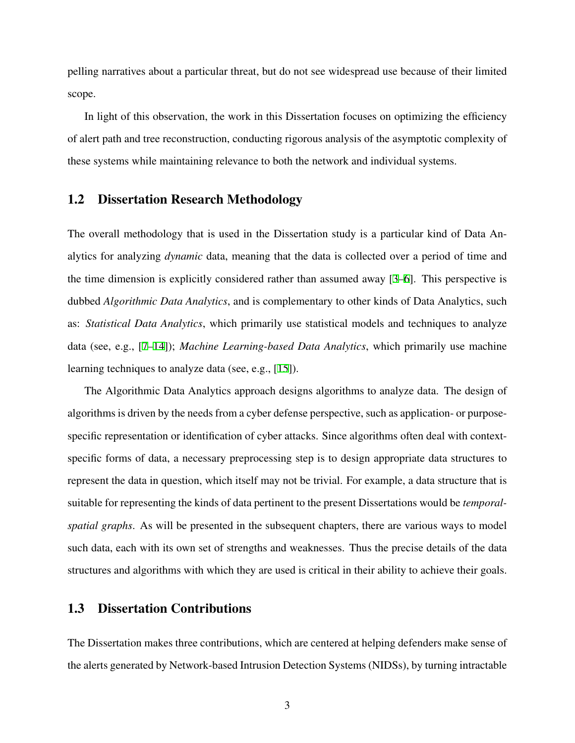pelling narratives about a particular threat, but do not see widespread use because of their limited scope.

In light of this observation, the work in this Dissertation focuses on optimizing the efficiency of alert path and tree reconstruction, conducting rigorous analysis of the asymptotic complexity of these systems while maintaining relevance to both the network and individual systems.

## 1.2 Dissertation Research Methodology

The overall methodology that is used in the Dissertation study is a particular kind of Data Analytics for analyzing *dynamic* data, meaning that the data is collected over a period of time and the time dimension is explicitly considered rather than assumed away [3–6]. This perspective is dubbed *Algorithmic Data Analytics*, and is complementary to other kinds of Data Analytics, such as: *Statistical Data Analytics*, which primarily use statistical models and techniques to analyze data (see, e.g., [7–14]); *Machine Learning-based Data Analytics*, which primarily use machine learning techniques to analyze data (see, e.g., [15]).

The Algorithmic Data Analytics approach designs algorithms to analyze data. The design of algorithms is driven by the needs from a cyber defense perspective, such as application- or purpose-specific representation or identification of cyber attacks. Since algorithms often deal with context-specific forms of data, a necessary preprocessing step is to design appropriate data structures to represent the data in question, which itself may not be trivial. For example, a data structure that is suitable for representing the kinds of data pertinent to the present Dissertations would be *temporal-spatial graphs*. As will be presented in the subsequent chapters, there are various ways to model such data, each with its own set of strengths and weaknesses. Thus the precise details of the data structures and algorithms with which they are used is critical in their ability to achieve their goals.

## 1.3 Dissertation Contributions

The Dissertation makes three contributions, which are centered at helping defenders make sense of the alerts generated by Network-based Intrusion Detection Systems (NIDSs), by turning intractable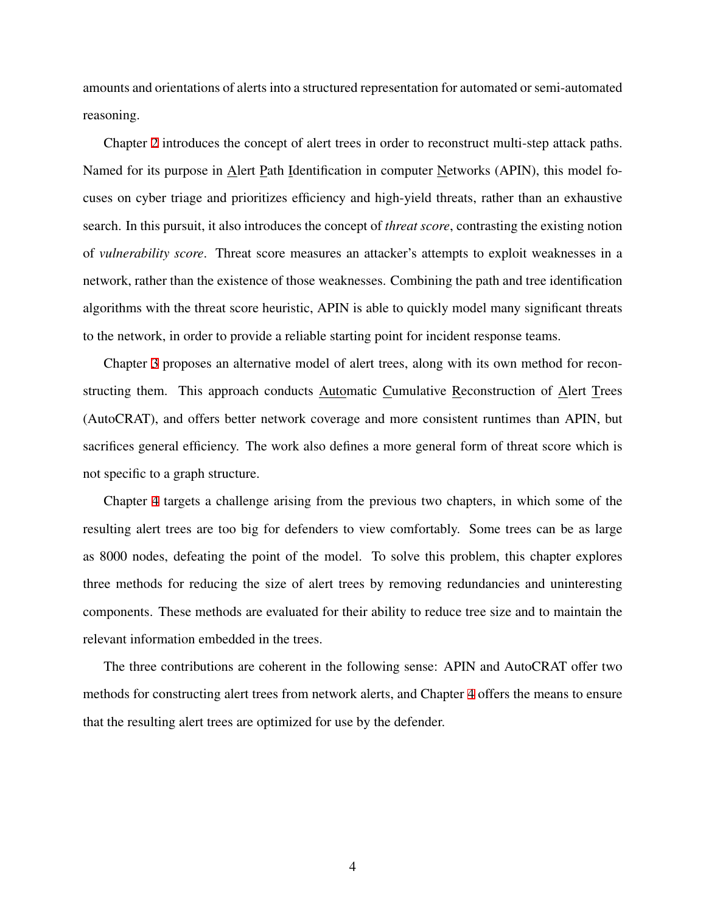amounts and orientations of alerts into a structured representation for automated or semi-automated reasoning.

Chapter 2 introduces the concept of alert trees in order to reconstruct multi-step attack paths. Named for its purpose in Alert Path Identification in computer Networks (APIN), this model focuses on cyber triage and prioritizes efficiency and high-yield threats, rather than an exhaustive search. In this pursuit, it also introduces the concept of *threat score*, contrasting the existing notion of *vulnerability score*. Threat score measures an attacker's attempts to exploit weaknesses in a network, rather than the existence of those weaknesses. Combining the path and tree identification algorithms with the threat score heuristic, APIN is able to quickly model many significant threats to the network, in order to provide a reliable starting point for incident response teams.

Chapter 3 proposes an alternative model of alert trees, along with its own method for reconstructing them. This approach conducts Automatic Cumulative Reconstruction of Alert Trees (AutoCRAT), and offers better network coverage and more consistent runtimes than APIN, but sacrifices general efficiency. The work also defines a more general form of threat score which is not specific to a graph structure.

Chapter 4 targets a challenge arising from the previous two chapters, in which some of the resulting alert trees are too big for defenders to view comfortably. Some trees can be as large as 8000 nodes, defeating the point of the model. To solve this problem, this chapter explores three methods for reducing the size of alert trees by removing redundancies and uninteresting components. These methods are evaluated for their ability to reduce tree size and to maintain the relevant information embedded in the trees.

The three contributions are coherent in the following sense: APIN and AutoCRAT offer two methods for constructing alert trees from network alerts, and Chapter 4 offers the means to ensure that the resulting alert trees are optimized for use by the defender.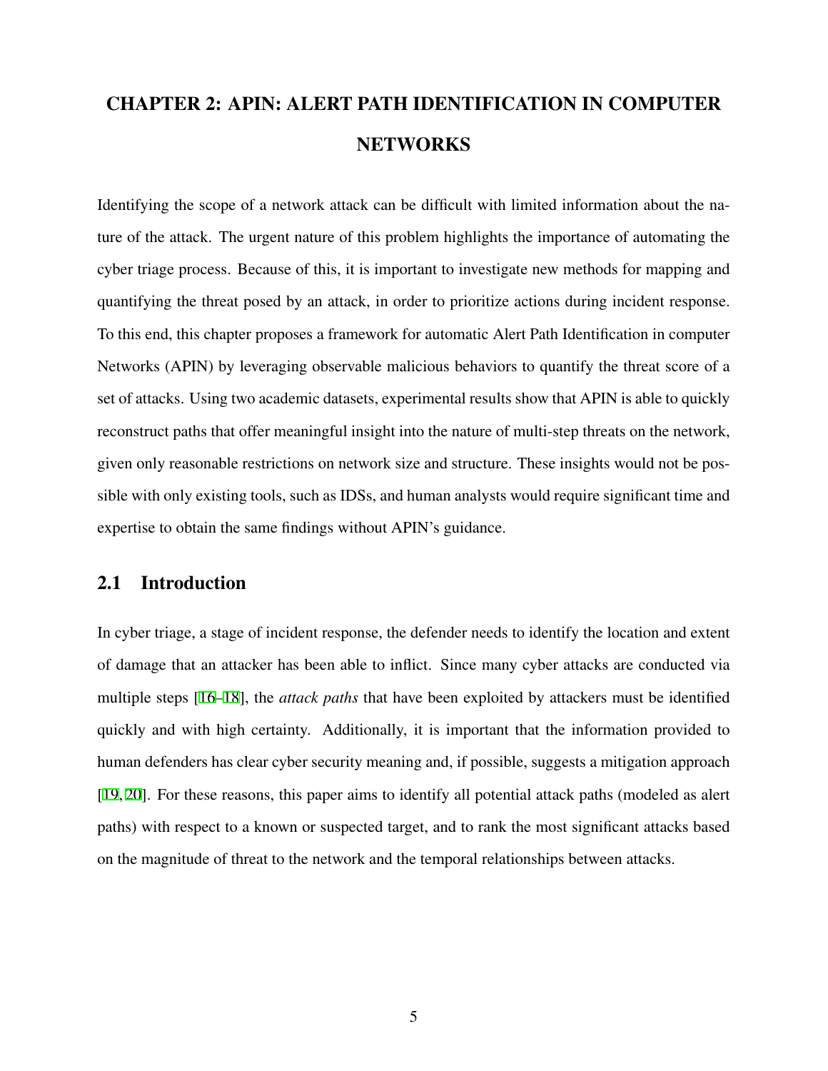# CHAPTER 2: APIN: ALERT PATH IDENTIFICATION IN COMPUTER NETWORKS

Identifying the scope of a network attack can be difficult with limited information about the nature of the attack. The urgent nature of this problem highlights the importance of automating the cyber triage process. Because of this, it is important to investigate new methods for mapping and quantifying the threat posed by an attack, in order to prioritize actions during incident response. To this end, this chapter proposes a framework for automatic Alert Path Identification in computer Networks (APIN) by leveraging observable malicious behaviors to quantify the threat score of a set of attacks. Using two academic datasets, experimental results show that APIN is able to quickly reconstruct paths that offer meaningful insight into the nature of multi-step threats on the network, given only reasonable restrictions on network size and structure. These insights would not be possible with only existing tools, such as IDSs, and human analysts would require significant time and expertise to obtain the same findings without APIN's guidance.

## 2.1 Introduction

In cyber triage, a stage of incident response, the defender needs to identify the location and extent of damage that an attacker has been able to inflict. Since many cyber attacks are conducted via multiple steps [16–18], the *attack paths* that have been exploited by attackers must be identified quickly and with high certainty. Additionally, it is important that the information provided to human defenders has clear cyber security meaning and, if possible, suggests a mitigation approach [19, 20]. For these reasons, this paper aims to identify all potential attack paths (modeled as alert paths) with respect to a known or suspected target, and to rank the most significant attacks based on the magnitude of threat to the network and the temporal relationships between attacks.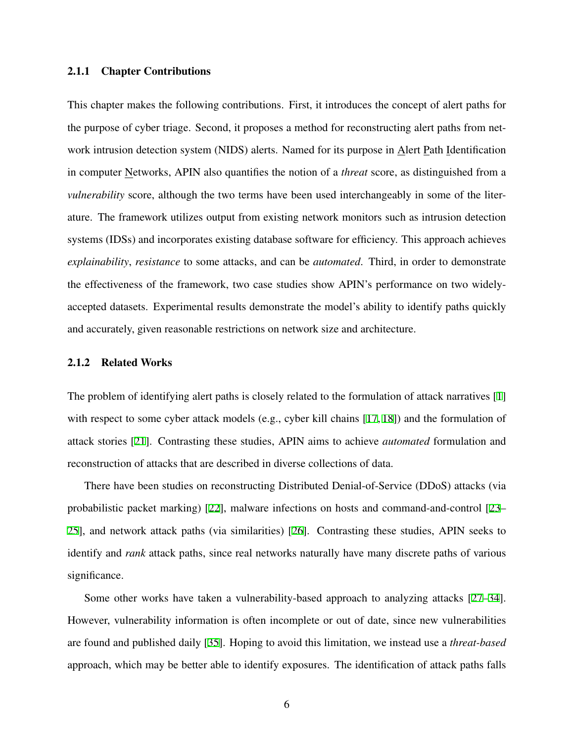### 2.1.1 Chapter Contributions

This chapter makes the following contributions. First, it introduces the concept of alert paths for the purpose of cyber triage. Second, it proposes a method for reconstructing alert paths from network intrusion detection system (NIDS) alerts. Named for its purpose in Alert Path Identification in computer Networks, APIN also quantifies the notion of a *threat* score, as distinguished from a *vulnerability* score, although the two terms have been used interchangeably in some of the literature. The framework utilizes output from existing network monitors such as intrusion detection systems (IDSs) and incorporates existing database software for efficiency. This approach achieves *explainability*, *resistance* to some attacks, and can be *automated*. Third, in order to demonstrate the effectiveness of the framework, two case studies show APIN's performance on two widely-accepted datasets. Experimental results demonstrate the model's ability to identify paths quickly and accurately, given reasonable restrictions on network size and architecture.

### 2.1.2 Related Works

The problem of identifying alert paths is closely related to the formulation of attack narratives [1] with respect to some cyber attack models (e.g., cyber kill chains [17, 18]) and the formulation of attack stories [21]. Contrasting these studies, APIN aims to achieve *automated* formulation and reconstruction of attacks that are described in diverse collections of data.

There have been studies on reconstructing Distributed Denial-of-Service (DDoS) attacks (via probabilistic packet marking) [22], malware infections on hosts and command-and-control [23–25], and network attack paths (via similarities) [26]. Contrasting these studies, APIN seeks to identify and *rank* attack paths, since real networks naturally have many discrete paths of various significance.

Some other works have taken a vulnerability-based approach to analyzing attacks [27–34]. However, vulnerability information is often incomplete or out of date, since new vulnerabilities are found and published daily [35]. Hoping to avoid this limitation, we instead use a *threat-based* approach, which may be better able to identify exposures. The identification of attack paths falls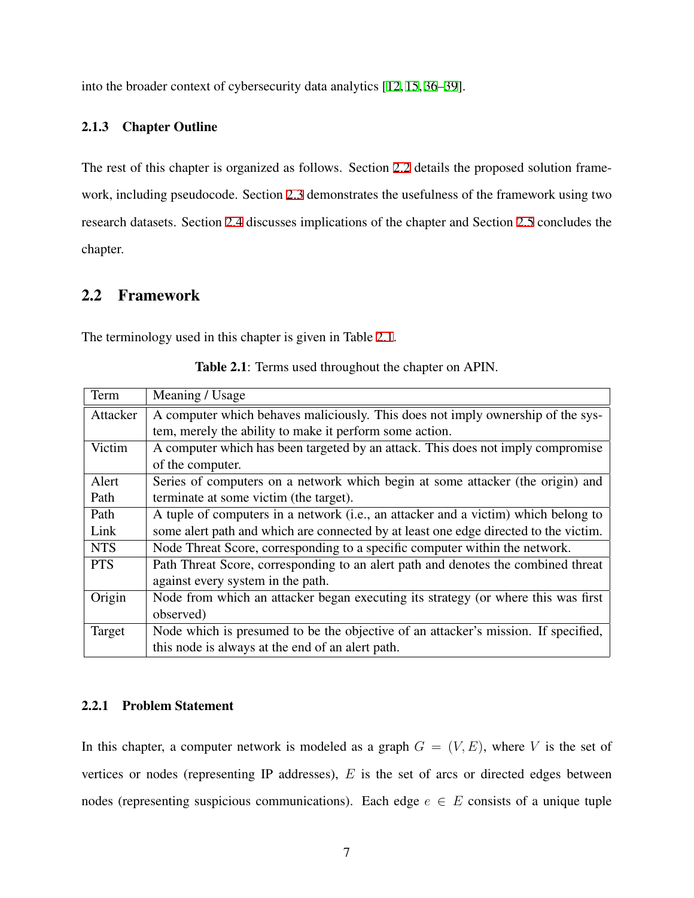into the broader context of cybersecurity data analytics [12, 15, 36–39].

### 2.1.3 Chapter Outline

The rest of this chapter is organized as follows. Section 2.2 details the proposed solution framework, including pseudocode. Section 2.3 demonstrates the usefulness of the framework using two research datasets. Section 2.4 discusses implications of the chapter and Section 2.5 concludes the chapter.

## 2.2 Framework

The terminology used in this chapter is given in Table 2.1.

**Table 2.1**: Terms used throughout the chapter on APIN.

| Term | Meaning / Usage |
|---|---|
| Attacker | A computer which behaves maliciously. This does not imply ownership of the system, merely the ability to make it perform some action. |
| Victim | A computer which has been targeted by an attack. This does not imply compromise of the computer. |
| Alert Path | Series of computers on a network which begin at some attacker (the origin) and terminate at some victim (the target). |
| Path Link | A tuple of computers in a network (i.e., an attacker and a victim) which belong to some alert path and which are connected by at least one edge directed to the victim. |
| NTS | Node Threat Score, corresponding to a specific computer within the network. |
| PTS | Path Threat Score, corresponding to an alert path and denotes the combined threat against every system in the path. |
| Origin | Node from which an attacker began executing its strategy (or where this was first observed) |
| Target | Node which is presumed to be the objective of an attacker's mission. If specified, this node is always at the end of an alert path. |

### 2.2.1 Problem Statement

In this chapter, a computer network is modeled as a graph $G = (V, E)$, where $V$ is the set of vertices or nodes (representing IP addresses), $E$ is the set of arcs or directed edges between nodes (representing suspicious communications). Each edge $e \in E$ consists of a unique tuple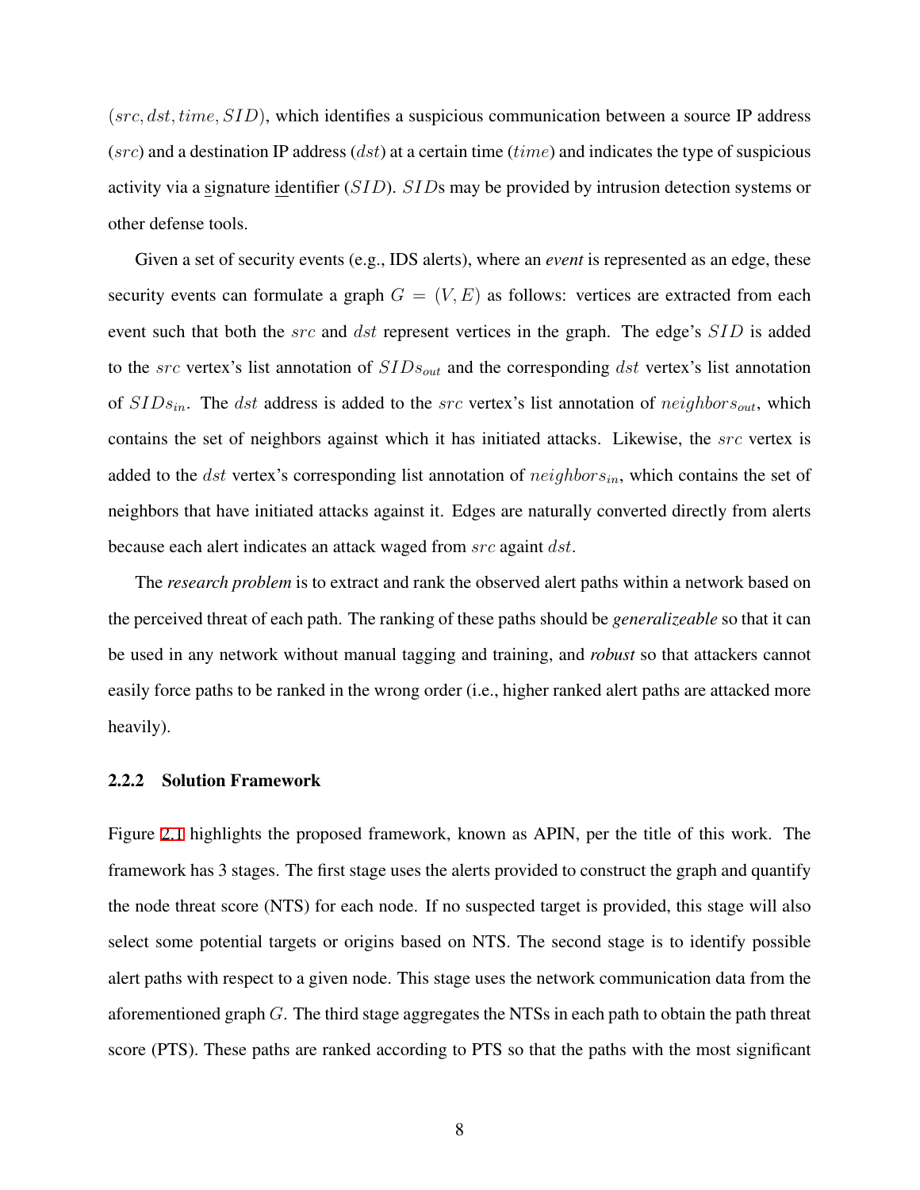$(src, dst, time, SID)$, which identifies a suspicious communication between a source IP address ($src$) and a destination IP address ($dst$) at a certain time ($time$) and indicates the type of suspicious activity via a signature identifier ($SID$). $SID$s may be provided by intrusion detection systems or other defense tools.

Given a set of security events (e.g., IDS alerts), where an *event* is represented as an edge, these security events can formulate a graph $G = (V, E)$ as follows: vertices are extracted from each event such that both the $src$ and $dst$ represent vertices in the graph. The edge's $SID$ is added to the $src$ vertex's list annotation of $SIDs_{out}$ and the corresponding $dst$ vertex's list annotation of $SIDs_{in}$. The $dst$ address is added to the $src$ vertex's list annotation of $neighbors_{out}$, which contains the set of neighbors against which it has initiated attacks. Likewise, the $src$ vertex is added to the $dst$ vertex's corresponding list annotation of $neighbors_{in}$, which contains the set of neighbors that have initiated attacks against it. Edges are naturally converted directly from alerts because each alert indicates an attack waged from $src$ againt $dst$.

The *research problem* is to extract and rank the observed alert paths within a network based on the perceived threat of each path. The ranking of these paths should be *generalizeable* so that it can be used in any network without manual tagging and training, and *robust* so that attackers cannot easily force paths to be ranked in the wrong order (i.e., higher ranked alert paths are attacked more heavily).

#### 2.2.2 Solution Framework

Figure 2.1 highlights the proposed framework, known as APIN, per the title of this work. The framework has 3 stages. The first stage uses the alerts provided to construct the graph and quantify the node threat score (NTS) for each node. If no suspected target is provided, this stage will also select some potential targets or origins based on NTS. The second stage is to identify possible alert paths with respect to a given node. This stage uses the network communication data from the aforementioned graph $G$. The third stage aggregates the NTSs in each path to obtain the path threat score (PTS). These paths are ranked according to PTS so that the paths with the most significant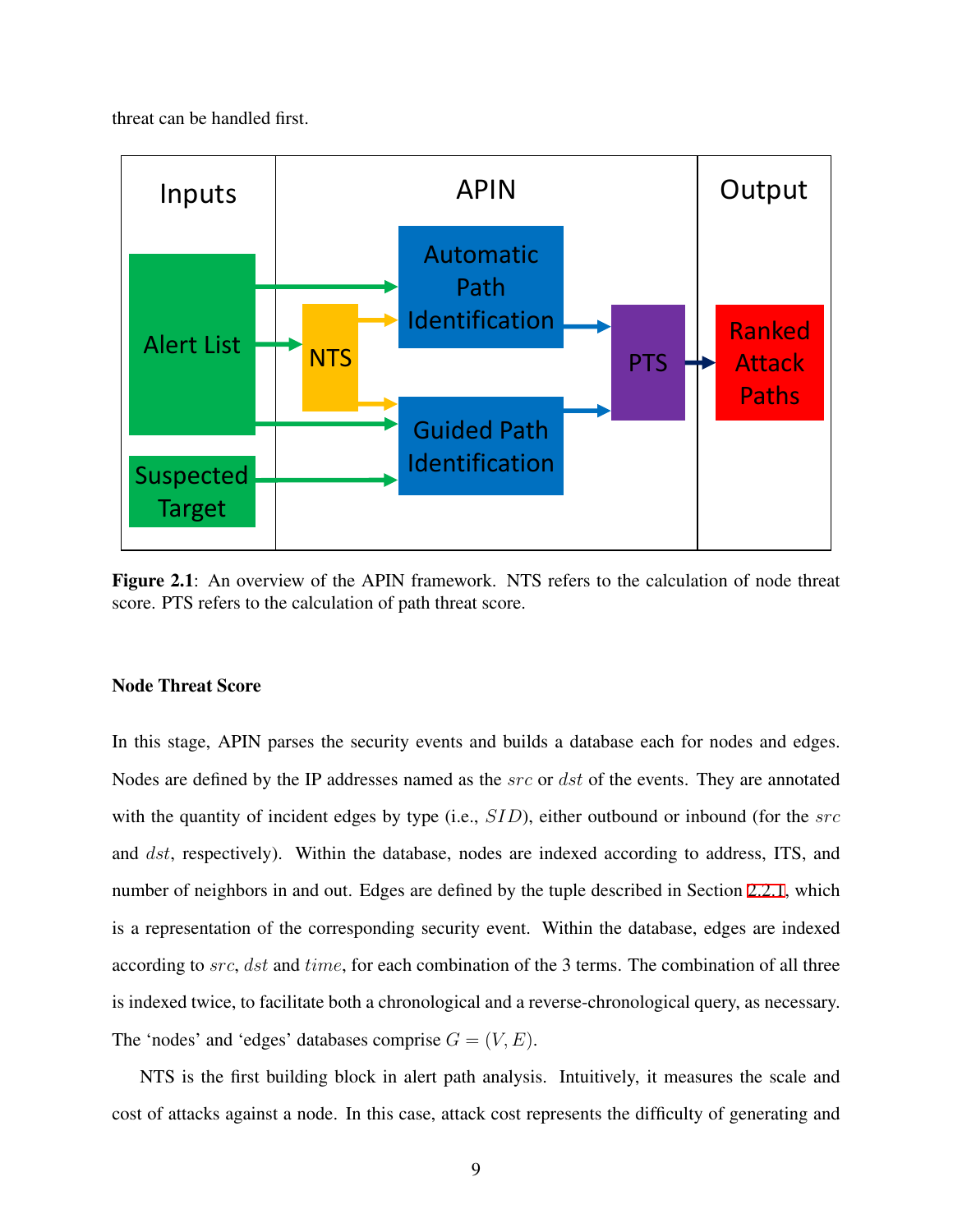threat can be handled first.

Figure 2.1: An overview of the APIN framework. NTS refers to the calculation of node threat score. PTS refers to the calculation of path threat score.

**Node Threat Score**

In this stage, APIN parses the security events and builds a database each for nodes and edges. Nodes are defined by the IP addresses named as the $src$ or $dst$ of the events. They are annotated with the quantity of incident edges by type (i.e., $SID$), either outbound or inbound (for the $src$ and $dst$, respectively). Within the database, nodes are indexed according to address, ITS, and number of neighbors in and out. Edges are defined by the tuple described in Section 2.2.1, which is a representation of the corresponding security event. Within the database, edges are indexed according to $src$, $dst$ and $time$, for each combination of the 3 terms. The combination of all three is indexed twice, to facilitate both a chronological and a reverse-chronological query, as necessary. The 'nodes' and 'edges' databases comprise $G = (V, E)$.

NTS is the first building block in alert path analysis. Intuitively, it measures the scale and cost of attacks against a node. In this case, attack cost represents the difficulty of generating and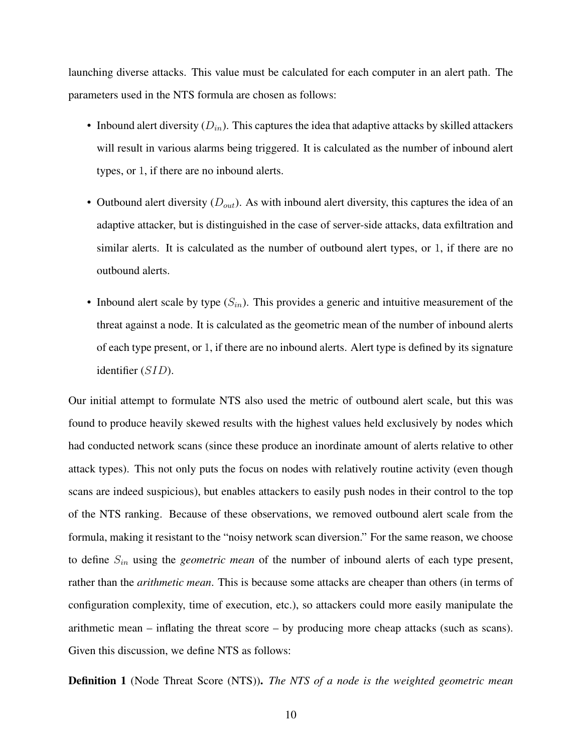launching diverse attacks. This value must be calculated for each computer in an alert path. The parameters used in the NTS formula are chosen as follows:

- Inbound alert diversity ($D_{in}$). This captures the idea that adaptive attacks by skilled attackers will result in various alarms being triggered. It is calculated as the number of inbound alert types, or 1, if there are no inbound alerts.
- Outbound alert diversity ($D_{out}$). As with inbound alert diversity, this captures the idea of an adaptive attacker, but is distinguished in the case of server-side attacks, data exfiltration and similar alerts. It is calculated as the number of outbound alert types, or 1, if there are no outbound alerts.
- Inbound alert scale by type ($S_{in}$). This provides a generic and intuitive measurement of the threat against a node. It is calculated as the geometric mean of the number of inbound alerts of each type present, or 1, if there are no inbound alerts. Alert type is defined by its signature identifier ($SID$).

Our initial attempt to formulate NTS also used the metric of outbound alert scale, but this was found to produce heavily skewed results with the highest values held exclusively by nodes which had conducted network scans (since these produce an inordinate amount of alerts relative to other attack types). This not only puts the focus on nodes with relatively routine activity (even though scans are indeed suspicious), but enables attackers to easily push nodes in their control to the top of the NTS ranking. Because of these observations, we removed outbound alert scale from the formula, making it resistant to the "noisy network scan diversion." For the same reason, we choose to define $S_{in}$ using the *geometric mean* of the number of inbound alerts of each type present, rather than the *arithmetic mean*. This is because some attacks are cheaper than others (in terms of configuration complexity, time of execution, etc.), so attackers could more easily manipulate the arithmetic mean – inflating the threat score – by producing more cheap attacks (such as scans). Given this discussion, we define NTS as follows:

**Definition 1** (Node Threat Score (NTS))**.** *The NTS of a node is the weighted geometric mean*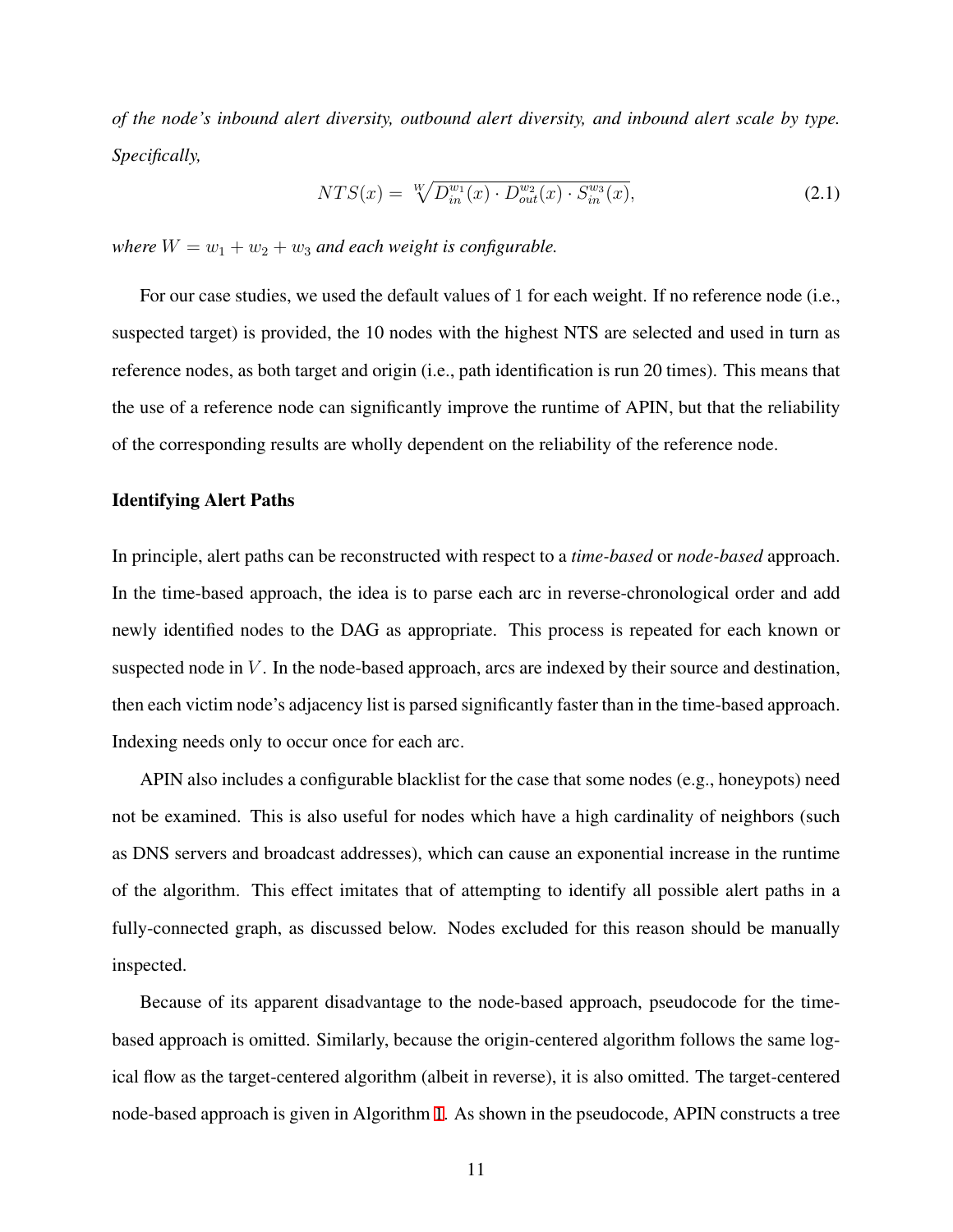*of the node's inbound alert diversity, outbound alert diversity, and inbound alert scale by type. Specifically,*

$$NTS(x) = \sqrt[W]{D_{in}^{w_1}(x) \cdot D_{out}^{w_2}(x) \cdot S_{in}^{w_3}(x)}, \tag{2.1}$$

*where $W = w_1 + w_2 + w_3$ and each weight is configurable.*

For our case studies, we used the default values of 1 for each weight. If no reference node (i.e., suspected target) is provided, the 10 nodes with the highest NTS are selected and used in turn as reference nodes, as both target and origin (i.e., path identification is run 20 times). This means that the use of a reference node can significantly improve the runtime of APIN, but that the reliability of the corresponding results are wholly dependent on the reliability of the reference node.

### Identifying Alert Paths

In principle, alert paths can be reconstructed with respect to a *time-based* or *node-based* approach. In the time-based approach, the idea is to parse each arc in reverse-chronological order and add newly identified nodes to the DAG as appropriate. This process is repeated for each known or suspected node in $V$. In the node-based approach, arcs are indexed by their source and destination, then each victim node's adjacency list is parsed significantly faster than in the time-based approach. Indexing needs only to occur once for each arc.

APIN also includes a configurable blacklist for the case that some nodes (e.g., honeypots) need not be examined. This is also useful for nodes which have a high cardinality of neighbors (such as DNS servers and broadcast addresses), which can cause an exponential increase in the runtime of the algorithm. This effect imitates that of attempting to identify all possible alert paths in a fully-connected graph, as discussed below. Nodes excluded for this reason should be manually inspected.

Because of its apparent disadvantage to the node-based approach, pseudocode for the time-based approach is omitted. Similarly, because the origin-centered algorithm follows the same logical flow as the target-centered algorithm (albeit in reverse), it is also omitted. The target-centered node-based approach is given in Algorithm 1. As shown in the pseudocode, APIN constructs a tree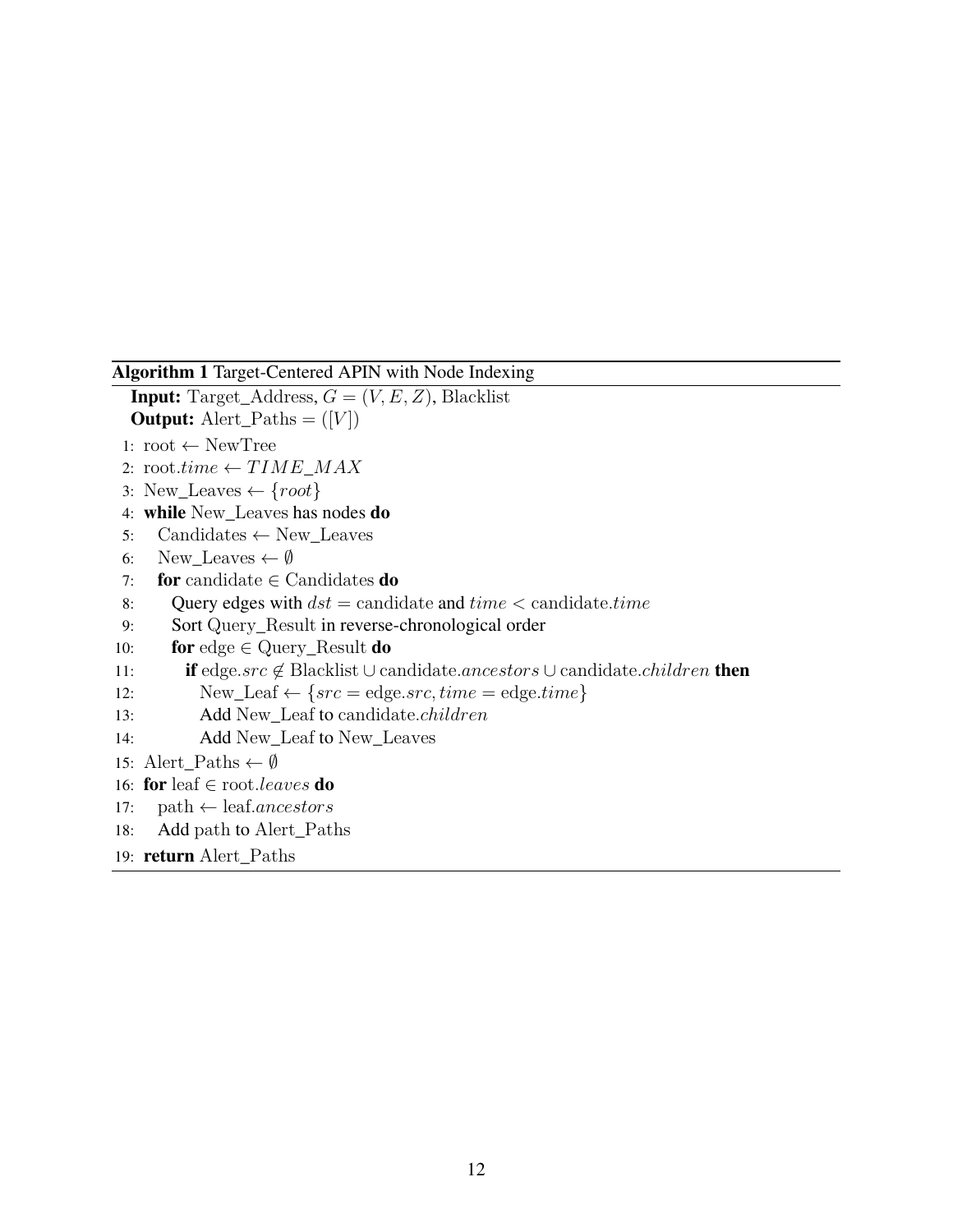**Algorithm 1** Target-Centered APIN with Node Indexing

**Input:** Target_Address, $G = (V, E, Z)$, Blacklist
**Output:** Alert_Paths $= ([V])$

```
1:  root ← NewTree
2:  root.time ← TIME_MAX
3:  New_Leaves ← {root}
4:  while New_Leaves has nodes do
5:      Candidates ← New_Leaves
6:      New_Leaves ← ∅
7:      for candidate ∈ Candidates do
8:          Query edges with dst = candidate and time < candidate.time
9:          Sort Query_Result in reverse-chronological order
10:         for edge ∈ Query_Result do
11:             if edge.src ∉ Blacklist ∪ candidate.ancestors ∪ candidate.children then
12:                 New_Leaf ← {src = edge.src, time = edge.time}
13:                 Add New_Leaf to candidate.children
14:                 Add New_Leaf to New_Leaves
15: Alert_Paths ← ∅
16: for leaf ∈ root.leaves do
17:     path ← leaf.ancestors
18:     Add path to Alert_Paths
19: return Alert_Paths
```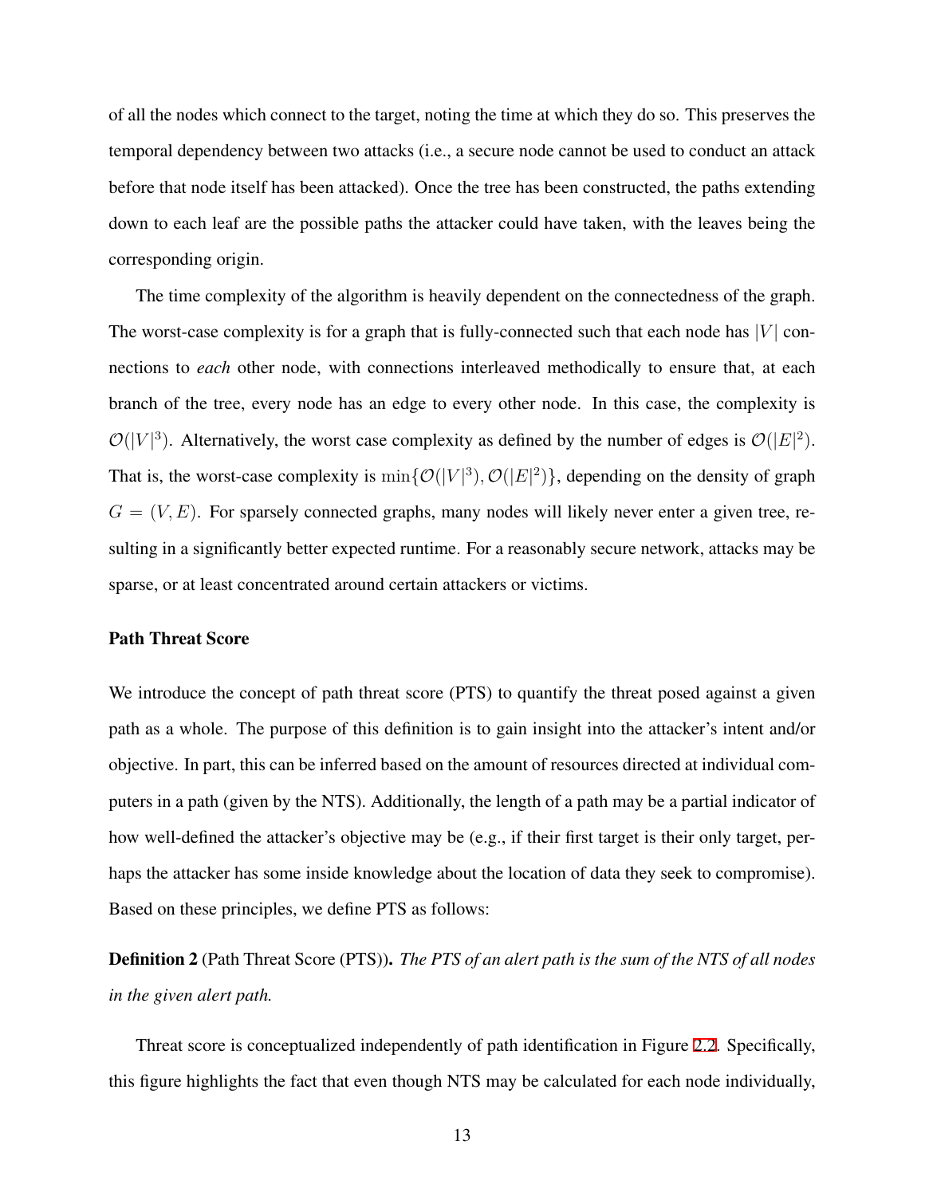of all the nodes which connect to the target, noting the time at which they do so. This preserves the temporal dependency between two attacks (i.e., a secure node cannot be used to conduct an attack before that node itself has been attacked). Once the tree has been constructed, the paths extending down to each leaf are the possible paths the attacker could have taken, with the leaves being the corresponding origin.

The time complexity of the algorithm is heavily dependent on the connectedness of the graph. The worst-case complexity is for a graph that is fully-connected such that each node has $|V|$ connections to *each* other node, with connections interleaved methodically to ensure that, at each branch of the tree, every node has an edge to every other node. In this case, the complexity is $\mathcal{O}(|V|^3)$. Alternatively, the worst case complexity as defined by the number of edges is $\mathcal{O}(|E|^2)$. That is, the worst-case complexity is $\min\{\mathcal{O}(|V|^3), \mathcal{O}(|E|^2)\}$, depending on the density of graph $G = (V, E)$. For sparsely connected graphs, many nodes will likely never enter a given tree, resulting in a significantly better expected runtime. For a reasonably secure network, attacks may be sparse, or at least concentrated around certain attackers or victims.

### Path Threat Score

We introduce the concept of path threat score (PTS) to quantify the threat posed against a given path as a whole. The purpose of this definition is to gain insight into the attacker's intent and/or objective. In part, this can be inferred based on the amount of resources directed at individual computers in a path (given by the NTS). Additionally, the length of a path may be a partial indicator of how well-defined the attacker's objective may be (e.g., if their first target is their only target, perhaps the attacker has some inside knowledge about the location of data they seek to compromise). Based on these principles, we define PTS as follows:

**Definition 2** (Path Threat Score (PTS))**.** *The PTS of an alert path is the sum of the NTS of all nodes in the given alert path.*

Threat score is conceptualized independently of path identification in Figure 2.2. Specifically, this figure highlights the fact that even though NTS may be calculated for each node individually,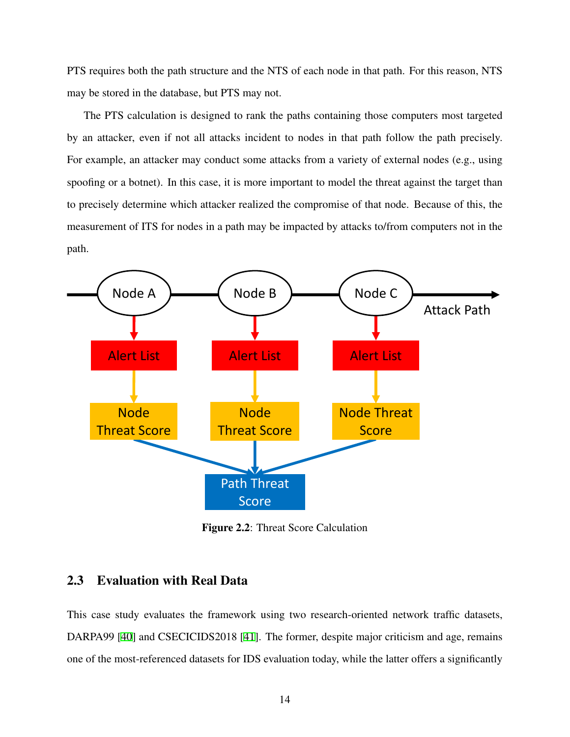PTS requires both the path structure and the NTS of each node in that path. For this reason, NTS may be stored in the database, but PTS may not.

The PTS calculation is designed to rank the paths containing those computers most targeted by an attacker, even if not all attacks incident to nodes in that path follow the path precisely. For example, an attacker may conduct some attacks from a variety of external nodes (e.g., using spoofing or a botnet). In this case, it is more important to model the threat against the target than to precisely determine which attacker realized the compromise of that node. Because of this, the measurement of ITS for nodes in a path may be impacted by attacks to/from computers not in the path.

**Figure 2.2**: Threat Score Calculation

## 2.3 Evaluation with Real Data

This case study evaluates the framework using two research-oriented network traffic datasets, DARPA99 [40] and CSECICIDS2018 [41]. The former, despite major criticism and age, remains one of the most-referenced datasets for IDS evaluation today, while the latter offers a significantly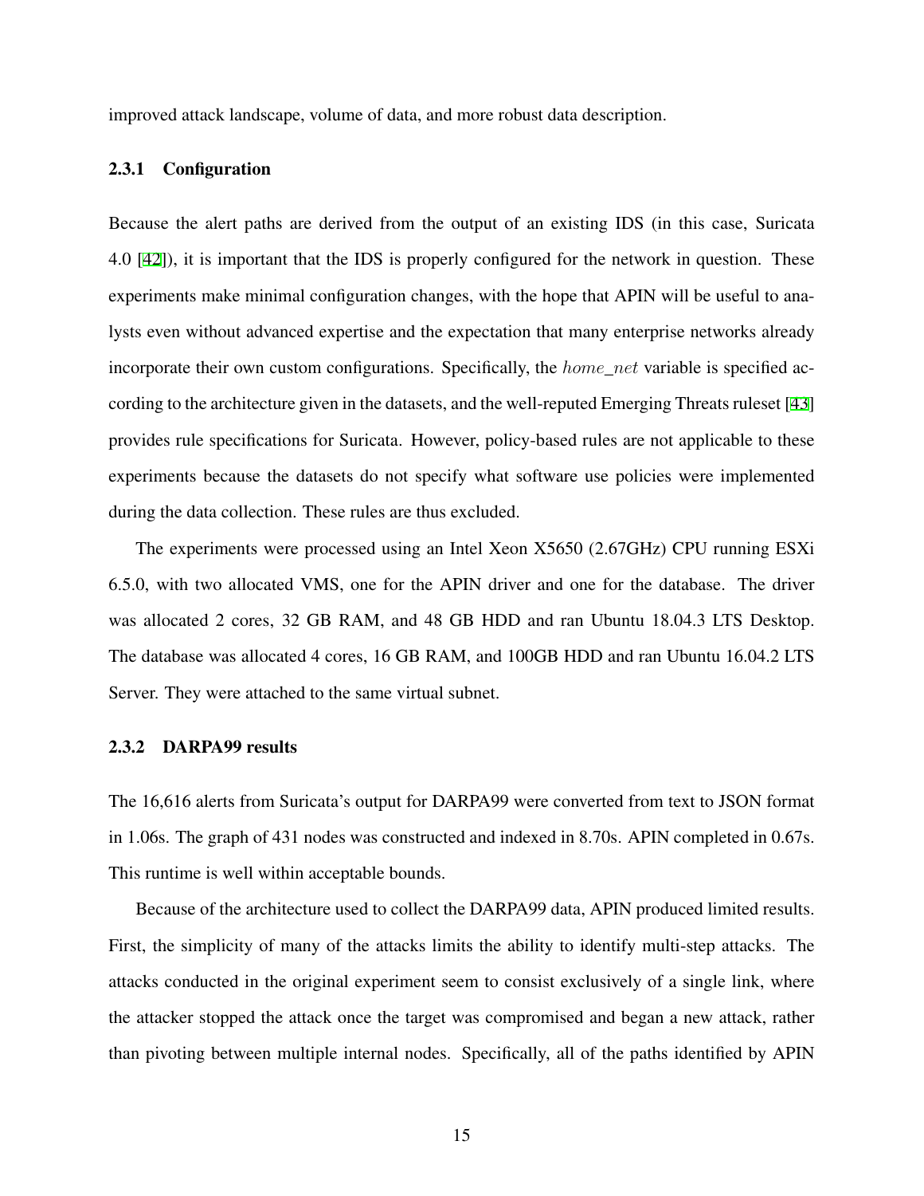improved attack landscape, volume of data, and more robust data description.

### 2.3.1 Configuration

Because the alert paths are derived from the output of an existing IDS (in this case, Suricata 4.0 [42]), it is important that the IDS is properly configured for the network in question. These experiments make minimal configuration changes, with the hope that APIN will be useful to analysts even without advanced expertise and the expectation that many enterprise networks already incorporate their own custom configurations. Specifically, the $home\_net$ variable is specified according to the architecture given in the datasets, and the well-reputed Emerging Threats ruleset [43] provides rule specifications for Suricata. However, policy-based rules are not applicable to these experiments because the datasets do not specify what software use policies were implemented during the data collection. These rules are thus excluded.

The experiments were processed using an Intel Xeon X5650 (2.67GHz) CPU running ESXi 6.5.0, with two allocated VMS, one for the APIN driver and one for the database. The driver was allocated 2 cores, 32 GB RAM, and 48 GB HDD and ran Ubuntu 18.04.3 LTS Desktop. The database was allocated 4 cores, 16 GB RAM, and 100GB HDD and ran Ubuntu 16.04.2 LTS Server. They were attached to the same virtual subnet.

### 2.3.2 DARPA99 results

The 16,616 alerts from Suricata's output for DARPA99 were converted from text to JSON format in 1.06s. The graph of 431 nodes was constructed and indexed in 8.70s. APIN completed in 0.67s. This runtime is well within acceptable bounds.

Because of the architecture used to collect the DARPA99 data, APIN produced limited results. First, the simplicity of many of the attacks limits the ability to identify multi-step attacks. The attacks conducted in the original experiment seem to consist exclusively of a single link, where the attacker stopped the attack once the target was compromised and began a new attack, rather than pivoting between multiple internal nodes. Specifically, all of the paths identified by APIN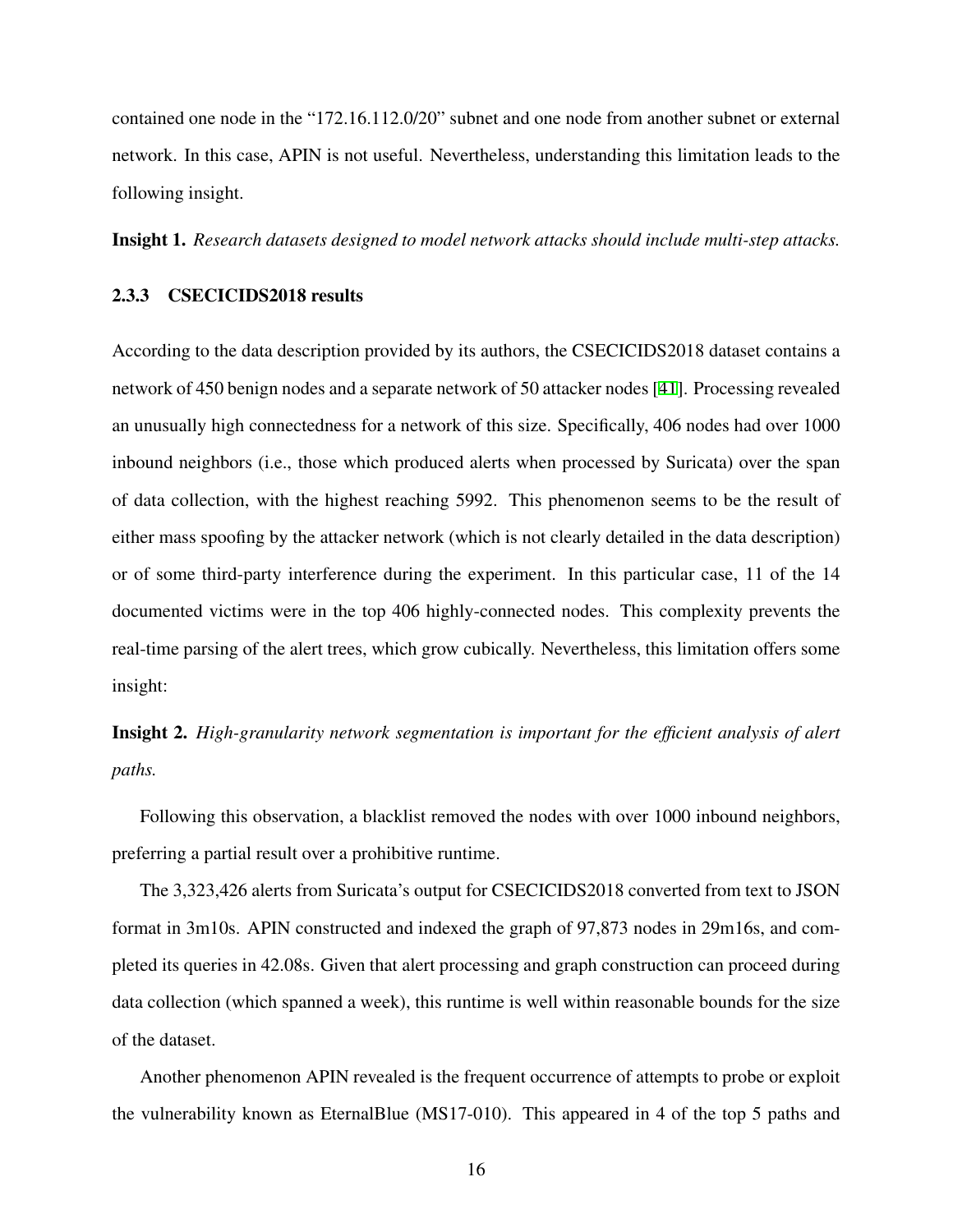contained one node in the “172.16.112.0/20” subnet and one node from another subnet or external network. In this case, APIN is not useful. Nevertheless, understanding this limitation leads to the following insight.

**Insight 1.** *Research datasets designed to model network attacks should include multi-step attacks.*

### 2.3.3 CSECICIDS2018 results

According to the data description provided by its authors, the CSECICIDS2018 dataset contains a network of 450 benign nodes and a separate network of 50 attacker nodes [41]. Processing revealed an unusually high connectedness for a network of this size. Specifically, 406 nodes had over 1000 inbound neighbors (i.e., those which produced alerts when processed by Suricata) over the span of data collection, with the highest reaching 5992. This phenomenon seems to be the result of either mass spoofing by the attacker network (which is not clearly detailed in the data description) or of some third-party interference during the experiment. In this particular case, 11 of the 14 documented victims were in the top 406 highly-connected nodes. This complexity prevents the real-time parsing of the alert trees, which grow cubically. Nevertheless, this limitation offers some insight:

**Insight 2.** *High-granularity network segmentation is important for the efficient analysis of alert paths.*

Following this observation, a blacklist removed the nodes with over 1000 inbound neighbors, preferring a partial result over a prohibitive runtime.

The 3,323,426 alerts from Suricata’s output for CSECICIDS2018 converted from text to JSON format in 3m10s. APIN constructed and indexed the graph of 97,873 nodes in 29m16s, and completed its queries in 42.08s. Given that alert processing and graph construction can proceed during data collection (which spanned a week), this runtime is well within reasonable bounds for the size of the dataset.

Another phenomenon APIN revealed is the frequent occurrence of attempts to probe or exploit the vulnerability known as EternalBlue (MS17-010). This appeared in 4 of the top 5 paths and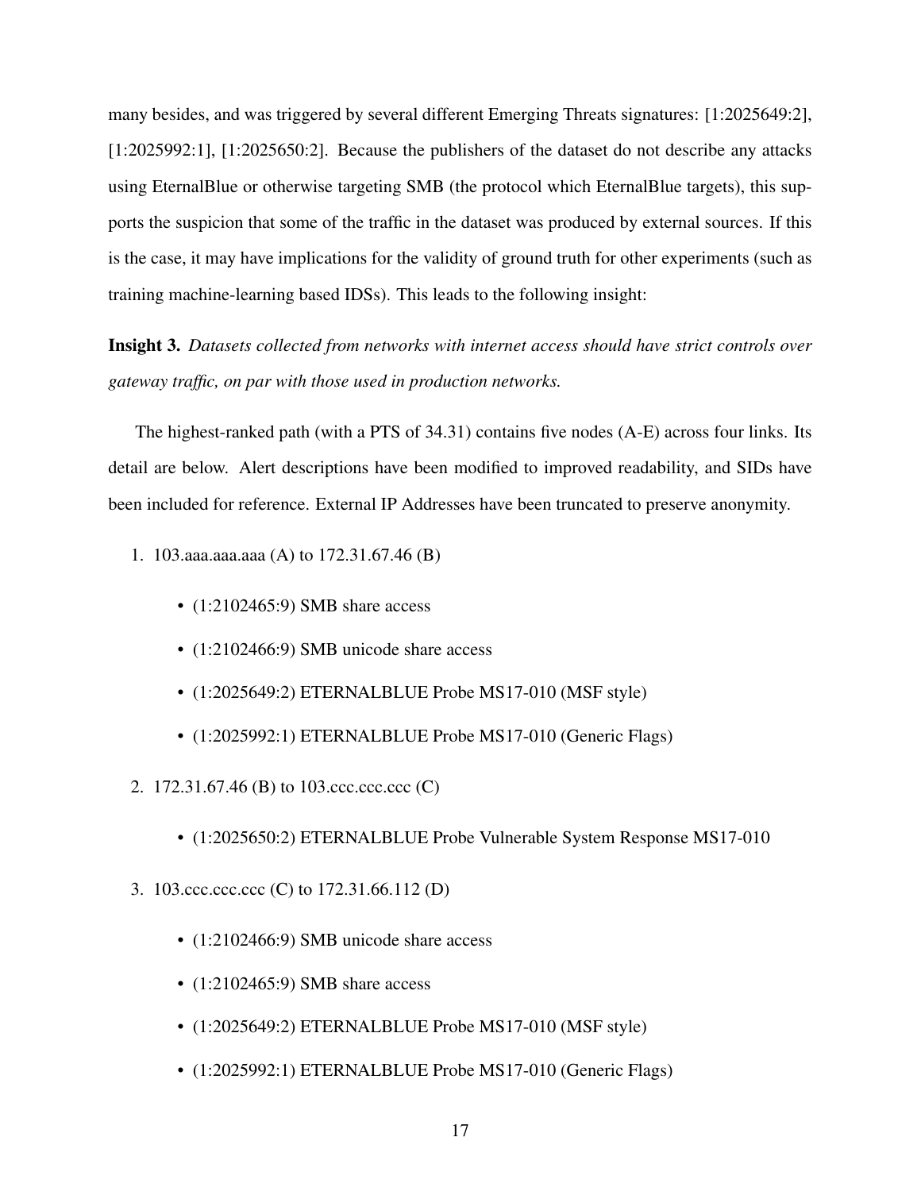many besides, and was triggered by several different Emerging Threats signatures: [1:2025649:2], [1:2025992:1], [1:2025650:2]. Because the publishers of the dataset do not describe any attacks using EternalBlue or otherwise targeting SMB (the protocol which EternalBlue targets), this supports the suspicion that some of the traffic in the dataset was produced by external sources. If this is the case, it may have implications for the validity of ground truth for other experiments (such as training machine-learning based IDSs). This leads to the following insight:

**Insight 3.** *Datasets collected from networks with internet access should have strict controls over gateway traffic, on par with those used in production networks.*

The highest-ranked path (with a PTS of 34.31) contains five nodes (A-E) across four links. Its detail are below. Alert descriptions have been modified to improved readability, and SIDs have been included for reference. External IP Addresses have been truncated to preserve anonymity.

1. 103.aaa.aaa.aaa (A) to 172.31.67.46 (B)
   - (1:2102465:9) SMB share access
   - (1:2102466:9) SMB unicode share access
   - (1:2025649:2) ETERNALBLUE Probe MS17-010 (MSF style)
   - (1:2025992:1) ETERNALBLUE Probe MS17-010 (Generic Flags)
2. 172.31.67.46 (B) to 103.ccc.ccc.ccc (C)
   - (1:2025650:2) ETERNALBLUE Probe Vulnerable System Response MS17-010
3. 103.ccc.ccc.ccc (C) to 172.31.66.112 (D)
   - (1:2102466:9) SMB unicode share access
   - (1:2102465:9) SMB share access
   - (1:2025649:2) ETERNALBLUE Probe MS17-010 (MSF style)
   - (1:2025992:1) ETERNALBLUE Probe MS17-010 (Generic Flags)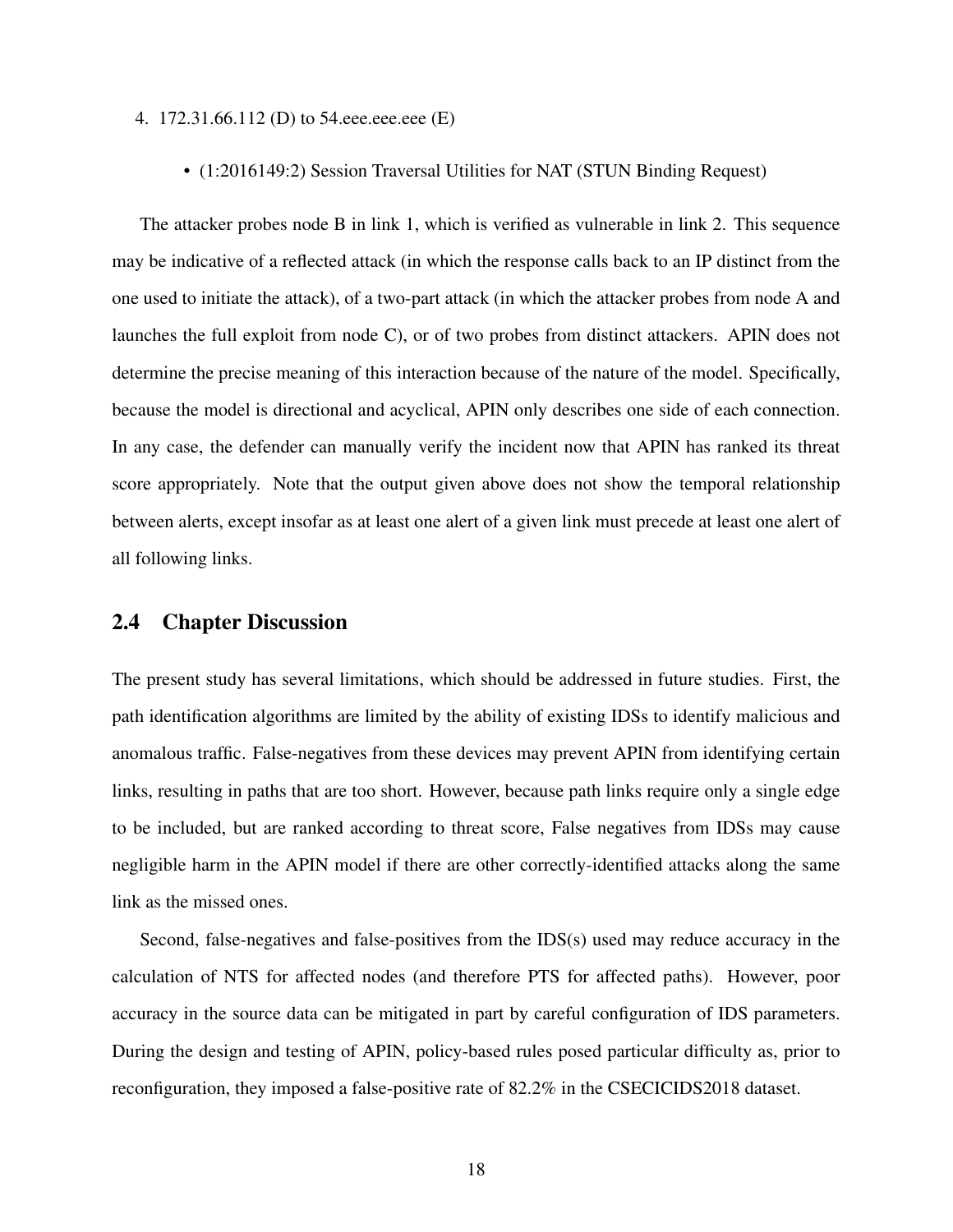4. 172.31.66.112 (D) to 54.eee.eee.eee (E)

    - (1:2016149:2) Session Traversal Utilities for NAT (STUN Binding Request)

The attacker probes node B in link 1, which is verified as vulnerable in link 2. This sequence may be indicative of a reflected attack (in which the response calls back to an IP distinct from the one used to initiate the attack), of a two-part attack (in which the attacker probes from node A and launches the full exploit from node C), or of two probes from distinct attackers. APIN does not determine the precise meaning of this interaction because of the nature of the model. Specifically, because the model is directional and acyclical, APIN only describes one side of each connection. In any case, the defender can manually verify the incident now that APIN has ranked its threat score appropriately. Note that the output given above does not show the temporal relationship between alerts, except insofar as at least one alert of a given link must precede at least one alert of all following links.

## 2.4 Chapter Discussion

The present study has several limitations, which should be addressed in future studies. First, the path identification algorithms are limited by the ability of existing IDSs to identify malicious and anomalous traffic. False-negatives from these devices may prevent APIN from identifying certain links, resulting in paths that are too short. However, because path links require only a single edge to be included, but are ranked according to threat score, False negatives from IDSs may cause negligible harm in the APIN model if there are other correctly-identified attacks along the same link as the missed ones.

Second, false-negatives and false-positives from the IDS(s) used may reduce accuracy in the calculation of NTS for affected nodes (and therefore PTS for affected paths). However, poor accuracy in the source data can be mitigated in part by careful configuration of IDS parameters. During the design and testing of APIN, policy-based rules posed particular difficulty as, prior to reconfiguration, they imposed a false-positive rate of 82.2% in the CSECICIDS2018 dataset.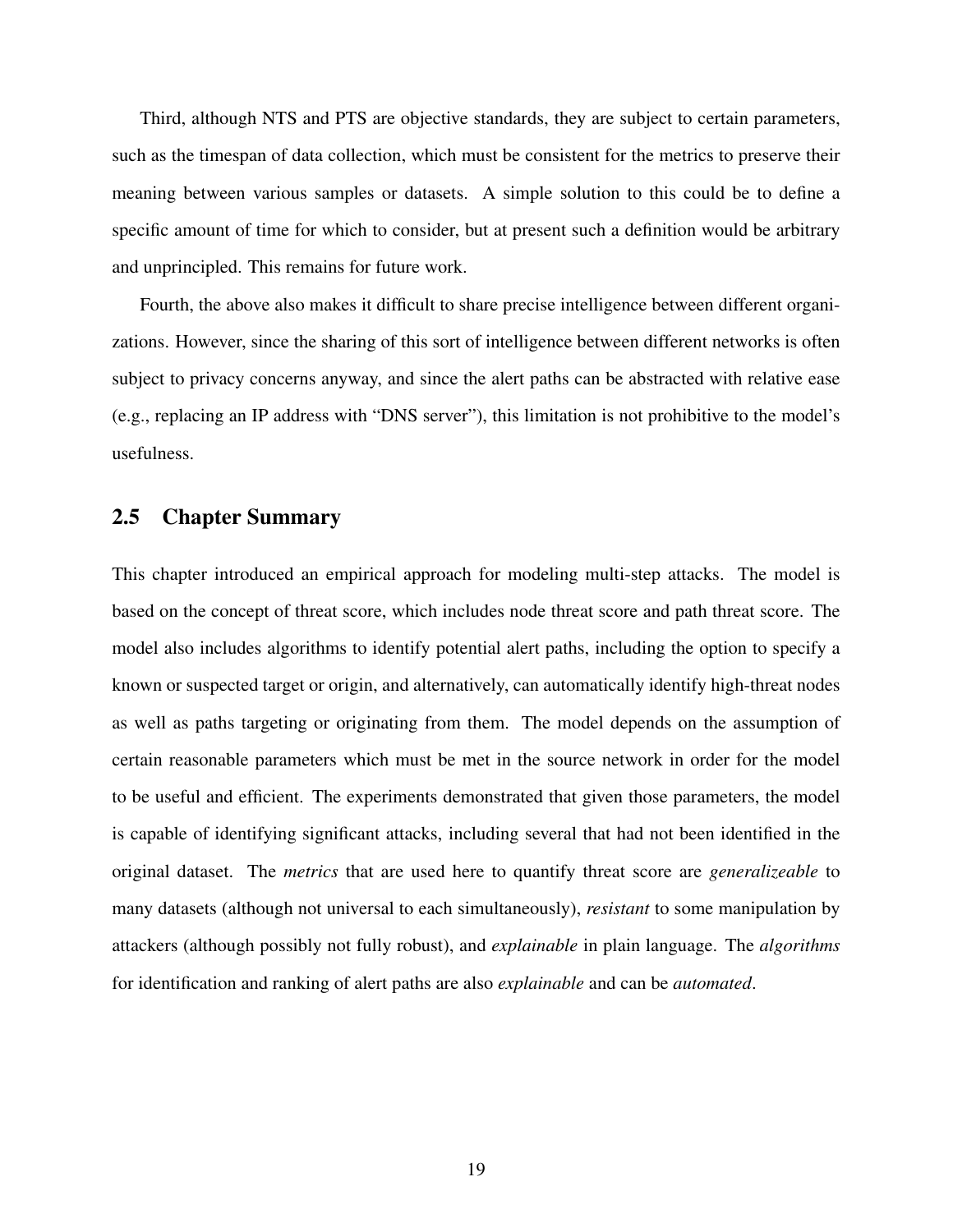Third, although NTS and PTS are objective standards, they are subject to certain parameters, such as the timespan of data collection, which must be consistent for the metrics to preserve their meaning between various samples or datasets. A simple solution to this could be to define a specific amount of time for which to consider, but at present such a definition would be arbitrary and unprincipled. This remains for future work.

Fourth, the above also makes it difficult to share precise intelligence between different organizations. However, since the sharing of this sort of intelligence between different networks is often subject to privacy concerns anyway, and since the alert paths can be abstracted with relative ease (e.g., replacing an IP address with "DNS server"), this limitation is not prohibitive to the model's usefulness.

## 2.5 Chapter Summary

This chapter introduced an empirical approach for modeling multi-step attacks. The model is based on the concept of threat score, which includes node threat score and path threat score. The model also includes algorithms to identify potential alert paths, including the option to specify a known or suspected target or origin, and alternatively, can automatically identify high-threat nodes as well as paths targeting or originating from them. The model depends on the assumption of certain reasonable parameters which must be met in the source network in order for the model to be useful and efficient. The experiments demonstrated that given those parameters, the model is capable of identifying significant attacks, including several that had not been identified in the original dataset. The *metrics* that are used here to quantify threat score are *generalizeable* to many datasets (although not universal to each simultaneously), *resistant* to some manipulation by attackers (although possibly not fully robust), and *explainable* in plain language. The *algorithms* for identification and ranking of alert paths are also *explainable* and can be *automated*.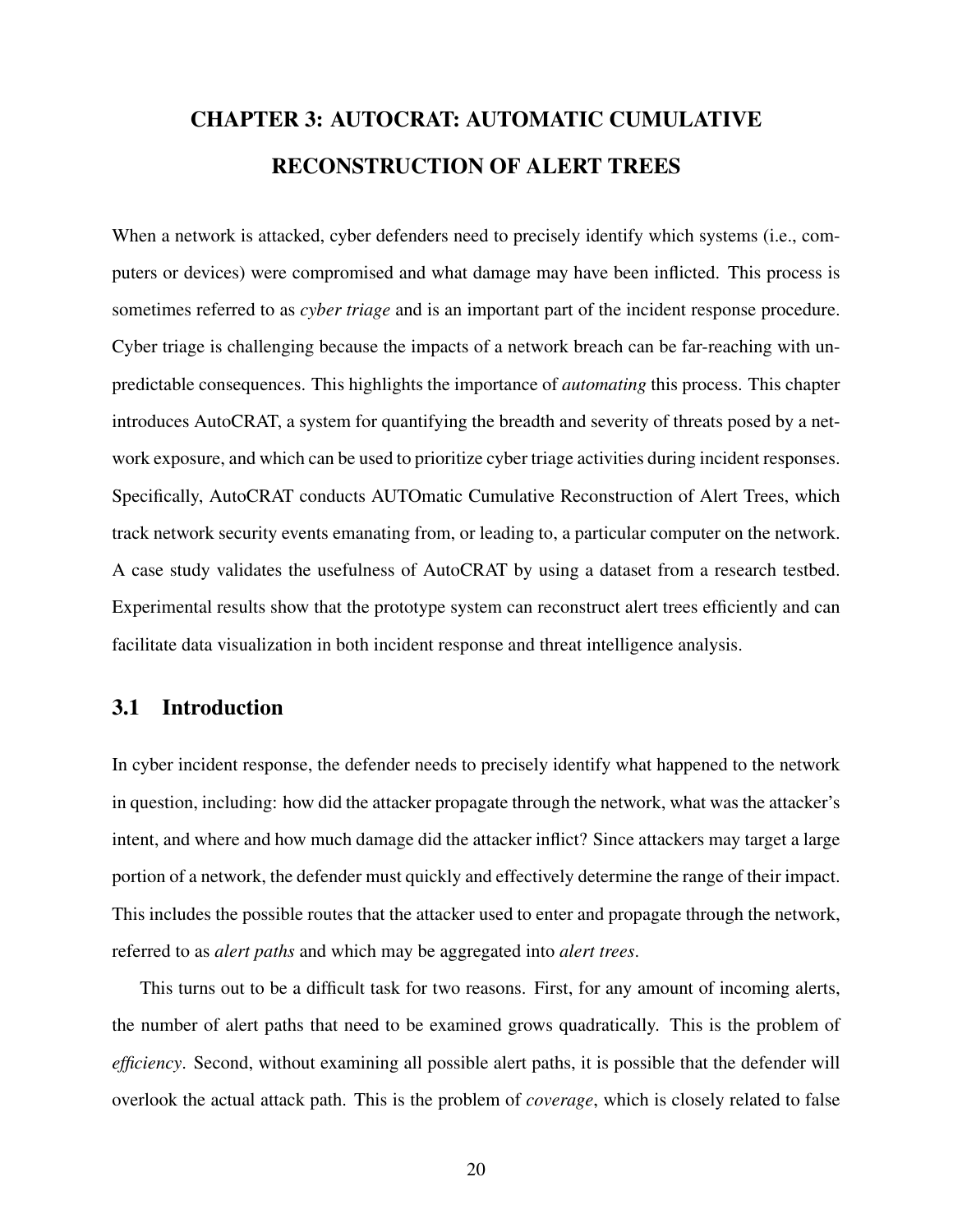# CHAPTER 3: AUTOCRAT: AUTOMATIC CUMULATIVE RECONSTRUCTION OF ALERT TREES

When a network is attacked, cyber defenders need to precisely identify which systems (i.e., computers or devices) were compromised and what damage may have been inflicted. This process is sometimes referred to as *cyber triage* and is an important part of the incident response procedure. Cyber triage is challenging because the impacts of a network breach can be far-reaching with unpredictable consequences. This highlights the importance of *automating* this process. This chapter introduces AutoCRAT, a system for quantifying the breadth and severity of threats posed by a network exposure, and which can be used to prioritize cyber triage activities during incident responses. Specifically, AutoCRAT conducts AUTOmatic Cumulative Reconstruction of Alert Trees, which track network security events emanating from, or leading to, a particular computer on the network. A case study validates the usefulness of AutoCRAT by using a dataset from a research testbed. Experimental results show that the prototype system can reconstruct alert trees efficiently and can facilitate data visualization in both incident response and threat intelligence analysis.

## 3.1 Introduction

In cyber incident response, the defender needs to precisely identify what happened to the network in question, including: how did the attacker propagate through the network, what was the attacker's intent, and where and how much damage did the attacker inflict? Since attackers may target a large portion of a network, the defender must quickly and effectively determine the range of their impact. This includes the possible routes that the attacker used to enter and propagate through the network, referred to as *alert paths* and which may be aggregated into *alert trees*.

This turns out to be a difficult task for two reasons. First, for any amount of incoming alerts, the number of alert paths that need to be examined grows quadratically. This is the problem of *efficiency*. Second, without examining all possible alert paths, it is possible that the defender will overlook the actual attack path. This is the problem of *coverage*, which is closely related to false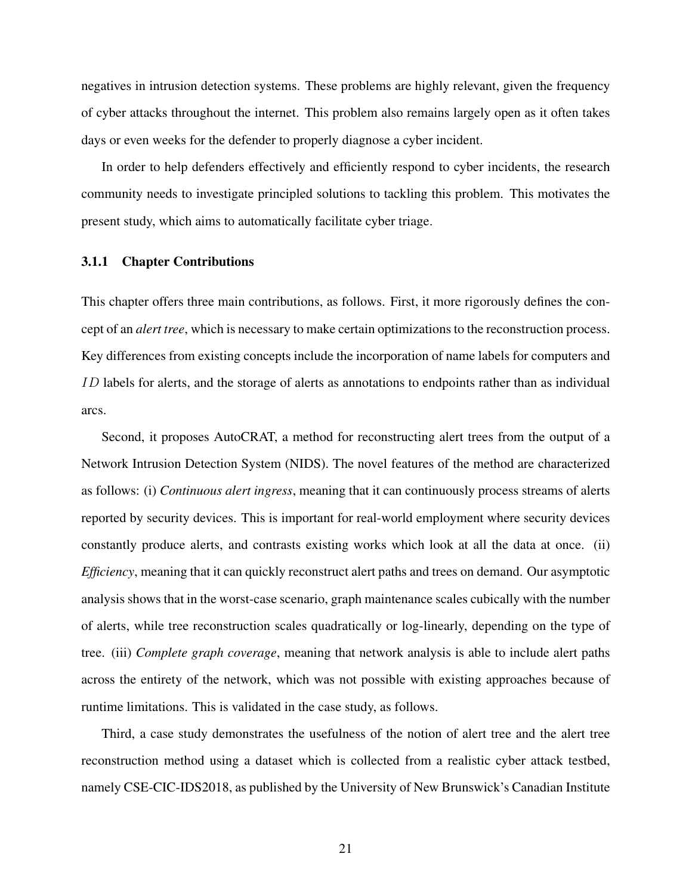negatives in intrusion detection systems. These problems are highly relevant, given the frequency of cyber attacks throughout the internet. This problem also remains largely open as it often takes days or even weeks for the defender to properly diagnose a cyber incident.

In order to help defenders effectively and efficiently respond to cyber incidents, the research community needs to investigate principled solutions to tackling this problem. This motivates the present study, which aims to automatically facilitate cyber triage.

### 3.1.1 Chapter Contributions

This chapter offers three main contributions, as follows. First, it more rigorously defines the concept of an *alert tree*, which is necessary to make certain optimizations to the reconstruction process. Key differences from existing concepts include the incorporation of name labels for computers and $ID$ labels for alerts, and the storage of alerts as annotations to endpoints rather than as individual arcs.

Second, it proposes AutoCRAT, a method for reconstructing alert trees from the output of a Network Intrusion Detection System (NIDS). The novel features of the method are characterized as follows: (i) *Continuous alert ingress*, meaning that it can continuously process streams of alerts reported by security devices. This is important for real-world employment where security devices constantly produce alerts, and contrasts existing works which look at all the data at once. (ii) *Efficiency*, meaning that it can quickly reconstruct alert paths and trees on demand. Our asymptotic analysis shows that in the worst-case scenario, graph maintenance scales cubically with the number of alerts, while tree reconstruction scales quadratically or log-linearly, depending on the type of tree. (iii) *Complete graph coverage*, meaning that network analysis is able to include alert paths across the entirety of the network, which was not possible with existing approaches because of runtime limitations. This is validated in the case study, as follows.

Third, a case study demonstrates the usefulness of the notion of alert tree and the alert tree reconstruction method using a dataset which is collected from a realistic cyber attack testbed, namely CSE-CIC-IDS2018, as published by the University of New Brunswick's Canadian Institute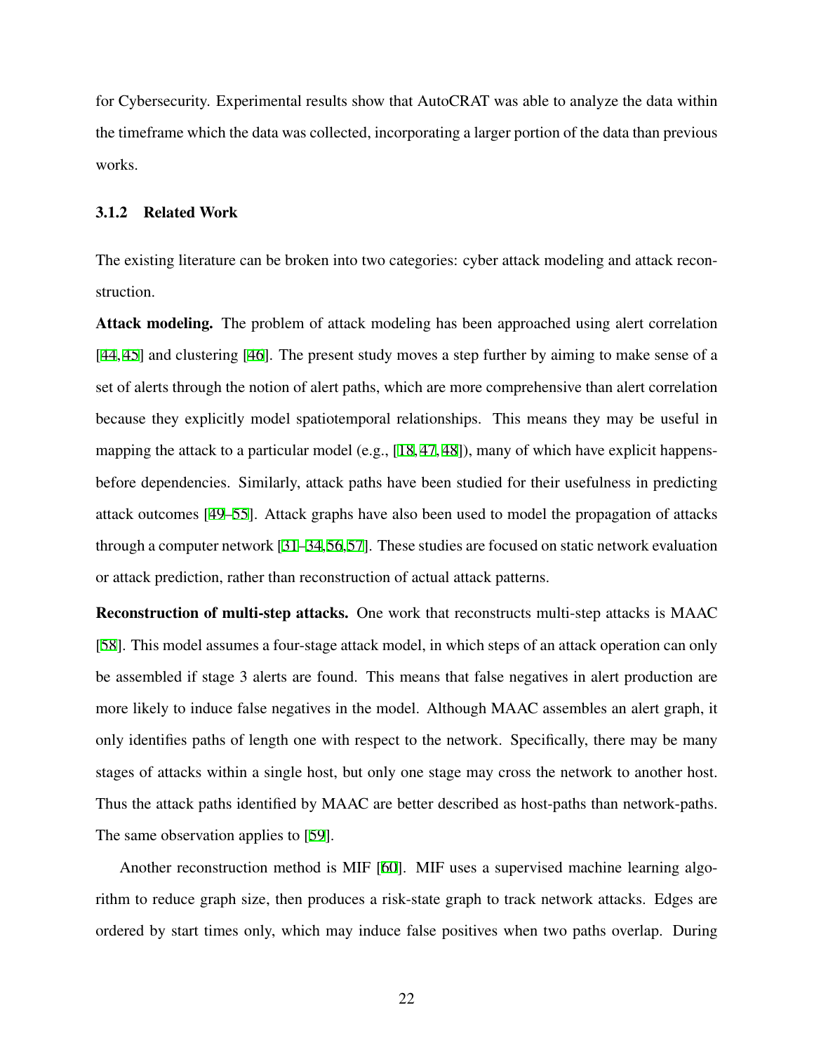for Cybersecurity. Experimental results show that AutoCRAT was able to analyze the data within the timeframe which the data was collected, incorporating a larger portion of the data than previous works.

### 3.1.2 Related Work

The existing literature can be broken into two categories: cyber attack modeling and attack reconstruction.

**Attack modeling.** The problem of attack modeling has been approached using alert correlation [44, 45] and clustering [46]. The present study moves a step further by aiming to make sense of a set of alerts through the notion of alert paths, which are more comprehensive than alert correlation because they explicitly model spatiotemporal relationships. This means they may be useful in mapping the attack to a particular model (e.g., [18, 47, 48]), many of which have explicit happens-before dependencies. Similarly, attack paths have been studied for their usefulness in predicting attack outcomes [49–55]. Attack graphs have also been used to model the propagation of attacks through a computer network [31–34, 56, 57]. These studies are focused on static network evaluation or attack prediction, rather than reconstruction of actual attack patterns.

**Reconstruction of multi-step attacks.** One work that reconstructs multi-step attacks is MAAC [58]. This model assumes a four-stage attack model, in which steps of an attack operation can only be assembled if stage 3 alerts are found. This means that false negatives in alert production are more likely to induce false negatives in the model. Although MAAC assembles an alert graph, it only identifies paths of length one with respect to the network. Specifically, there may be many stages of attacks within a single host, but only one stage may cross the network to another host. Thus the attack paths identified by MAAC are better described as host-paths than network-paths. The same observation applies to [59].

Another reconstruction method is MIF [60]. MIF uses a supervised machine learning algorithm to reduce graph size, then produces a risk-state graph to track network attacks. Edges are ordered by start times only, which may induce false positives when two paths overlap. During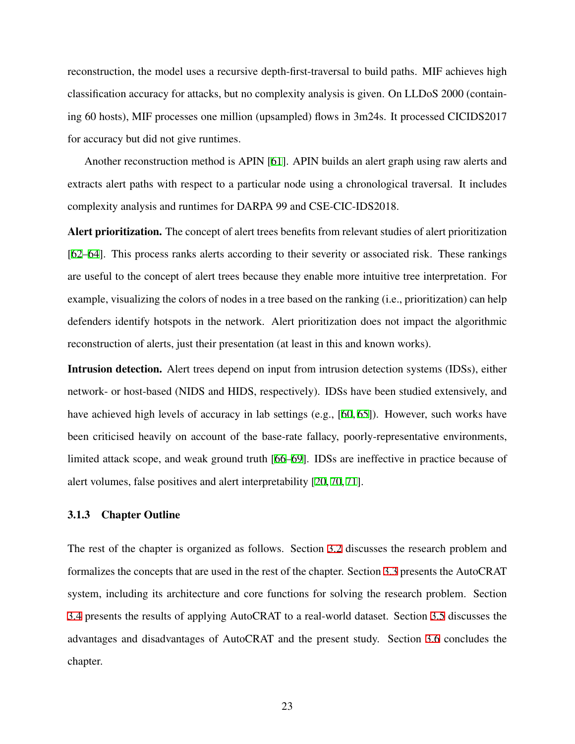reconstruction, the model uses a recursive depth-first-traversal to build paths. MIF achieves high classification accuracy for attacks, but no complexity analysis is given. On LLDoS 2000 (containing 60 hosts), MIF processes one million (upsampled) flows in 3m24s. It processed CICIDS2017 for accuracy but did not give runtimes.

Another reconstruction method is APIN [61]. APIN builds an alert graph using raw alerts and extracts alert paths with respect to a particular node using a chronological traversal. It includes complexity analysis and runtimes for DARPA 99 and CSE-CIC-IDS2018.

**Alert prioritization.** The concept of alert trees benefits from relevant studies of alert prioritization [62–64]. This process ranks alerts according to their severity or associated risk. These rankings are useful to the concept of alert trees because they enable more intuitive tree interpretation. For example, visualizing the colors of nodes in a tree based on the ranking (i.e., prioritization) can help defenders identify hotspots in the network. Alert prioritization does not impact the algorithmic reconstruction of alerts, just their presentation (at least in this and known works).

**Intrusion detection.** Alert trees depend on input from intrusion detection systems (IDSs), either network- or host-based (NIDS and HIDS, respectively). IDSs have been studied extensively, and have achieved high levels of accuracy in lab settings (e.g., [60, 65]). However, such works have been criticised heavily on account of the base-rate fallacy, poorly-representative environments, limited attack scope, and weak ground truth [66–69]. IDSs are ineffective in practice because of alert volumes, false positives and alert interpretability [20, 70, 71].

### 3.1.3 Chapter Outline

The rest of the chapter is organized as follows. Section 3.2 discusses the research problem and formalizes the concepts that are used in the rest of the chapter. Section 3.3 presents the AutoCRAT system, including its architecture and core functions for solving the research problem. Section 3.4 presents the results of applying AutoCRAT to a real-world dataset. Section 3.5 discusses the advantages and disadvantages of AutoCRAT and the present study. Section 3.6 concludes the chapter.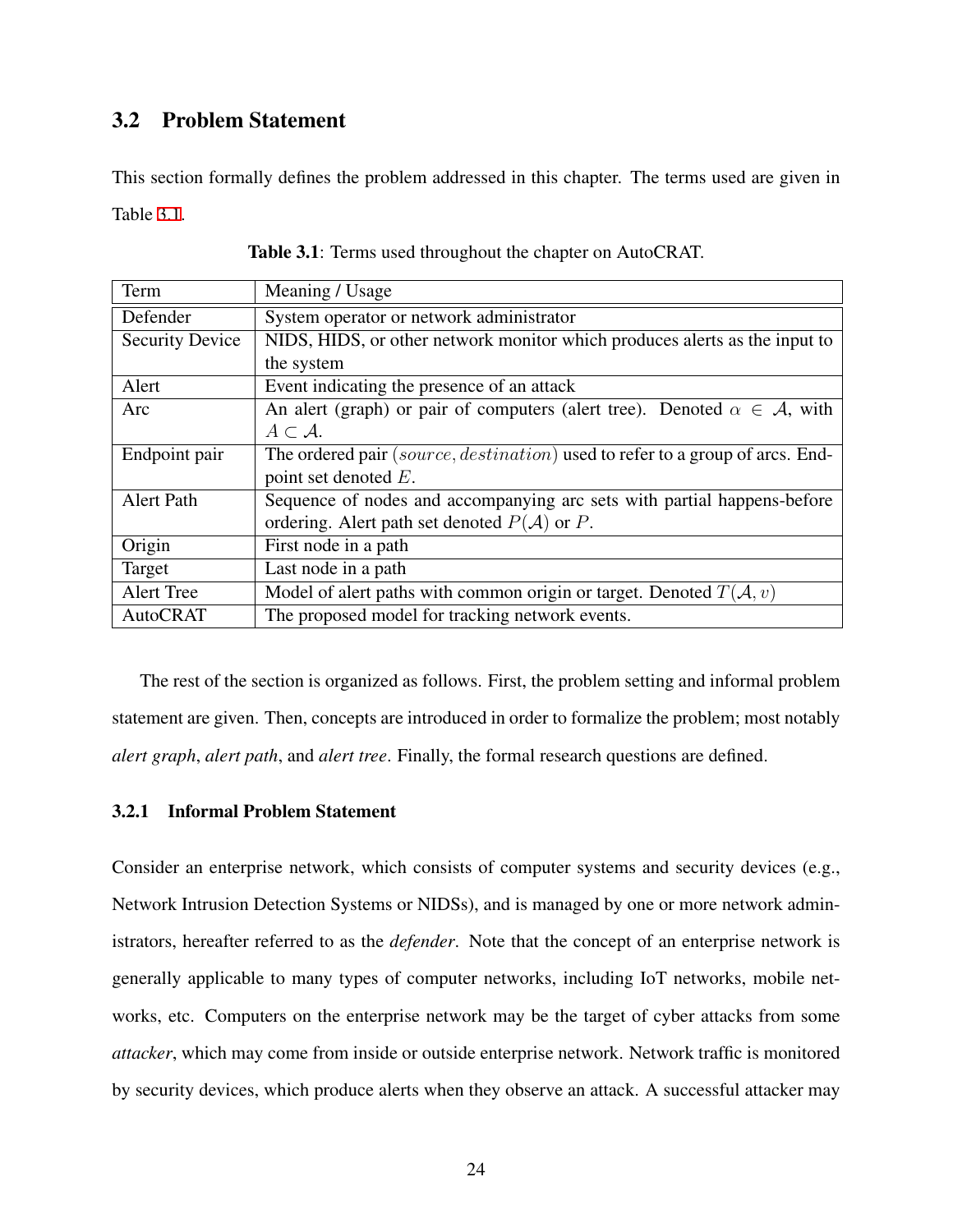## 3.2 Problem Statement

This section formally defines the problem addressed in this chapter. The terms used are given in Table 3.1.

**Table 3.1**: Terms used throughout the chapter on AutoCRAT.

| Term | Meaning / Usage |
|---|---|
| Defender | System operator or network administrator |
| Security Device | NIDS, HIDS, or other network monitor which produces alerts as the input to the system |
| Alert | Event indicating the presence of an attack |
| Arc | An alert (graph) or pair of computers (alert tree). Denoted $\alpha \in \mathcal{A}$, with $A \subset \mathcal{A}$. |
| Endpoint pair | The ordered pair $(source, destination)$ used to refer to a group of arcs. Endpoint set denoted $E$. |
| Alert Path | Sequence of nodes and accompanying arc sets with partial happens-before ordering. Alert path set denoted $P(\mathcal{A})$ or $P$. |
| Origin | First node in a path |
| Target | Last node in a path |
| Alert Tree | Model of alert paths with common origin or target. Denoted $T(\mathcal{A}, v)$ |
| AutoCRAT | The proposed model for tracking network events. |

The rest of the section is organized as follows. First, the problem setting and informal problem statement are given. Then, concepts are introduced in order to formalize the problem; most notably *alert graph*, *alert path*, and *alert tree*. Finally, the formal research questions are defined.

### 3.2.1 Informal Problem Statement

Consider an enterprise network, which consists of computer systems and security devices (e.g., Network Intrusion Detection Systems or NIDSs), and is managed by one or more network administrators, hereafter referred to as the *defender*. Note that the concept of an enterprise network is generally applicable to many types of computer networks, including IoT networks, mobile networks, etc. Computers on the enterprise network may be the target of cyber attacks from some *attacker*, which may come from inside or outside enterprise network. Network traffic is monitored by security devices, which produce alerts when they observe an attack. A successful attacker may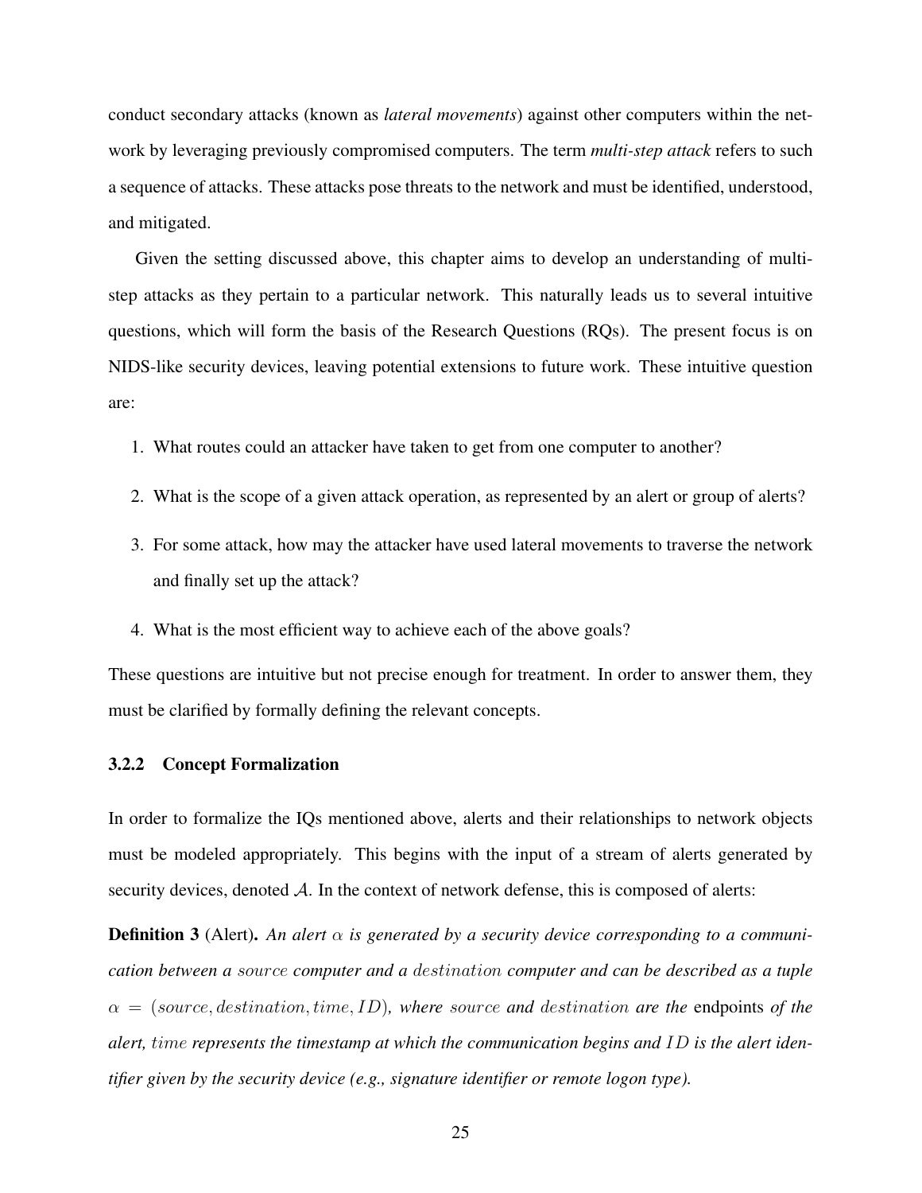conduct secondary attacks (known as *lateral movements*) against other computers within the network by leveraging previously compromised computers. The term *multi-step attack* refers to such a sequence of attacks. These attacks pose threats to the network and must be identified, understood, and mitigated.

Given the setting discussed above, this chapter aims to develop an understanding of multi-step attacks as they pertain to a particular network. This naturally leads us to several intuitive questions, which will form the basis of the Research Questions (RQs). The present focus is on NIDS-like security devices, leaving potential extensions to future work. These intuitive question are:

1. What routes could an attacker have taken to get from one computer to another?
2. What is the scope of a given attack operation, as represented by an alert or group of alerts?
3. For some attack, how may the attacker have used lateral movements to traverse the network and finally set up the attack?
4. What is the most efficient way to achieve each of the above goals?

These questions are intuitive but not precise enough for treatment. In order to answer them, they must be clarified by formally defining the relevant concepts.

### 3.2.2 Concept Formalization

In order to formalize the IQs mentioned above, alerts and their relationships to network objects must be modeled appropriately. This begins with the input of a stream of alerts generated by security devices, denoted $\mathcal{A}$. In the context of network defense, this is composed of alerts:

**Definition 3** (Alert)**.** *An alert $\alpha$ is generated by a security device corresponding to a communication between a $source$ computer and a $destination$ computer and can be described as a tuple $\alpha = (source, destination, time, ID)$, where $source$ and $destination$ are the* endpoints *of the alert, $time$ represents the timestamp at which the communication begins and $ID$ is the alert identifier given by the security device (e.g., signature identifier or remote logon type).*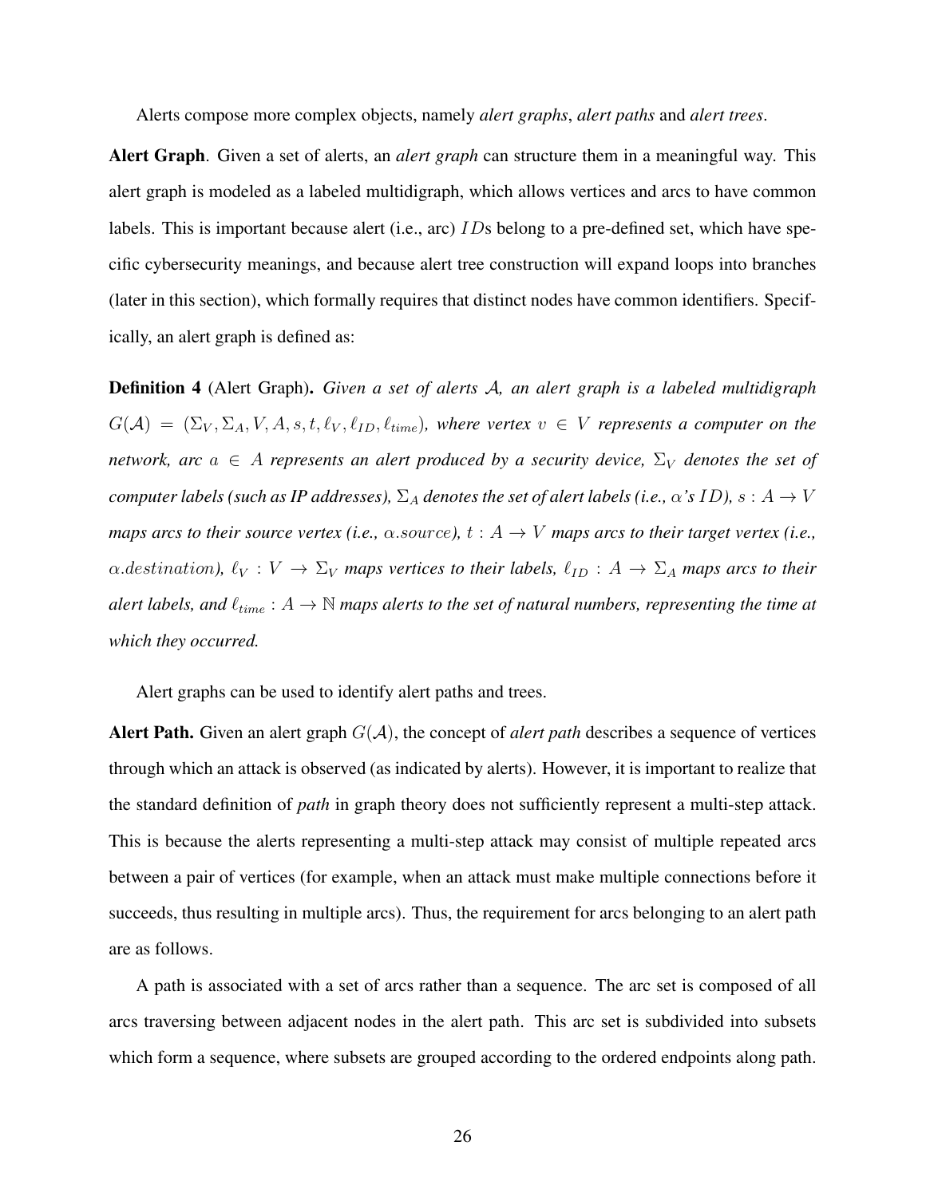Alerts compose more complex objects, namely *alert graphs*, *alert paths* and *alert trees*.

**Alert Graph**. Given a set of alerts, an *alert graph* can structure them in a meaningful way. This alert graph is modeled as a labeled multidigraph, which allows vertices and arcs to have common labels. This is important because alert (i.e., arc) $IDs$ belong to a pre-defined set, which have specific cybersecurity meanings, and because alert tree construction will expand loops into branches (later in this section), which formally requires that distinct nodes have common identifiers. Specifically, an alert graph is defined as:

**Definition 4** (Alert Graph)**.** ***Given a set of alerts $\mathcal{A}$, an alert graph is a labeled multidigraph $G(\mathcal{A}) = (\Sigma_V, \Sigma_A, V, A, s, t, \ell_V, \ell_{ID}, \ell_{time})$, where vertex $v \in V$ represents a computer on the network, arc $a \in A$ represents an alert produced by a security device, $\Sigma_V$ denotes the set of computer labels (such as IP addresses), $\Sigma_A$ denotes the set of alert labels (i.e., $\alpha$'s $ID$), $s : A \rightarrow V$ maps arcs to their source vertex (i.e., $\alpha.source$), $t : A \rightarrow V$ maps arcs to their target vertex (i.e., $\alpha.destination$), $\ell_V : V \rightarrow \Sigma_V$ maps vertices to their labels, $\ell_{ID} : A \rightarrow \Sigma_A$ maps arcs to their alert labels, and $\ell_{time} : A \rightarrow \mathbb{N}$ maps alerts to the set of natural numbers, representing the time at which they occurred.***

Alert graphs can be used to identify alert paths and trees.

**Alert Path.** Given an alert graph $G(\mathcal{A})$, the concept of *alert path* describes a sequence of vertices through which an attack is observed (as indicated by alerts). However, it is important to realize that the standard definition of *path* in graph theory does not sufficiently represent a multi-step attack. This is because the alerts representing a multi-step attack may consist of multiple repeated arcs between a pair of vertices (for example, when an attack must make multiple connections before it succeeds, thus resulting in multiple arcs). Thus, the requirement for arcs belonging to an alert path are as follows.

A path is associated with a set of arcs rather than a sequence. The arc set is composed of all arcs traversing between adjacent nodes in the alert path. This arc set is subdivided into subsets which form a sequence, where subsets are grouped according to the ordered endpoints along path.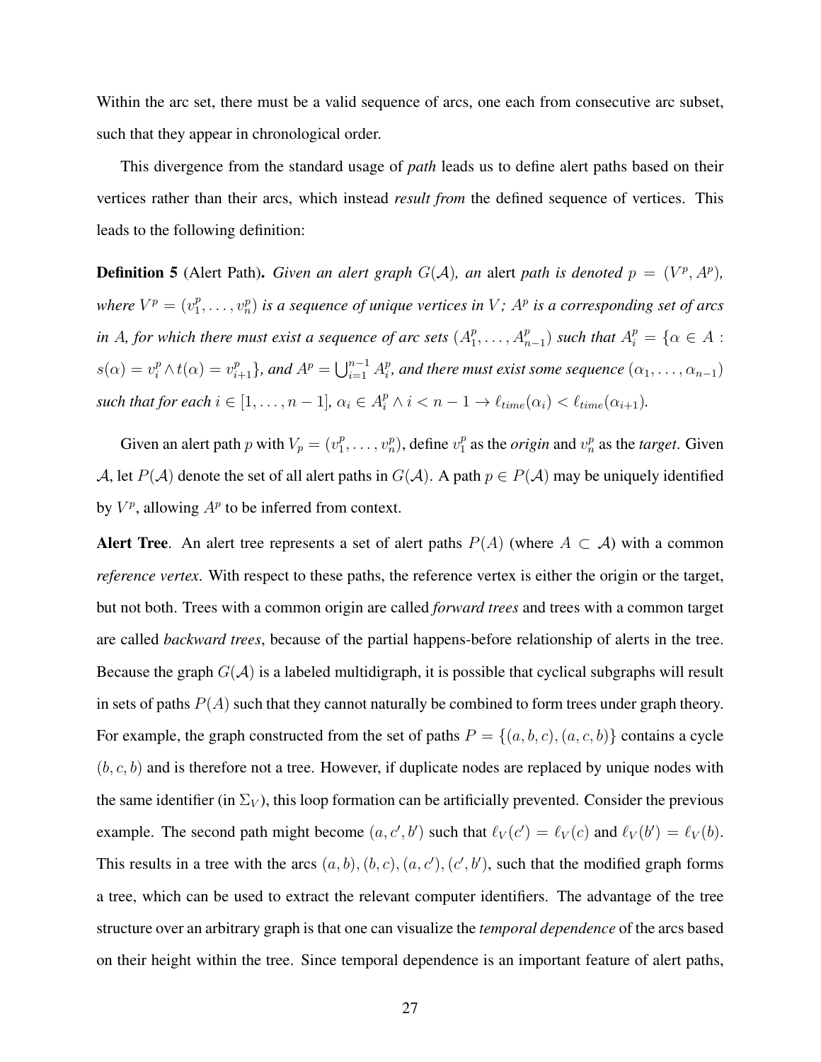Within the arc set, there must be a valid sequence of arcs, one each from consecutive arc subset, such that they appear in chronological order.

This divergence from the standard usage of *path* leads us to define alert paths based on their vertices rather than their arcs, which instead *result from* the defined sequence of vertices. This leads to the following definition:

**Definition 5** (Alert Path). *Given an alert graph $G(\mathcal{A})$, an* alert *path is denoted $p = (V^p, A^p)$, where $V^p = (v_1^p, \ldots, v_n^p)$ is a sequence of unique vertices in $V$; $A^p$ is a corresponding set of arcs in $A$, for which there must exist a sequence of arc sets $(A_1^p, \ldots, A_{n-1}^p)$ such that $A_i^p = \{\alpha \in A : s(\alpha) = v_i^p \wedge t(\alpha) = v_{i+1}^p\}$, and $A^p = \bigcup_{i=1}^{n-1} A_i^p$, and there must exist some sequence $(\alpha_1, \ldots, \alpha_{n-1})$ such that for each $i \in [1, \ldots, n-1]$, $\alpha_i \in A_i^p \wedge i < n-1 \rightarrow \ell_{time}(\alpha_i) < \ell_{time}(\alpha_{i+1})$.*

Given an alert path $p$ with $V_p = (v_1^p, \ldots, v_n^p)$, define $v_1^p$ as the *origin* and $v_n^p$ as the *target*. Given $\mathcal{A}$, let $P(\mathcal{A})$ denote the set of all alert paths in $G(\mathcal{A})$. A path $p \in P(\mathcal{A})$ may be uniquely identified by $V^p$, allowing $A^p$ to be inferred from context.

**Alert Tree**. An alert tree represents a set of alert paths $P(A)$ (where $A \subset \mathcal{A}$) with a common *reference vertex*. With respect to these paths, the reference vertex is either the origin or the target, but not both. Trees with a common origin are called *forward trees* and trees with a common target are called *backward trees*, because of the partial happens-before relationship of alerts in the tree. Because the graph $G(\mathcal{A})$ is a labeled multidigraph, it is possible that cyclical subgraphs will result in sets of paths $P(A)$ such that they cannot naturally be combined to form trees under graph theory. For example, the graph constructed from the set of paths $P = \{(a, b, c), (a, c, b)\}$ contains a cycle $(b, c, b)$ and is therefore not a tree. However, if duplicate nodes are replaced by unique nodes with the same identifier (in $\Sigma_V$), this loop formation can be artificially prevented. Consider the previous example. The second path might become $(a, c', b')$ such that $\ell_V(c') = \ell_V(c)$ and $\ell_V(b') = \ell_V(b)$. This results in a tree with the arcs $(a, b), (b, c), (a, c'), (c', b')$, such that the modified graph forms a tree, which can be used to extract the relevant computer identifiers. The advantage of the tree structure over an arbitrary graph is that one can visualize the *temporal dependence* of the arcs based on their height within the tree. Since temporal dependence is an important feature of alert paths,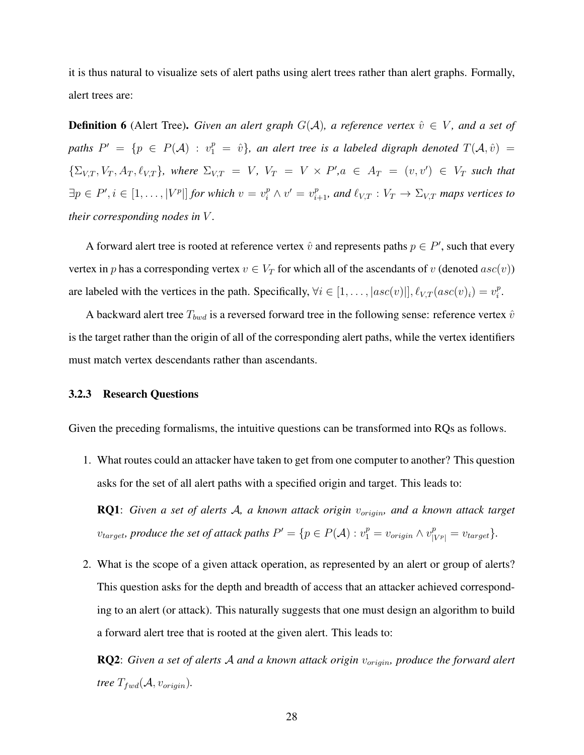it is thus natural to visualize sets of alert paths using alert trees rather than alert graphs. Formally, alert trees are:

**Definition 6** (Alert Tree). *Given an alert graph $G(\mathcal{A})$, a reference vertex $\hat{v} \in V$, and a set of paths $P' = \{p \in P(\mathcal{A}) : v_1^p = \hat{v}\}$, an alert tree is a labeled digraph denoted $T(\mathcal{A}, \hat{v}) = \{\Sigma_{V,T}, V_T, A_T, \ell_{V,T}\}$, where $\Sigma_{V,T} = V$, $V_T = V \times P'$,$a \in A_T = (v, v') \in V_T$ such that $\exists p \in P', i \in [1, \ldots, |V^p|]$ for which $v = v_i^p \wedge v' = v_{i+1}^p$, and $\ell_{V,T} : V_T \rightarrow \Sigma_{V,T}$ maps vertices to their corresponding nodes in $V$.*

A forward alert tree is rooted at reference vertex $\hat{v}$ and represents paths $p \in P'$, such that every vertex in $p$ has a corresponding vertex $v \in V_T$ for which all of the ascendants of $v$ (denoted $asc(v)$) are labeled with the vertices in the path. Specifically, $\forall i \in [1, \ldots, |asc(v)|], \ell_{V,T}(asc(v)_i) = v_i^p$.

A backward alert tree $T_{bwd}$ is a reversed forward tree in the following sense: reference vertex $\hat{v}$ is the target rather than the origin of all of the corresponding alert paths, while the vertex identifiers must match vertex descendants rather than ascendants.

### 3.2.3 Research Questions

Given the preceding formalisms, the intuitive questions can be transformed into RQs as follows.

1. What routes could an attacker have taken to get from one computer to another? This question asks for the set of all alert paths with a specified origin and target. This leads to:

   **RQ1**: *Given a set of alerts $\mathcal{A}$, a known attack origin $v_{origin}$, and a known attack target $v_{target}$, produce the set of attack paths $P' = \{p \in P(\mathcal{A}) : v_1^p = v_{origin} \wedge v_{|V^p|}^p = v_{target}\}$.*

2. What is the scope of a given attack operation, as represented by an alert or group of alerts? This question asks for the depth and breadth of access that an attacker achieved corresponding to an alert (or attack). This naturally suggests that one must design an algorithm to build a forward alert tree that is rooted at the given alert. This leads to:

   **RQ2**: *Given a set of alerts $\mathcal{A}$ and a known attack origin $v_{origin}$, produce the forward alert tree $T_{fwd}(\mathcal{A}, v_{origin})$.*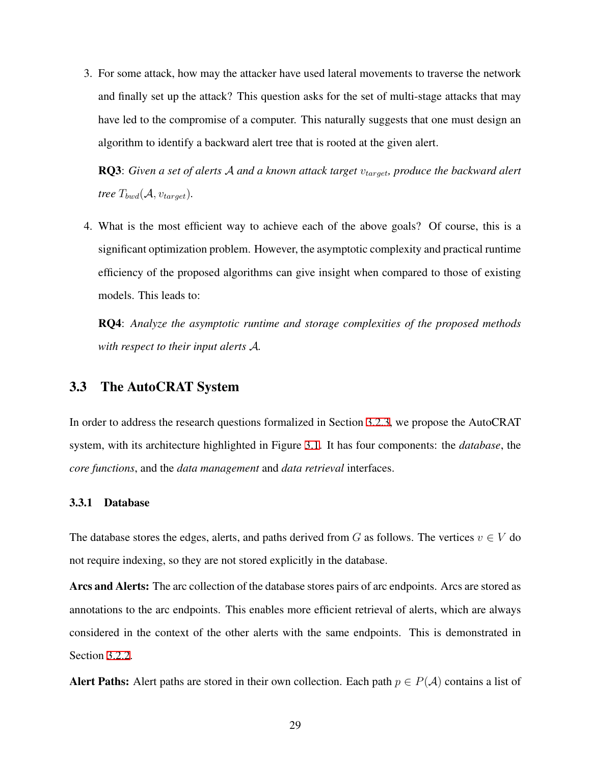3. For some attack, how may the attacker have used lateral movements to traverse the network and finally set up the attack? This question asks for the set of multi-stage attacks that may have led to the compromise of a computer. This naturally suggests that one must design an algorithm to identify a backward alert tree that is rooted at the given alert.

   **RQ3**: *Given a set of alerts $\mathcal{A}$ and a known attack target $v_{target}$, produce the backward alert tree $T_{bwd}(\mathcal{A}, v_{target})$.*

4. What is the most efficient way to achieve each of the above goals? Of course, this is a significant optimization problem. However, the asymptotic complexity and practical runtime efficiency of the proposed algorithms can give insight when compared to those of existing models. This leads to:

   **RQ4**: *Analyze the asymptotic runtime and storage complexities of the proposed methods with respect to their input alerts $\mathcal{A}$.*

## 3.3 The AutoCRAT System

In order to address the research questions formalized in Section 3.2.3, we propose the AutoCRAT system, with its architecture highlighted in Figure 3.1. It has four components: the *database*, the *core functions*, and the *data management* and *data retrieval* interfaces.

### 3.3.1 Database

The database stores the edges, alerts, and paths derived from $G$ as follows. The vertices $v \in V$ do not require indexing, so they are not stored explicitly in the database.

**Arcs and Alerts:** The arc collection of the database stores pairs of arc endpoints. Arcs are stored as annotations to the arc endpoints. This enables more efficient retrieval of alerts, which are always considered in the context of the other alerts with the same endpoints. This is demonstrated in Section 3.2.2.

**Alert Paths:** Alert paths are stored in their own collection. Each path $p \in P(\mathcal{A})$ contains a list of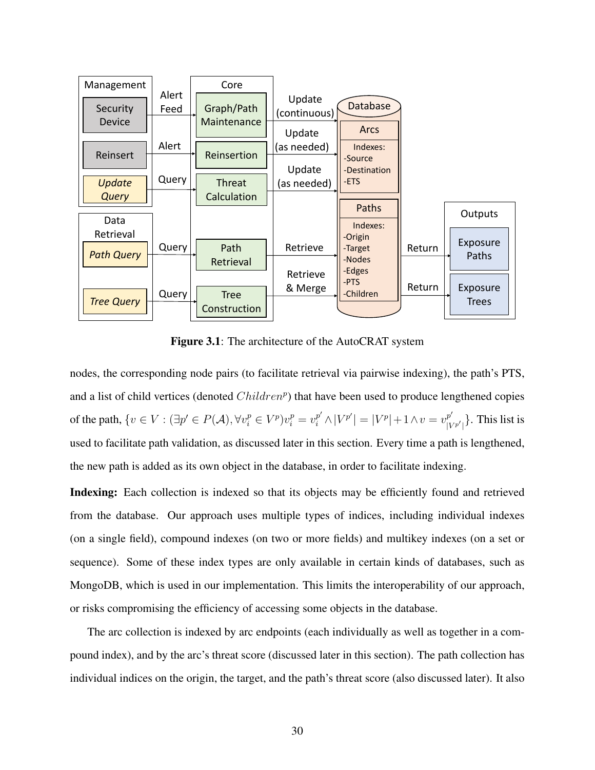**Figure 3.1**: The architecture of the AutoCRAT system

nodes, the corresponding node pairs (to facilitate retrieval via pairwise indexing), the path's PTS, and a list of child vertices (denoted $Children^p$) that have been used to produce lengthened copies of the path, $\{v \in V : (\exists p' \in P(\mathcal{A}), \forall v_i^p \in V^p) v_i^p = v_i^{p'} \wedge |V^{p'}| = |V^p|+1 \wedge v = v_{|V^{p'}|}^{p'}\}$. This list is used to facilitate path validation, as discussed later in this section. Every time a path is lengthened, the new path is added as its own object in the database, in order to facilitate indexing.

**Indexing:** Each collection is indexed so that its objects may be efficiently found and retrieved from the database. Our approach uses multiple types of indices, including individual indexes (on a single field), compound indexes (on two or more fields) and multikey indexes (on a set or sequence). Some of these index types are only available in certain kinds of databases, such as MongoDB, which is used in our implementation. This limits the interoperability of our approach, or risks compromising the efficiency of accessing some objects in the database.

The arc collection is indexed by arc endpoints (each individually as well as together in a compound index), and by the arc's threat score (discussed later in this section). The path collection has individual indices on the origin, the target, and the path's threat score (also discussed later). It also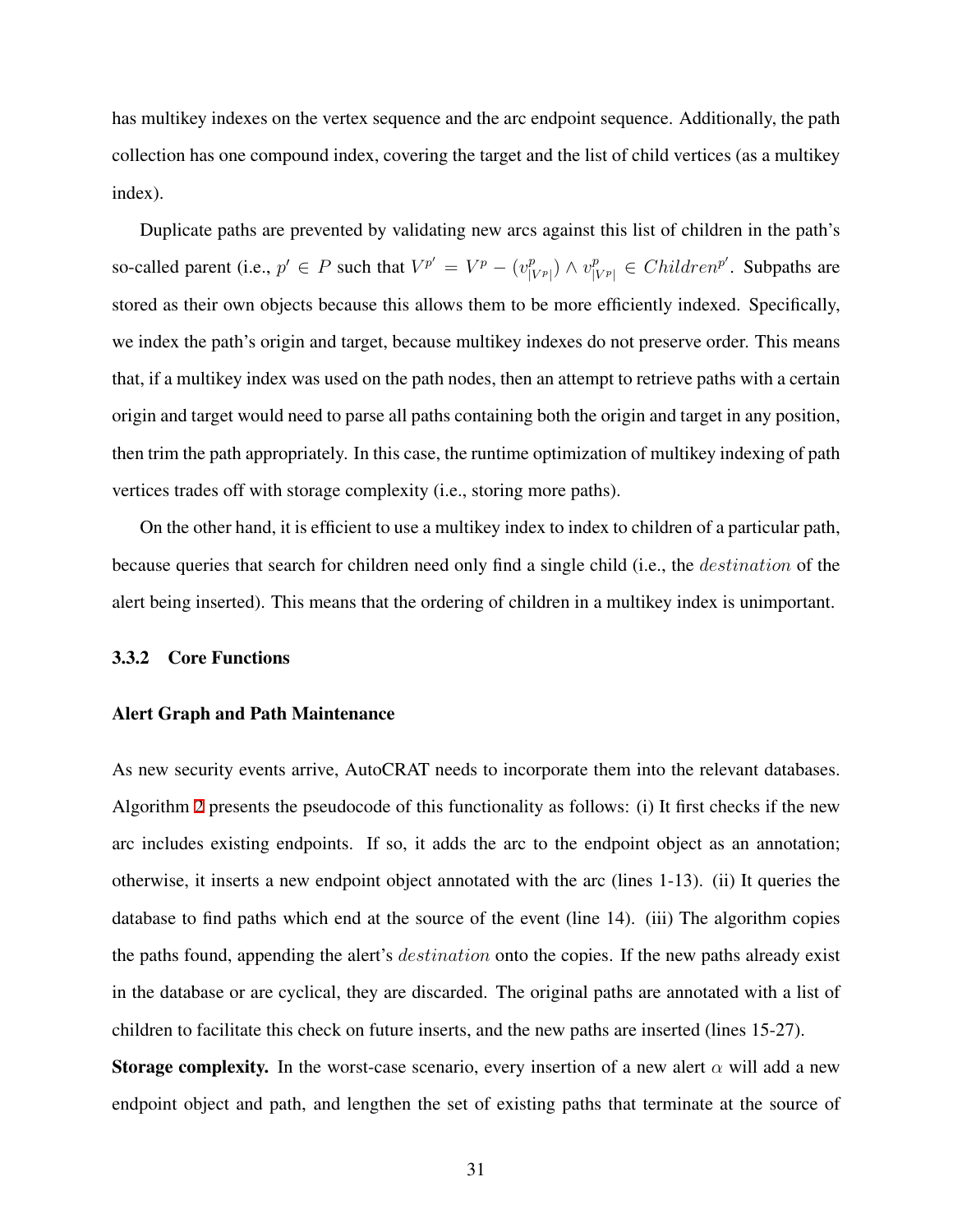has multikey indexes on the vertex sequence and the arc endpoint sequence. Additionally, the path collection has one compound index, covering the target and the list of child vertices (as a multikey index).

Duplicate paths are prevented by validating new arcs against this list of children in the path's so-called parent (i.e., $p' \in P$ such that $V^{p'} = V^{p} - (v^{p}_{|V^{p}|}) \wedge v^{p}_{|V^{p}|} \in Children^{p'}$. Subpaths are stored as their own objects because this allows them to be more efficiently indexed. Specifically, we index the path's origin and target, because multikey indexes do not preserve order. This means that, if a multikey index was used on the path nodes, then an attempt to retrieve paths with a certain origin and target would need to parse all paths containing both the origin and target in any position, then trim the path appropriately. In this case, the runtime optimization of multikey indexing of path vertices trades off with storage complexity (i.e., storing more paths).

On the other hand, it is efficient to use a multikey index to index to children of a particular path, because queries that search for children need only find a single child (i.e., the $destination$ of the alert being inserted). This means that the ordering of children in a multikey index is unimportant.

### 3.3.2 Core Functions

#### Alert Graph and Path Maintenance

As new security events arrive, AutoCRAT needs to incorporate them into the relevant databases. Algorithm 2 presents the pseudocode of this functionality as follows: (i) It first checks if the new arc includes existing endpoints. If so, it adds the arc to the endpoint object as an annotation; otherwise, it inserts a new endpoint object annotated with the arc (lines 1-13). (ii) It queries the database to find paths which end at the source of the event (line 14). (iii) The algorithm copies the paths found, appending the alert's $destination$ onto the copies. If the new paths already exist in the database or are cyclical, they are discarded. The original paths are annotated with a list of children to facilitate this check on future inserts, and the new paths are inserted (lines 15-27).

**Storage complexity.** In the worst-case scenario, every insertion of a new alert $\alpha$ will add a new endpoint object and path, and lengthen the set of existing paths that terminate at the source of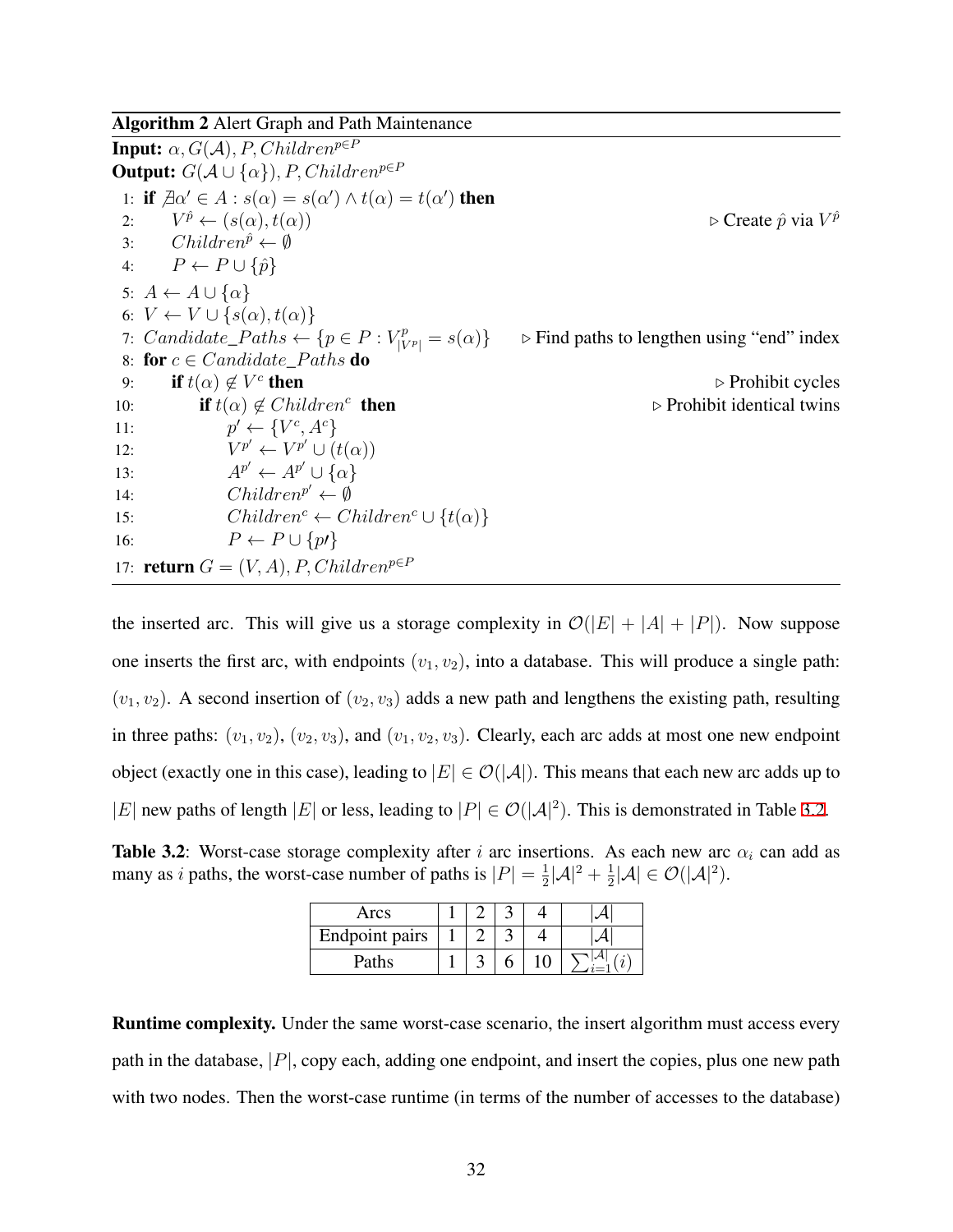**Algorithm 2** Alert Graph and Path Maintenance

**Input:** $\alpha, G(\mathcal{A}), P, Children^{p \in P}$
**Output:** $G(\mathcal{A} \cup \{\alpha\}), P, Children^{p \in P}$

1: **if** $\nexists \alpha' \in A : s(\alpha) = s(\alpha') \wedge t(\alpha) = t(\alpha')$ **then**
2: $\quad V^{\hat{p}} \leftarrow (s(\alpha), t(\alpha))$ ▷ Create $\hat{p}$ via $V^{\hat{p}}$
3: $\quad Children^{\hat{p}} \leftarrow \emptyset$
4: $\quad P \leftarrow P \cup \{\hat{p}\}$
5: $A \leftarrow A \cup \{\alpha\}$
6: $V \leftarrow V \cup \{s(\alpha), t(\alpha)\}$
7: $Candidate\_Paths \leftarrow \{p \in P : V^p_{|V^p|} = s(\alpha)\}$ ▷ Find paths to lengthen using "end" index
8: **for** $c \in Candidate\_Paths$ **do**
9: $\quad$ **if** $t(\alpha) \notin V^c$ **then** ▷ Prohibit cycles
10: $\quad\quad$ **if** $t(\alpha) \notin Children^c$ **then** ▷ Prohibit identical twins
11: $\quad\quad\quad p' \leftarrow \{V^c, A^c\}$
12: $\quad\quad\quad V^{p'} \leftarrow V^{p'} \cup (t(\alpha))$
13: $\quad\quad\quad A^{p'} \leftarrow A^{p'} \cup \{\alpha\}$
14: $\quad\quad\quad Children^{p'} \leftarrow \emptyset$
15: $\quad\quad\quad Children^c \leftarrow Children^c \cup \{t(\alpha)\}$
16: $\quad\quad\quad P \leftarrow P \cup \{p'\}$
17: **return** $G = (V, A), P, Children^{p \in P}$

the inserted arc. This will give us a storage complexity in $\mathcal{O}(|E| + |A| + |P|)$. Now suppose one inserts the first arc, with endpoints $(v_1, v_2)$, into a database. This will produce a single path: $(v_1, v_2)$. A second insertion of $(v_2, v_3)$ adds a new path and lengthens the existing path, resulting in three paths: $(v_1, v_2)$, $(v_2, v_3)$, and $(v_1, v_2, v_3)$. Clearly, each arc adds at most one new endpoint object (exactly one in this case), leading to $|E| \in \mathcal{O}(|\mathcal{A}|)$. This means that each new arc adds up to $|E|$ new paths of length $|E|$ or less, leading to $|P| \in \mathcal{O}(|\mathcal{A}|^2)$. This is demonstrated in Table 3.2.

**Table 3.2**: Worst-case storage complexity after $i$ arc insertions. As each new arc $\alpha_i$ can add as many as $i$ paths, the worst-case number of paths is $|P| = \frac{1}{2}|\mathcal{A}|^2 + \frac{1}{2}|\mathcal{A}| \in \mathcal{O}(|\mathcal{A}|^2)$.

| Arcs | 1 | 2 | 3 | 4 | $\lvert\mathcal{A}\rvert$ |
|---|---|---|---|---|---|
| Endpoint pairs | 1 | 2 | 3 | 4 | $\lvert\mathcal{A}\rvert$ |
| Paths | 1 | 3 | 6 | 10 | $\sum_{i=1}^{\lvert\mathcal{A}\rvert}(i)$ |

**Runtime complexity.** Under the same worst-case scenario, the insert algorithm must access every path in the database, $|P|$, copy each, adding one endpoint, and insert the copies, plus one new path with two nodes. Then the worst-case runtime (in terms of the number of accesses to the database)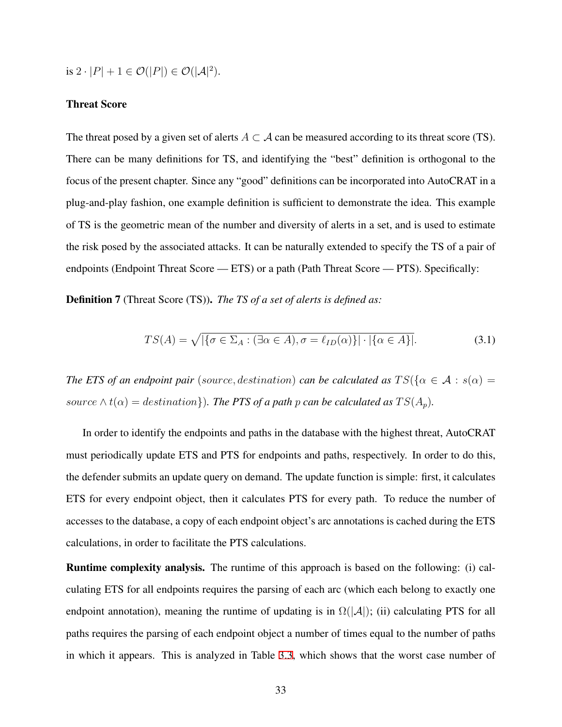is $2 \cdot |P| + 1 \in \mathcal{O}(|P|) \in \mathcal{O}(|\mathcal{A}|^2)$.

### Threat Score

The threat posed by a given set of alerts $A \subset \mathcal{A}$ can be measured according to its threat score (TS). There can be many definitions for TS, and identifying the "best" definition is orthogonal to the focus of the present chapter. Since any "good" definitions can be incorporated into AutoCRAT in a plug-and-play fashion, one example definition is sufficient to demonstrate the idea. This example of TS is the geometric mean of the number and diversity of alerts in a set, and is used to estimate the risk posed by the associated attacks. It can be naturally extended to specify the TS of a pair of endpoints (Endpoint Threat Score — ETS) or a path (Path Threat Score — PTS). Specifically:

**Definition 7** (Threat Score (TS)). *The TS of a set of alerts is defined as:*

$$TS(A) = \sqrt{|\{\sigma \in \Sigma_A : (\exists \alpha \in A), \sigma = \ell_{ID}(\alpha)\}| \cdot |\{\alpha \in A\}|}. \tag{3.1}$$

*The ETS of an endpoint pair $(source, destination)$ can be calculated as $TS(\{\alpha \in \mathcal{A} : s(\alpha) = source \wedge t(\alpha) = destination\})$. The PTS of a path $p$ can be calculated as $TS(A_p)$.*

In order to identify the endpoints and paths in the database with the highest threat, AutoCRAT must periodically update ETS and PTS for endpoints and paths, respectively. In order to do this, the defender submits an update query on demand. The update function is simple: first, it calculates ETS for every endpoint object, then it calculates PTS for every path. To reduce the number of accesses to the database, a copy of each endpoint object's arc annotations is cached during the ETS calculations, in order to facilitate the PTS calculations.

**Runtime complexity analysis.** The runtime of this approach is based on the following: (i) calculating ETS for all endpoints requires the parsing of each arc (which each belong to exactly one endpoint annotation), meaning the runtime of updating is in $\Omega(|\mathcal{A}|)$; (ii) calculating PTS for all paths requires the parsing of each endpoint object a number of times equal to the number of paths in which it appears. This is analyzed in Table 3.3, which shows that the worst case number of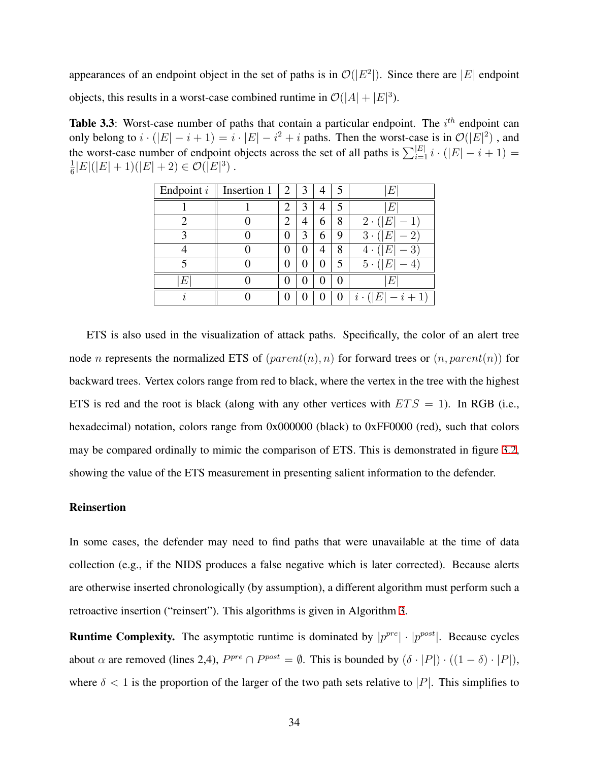appearances of an endpoint object in the set of paths is in $\mathcal{O}(|E^2|)$. Since there are $|E|$ endpoint objects, this results in a worst-case combined runtime in $\mathcal{O}(|A| + |E|^3)$.

**Table 3.3**: Worst-case number of paths that contain a particular endpoint. The $i^{th}$ endpoint can only belong to $i \cdot (|E| - i + 1) = i \cdot |E| - i^2 + i$ paths. Then the worst-case is in $\mathcal{O}(|E|^2)$ , and the worst-case number of endpoint objects across the set of all paths is $\sum_{i=1}^{|E|} i \cdot (|E| - i + 1) = \frac{1}{6}|E|(|E|+1)(|E|+2) \in \mathcal{O}(|E|^3)$ .

| Endpoint $i$ | Insertion 1 | 2 | 3 | 4 | 5 | $\|E\|$ |
|---|---|---|---|---|---|---|
| 1 | 1 | 2 | 3 | 4 | 5 | $\|E\|$ |
| 2 | 0 | 2 | 4 | 6 | 8 | $2 \cdot (\|E\| - 1)$ |
| 3 | 0 | 0 | 3 | 6 | 9 | $3 \cdot (\|E\| - 2)$ |
| 4 | 0 | 0 | 0 | 4 | 8 | $4 \cdot (\|E\| - 3)$ |
| 5 | 0 | 0 | 0 | 0 | 5 | $5 \cdot (\|E\| - 4)$ |
| $\|E\|$ | 0 | 0 | 0 | 0 | 0 | $\|E\|$ |
| $i$ | 0 | 0 | 0 | 0 | 0 | $i \cdot (\|E\| - i + 1)$ |

ETS is also used in the visualization of attack paths. Specifically, the color of an alert tree node $n$ represents the normalized ETS of $(parent(n), n)$ for forward trees or $(n, parent(n))$ for backward trees. Vertex colors range from red to black, where the vertex in the tree with the highest ETS is red and the root is black (along with any other vertices with $ETS = 1$). In RGB (i.e., hexadecimal) notation, colors range from 0x000000 (black) to 0xFF0000 (red), such that colors may be compared ordinally to mimic the comparison of ETS. This is demonstrated in figure 3.2, showing the value of the ETS measurement in presenting salient information to the defender.

#### Reinsertion

In some cases, the defender may need to find paths that were unavailable at the time of data collection (e.g., if the NIDS produces a false negative which is later corrected). Because alerts are otherwise inserted chronologically (by assumption), a different algorithm must perform such a retroactive insertion ("reinsert"). This algorithms is given in Algorithm 3.

**Runtime Complexity.** The asymptotic runtime is dominated by $|p^{pre}| \cdot |p^{post}|$. Because cycles about $\alpha$ are removed (lines 2,4), $P^{pre} \cap P^{post} = \emptyset$. This is bounded by $(\delta \cdot |P|) \cdot ((1 - \delta) \cdot |P|)$, where $\delta < 1$ is the proportion of the larger of the two path sets relative to $|P|$. This simplifies to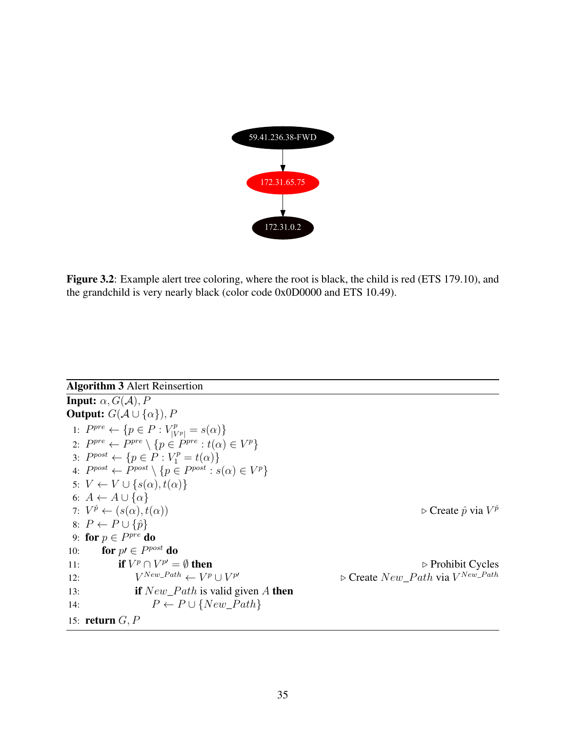59.41.236.38-FWD

172.31.65.75

172.31.0.2

**Figure 3.2**: Example alert tree coloring, where the root is black, the child is red (ETS 179.10), and the grandchild is very nearly black (color code 0x0D0000 and ETS 10.49).

---

**Algorithm 3** Alert Reinsertion

---

**Input:** $\alpha, G(\mathcal{A}), P$

**Output:** $G(\mathcal{A} \cup \{\alpha\}), P$

1: $P^{pre} \leftarrow \{p \in P : V^p_{|V^p|} = s(\alpha)\}$

2: $P^{pre} \leftarrow P^{pre} \setminus \{p \in P^{pre} : t(\alpha) \in V^p\}$

3: $P^{post} \leftarrow \{p \in P : V^p_1 = t(\alpha)\}$

4: $P^{post} \leftarrow P^{post} \setminus \{p \in P^{post} : s(\alpha) \in V^p\}$

5: $V \leftarrow V \cup \{s(\alpha), t(\alpha)\}$

6: $A \leftarrow A \cup \{\alpha\}$

7: $V^{\hat{p}} \leftarrow (s(\alpha), t(\alpha))$ ▷ Create $\hat{p}$ via $V^{\hat{p}}$

8: $P \leftarrow P \cup \{\hat{p}\}$

9: **for** $p \in P^{pre}$ **do**

10: &nbsp;&nbsp;&nbsp;&nbsp;**for** $p\prime \in P^{post}$ **do**

11: &nbsp;&nbsp;&nbsp;&nbsp;&nbsp;&nbsp;&nbsp;&nbsp;**if** $V^p \cap V^{p\prime} = \emptyset$ **then** ▷ Prohibit Cycles

12: &nbsp;&nbsp;&nbsp;&nbsp;&nbsp;&nbsp;&nbsp;&nbsp;&nbsp;&nbsp;&nbsp;&nbsp;$V^{New\_Path} \leftarrow V^p \cup V^{p\prime}$ ▷ Create $New\_Path$ via $V^{New\_Path}$

13: &nbsp;&nbsp;&nbsp;&nbsp;&nbsp;&nbsp;&nbsp;&nbsp;&nbsp;&nbsp;&nbsp;&nbsp;**if** $New\_Path$ is valid given $A$ **then**

14: &nbsp;&nbsp;&nbsp;&nbsp;&nbsp;&nbsp;&nbsp;&nbsp;&nbsp;&nbsp;&nbsp;&nbsp;&nbsp;&nbsp;&nbsp;&nbsp;$P \leftarrow P \cup \{New\_Path\}$

15: **return** $G, P$

---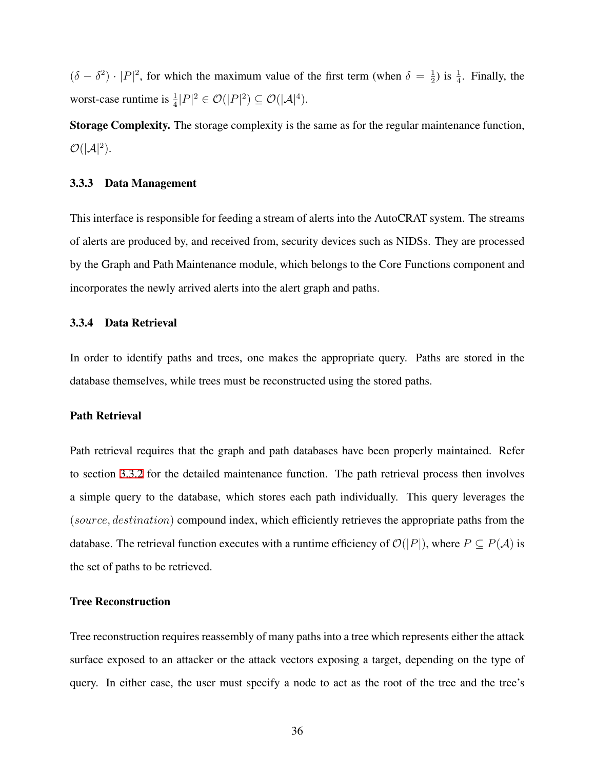$(\delta - \delta^2) \cdot |P|^2$, for which the maximum value of the first term (when $\delta = \frac{1}{2}$) is $\frac{1}{4}$. Finally, the worst-case runtime is $\frac{1}{4}|P|^2 \in \mathcal{O}(|P|^2) \subseteq \mathcal{O}(|\mathcal{A}|^4)$.

**Storage Complexity.** The storage complexity is the same as for the regular maintenance function, $\mathcal{O}(|\mathcal{A}|^2)$.

### 3.3.3 Data Management

This interface is responsible for feeding a stream of alerts into the AutoCRAT system. The streams of alerts are produced by, and received from, security devices such as NIDSs. They are processed by the Graph and Path Maintenance module, which belongs to the Core Functions component and incorporates the newly arrived alerts into the alert graph and paths.

### 3.3.4 Data Retrieval

In order to identify paths and trees, one makes the appropriate query. Paths are stored in the database themselves, while trees must be reconstructed using the stored paths.

#### Path Retrieval

Path retrieval requires that the graph and path databases have been properly maintained. Refer to section 3.3.2 for the detailed maintenance function. The path retrieval process then involves a simple query to the database, which stores each path individually. This query leverages the $(source, destination)$ compound index, which efficiently retrieves the appropriate paths from the database. The retrieval function executes with a runtime efficiency of $\mathcal{O}(|P|)$, where $P \subseteq P(\mathcal{A})$ is the set of paths to be retrieved.

#### Tree Reconstruction

Tree reconstruction requires reassembly of many paths into a tree which represents either the attack surface exposed to an attacker or the attack vectors exposing a target, depending on the type of query. In either case, the user must specify a node to act as the root of the tree and the tree's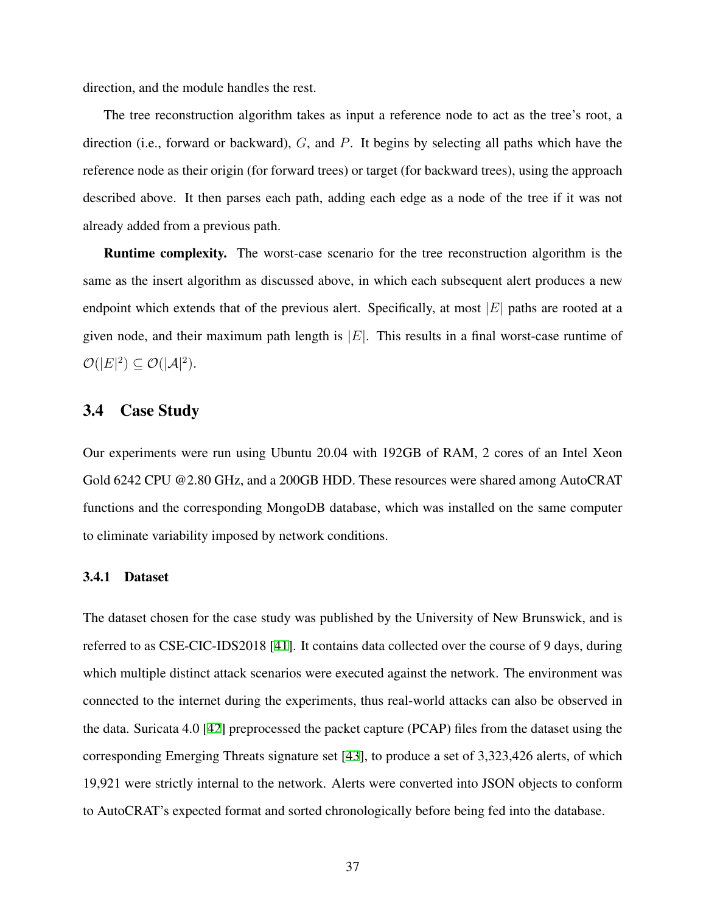direction, and the module handles the rest.

The tree reconstruction algorithm takes as input a reference node to act as the tree's root, a direction (i.e., forward or backward), $G$, and $P$. It begins by selecting all paths which have the reference node as their origin (for forward trees) or target (for backward trees), using the approach described above. It then parses each path, adding each edge as a node of the tree if it was not already added from a previous path.

**Runtime complexity.** The worst-case scenario for the tree reconstruction algorithm is the same as the insert algorithm as discussed above, in which each subsequent alert produces a new endpoint which extends that of the previous alert. Specifically, at most $|E|$ paths are rooted at a given node, and their maximum path length is $|E|$. This results in a final worst-case runtime of $\mathcal{O}(|E|^2) \subseteq \mathcal{O}(|\mathcal{A}|^2)$.

## 3.4 Case Study

Our experiments were run using Ubuntu 20.04 with 192GB of RAM, 2 cores of an Intel Xeon Gold 6242 CPU @2.80 GHz, and a 200GB HDD. These resources were shared among AutoCRAT functions and the corresponding MongoDB database, which was installed on the same computer to eliminate variability imposed by network conditions.

### 3.4.1 Dataset

The dataset chosen for the case study was published by the University of New Brunswick, and is referred to as CSE-CIC-IDS2018 [41]. It contains data collected over the course of 9 days, during which multiple distinct attack scenarios were executed against the network. The environment was connected to the internet during the experiments, thus real-world attacks can also be observed in the data. Suricata 4.0 [42] preprocessed the packet capture (PCAP) files from the dataset using the corresponding Emerging Threats signature set [43], to produce a set of 3,323,426 alerts, of which 19,921 were strictly internal to the network. Alerts were converted into JSON objects to conform to AutoCRAT's expected format and sorted chronologically before being fed into the database.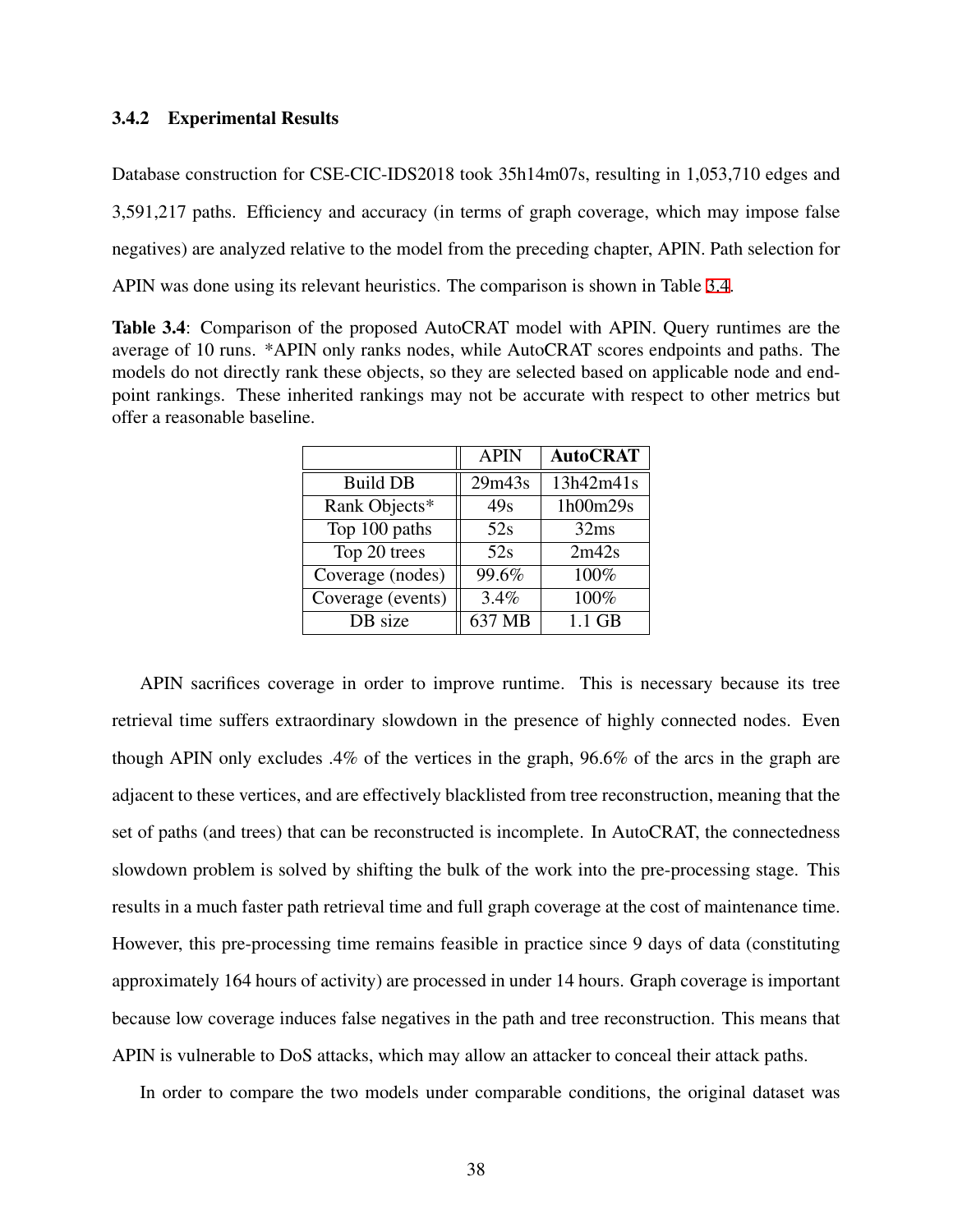### 3.4.2 Experimental Results

Database construction for CSE-CIC-IDS2018 took 35h14m07s, resulting in 1,053,710 edges and 3,591,217 paths. Efficiency and accuracy (in terms of graph coverage, which may impose false negatives) are analyzed relative to the model from the preceding chapter, APIN. Path selection for APIN was done using its relevant heuristics. The comparison is shown in Table 3.4.

**Table 3.4**: Comparison of the proposed AutoCRAT model with APIN. Query runtimes are the average of 10 runs. *APIN only ranks nodes, while AutoCRAT scores endpoints and paths. The models do not directly rank these objects, so they are selected based on applicable node and endpoint rankings. These inherited rankings may not be accurate with respect to other metrics but offer a reasonable baseline.

| | APIN | **AutoCRAT** |
|---|---|---|
| Build DB | 29m43s | 13h42m41s |
| Rank Objects* | 49s | 1h00m29s |
| Top 100 paths | 52s | 32ms |
| Top 20 trees | 52s | 2m42s |
| Coverage (nodes) | 99.6% | 100% |
| Coverage (events) | 3.4% | 100% |
| DB size | 637 MB | 1.1 GB |

APIN sacrifices coverage in order to improve runtime. This is necessary because its tree retrieval time suffers extraordinary slowdown in the presence of highly connected nodes. Even though APIN only excludes .4% of the vertices in the graph, 96.6% of the arcs in the graph are adjacent to these vertices, and are effectively blacklisted from tree reconstruction, meaning that the set of paths (and trees) that can be reconstructed is incomplete. In AutoCRAT, the connectedness slowdown problem is solved by shifting the bulk of the work into the pre-processing stage. This results in a much faster path retrieval time and full graph coverage at the cost of maintenance time. However, this pre-processing time remains feasible in practice since 9 days of data (constituting approximately 164 hours of activity) are processed in under 14 hours. Graph coverage is important because low coverage induces false negatives in the path and tree reconstruction. This means that APIN is vulnerable to DoS attacks, which may allow an attacker to conceal their attack paths.

In order to compare the two models under comparable conditions, the original dataset was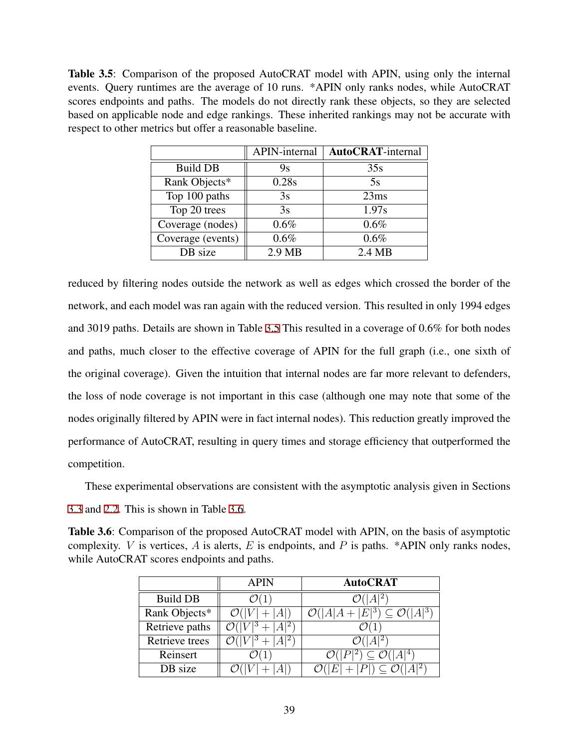**Table 3.5**: Comparison of the proposed AutoCRAT model with APIN, using only the internal events. Query runtimes are the average of 10 runs. *APIN only ranks nodes, while AutoCRAT scores endpoints and paths. The models do not directly rank these objects, so they are selected based on applicable node and edge rankings. These inherited rankings may not be accurate with respect to other metrics but offer a reasonable baseline.

| | APIN-internal | **AutoCRAT**-internal |
|---|---|---|
| Build DB | 9s | 35s |
| Rank Objects* | 0.28s | 5s |
| Top 100 paths | 3s | 23ms |
| Top 20 trees | 3s | 1.97s |
| Coverage (nodes) | 0.6% | 0.6% |
| Coverage (events) | 0.6% | 0.6% |
| DB size | 2.9 MB | 2.4 MB |

reduced by filtering nodes outside the network as well as edges which crossed the border of the network, and each model was ran again with the reduced version. This resulted in only 1994 edges and 3019 paths. Details are shown in Table 3.5 This resulted in a coverage of 0.6% for both nodes and paths, much closer to the effective coverage of APIN for the full graph (i.e., one sixth of the original coverage). Given the intuition that internal nodes are far more relevant to defenders, the loss of node coverage is not important in this case (although one may note that some of the nodes originally filtered by APIN were in fact internal nodes). This reduction greatly improved the performance of AutoCRAT, resulting in query times and storage efficiency that outperformed the competition.

These experimental observations are consistent with the asymptotic analysis given in Sections 3.3 and 2.2. This is shown in Table 3.6.

**Table 3.6**: Comparison of the proposed AutoCRAT model with APIN, on the basis of asymptotic complexity. $V$ is vertices, $A$ is alerts, $E$ is endpoints, and $P$ is paths. *APIN only ranks nodes, while AutoCRAT scores endpoints and paths.

| | APIN | **AutoCRAT** |
|---|---|---|
| Build DB | $\mathcal{O}(1)$ | $\mathcal{O}(\|A\|^2)$ |
| Rank Objects* | $\mathcal{O}(\|V\| + \|A\|)$ | $\mathcal{O}(\|A\|A + \|E\|^3) \subseteq \mathcal{O}(\|A\|^3)$ |
| Retrieve paths | $\mathcal{O}(\|V\|^3 + \|A\|^2)$ | $\mathcal{O}(1)$ |
| Retrieve trees | $\mathcal{O}(\|V\|^3 + \|A\|^2)$ | $\mathcal{O}(\|A\|^2)$ |
| Reinsert | $\mathcal{O}(1)$ | $\mathcal{O}(\|P\|^2) \subseteq \mathcal{O}(\|A\|^4)$ |
| DB size | $\mathcal{O}(\|V\| + \|A\|)$ | $\mathcal{O}(\|E\| + \|P\|) \subseteq \mathcal{O}(\|A\|^2)$ |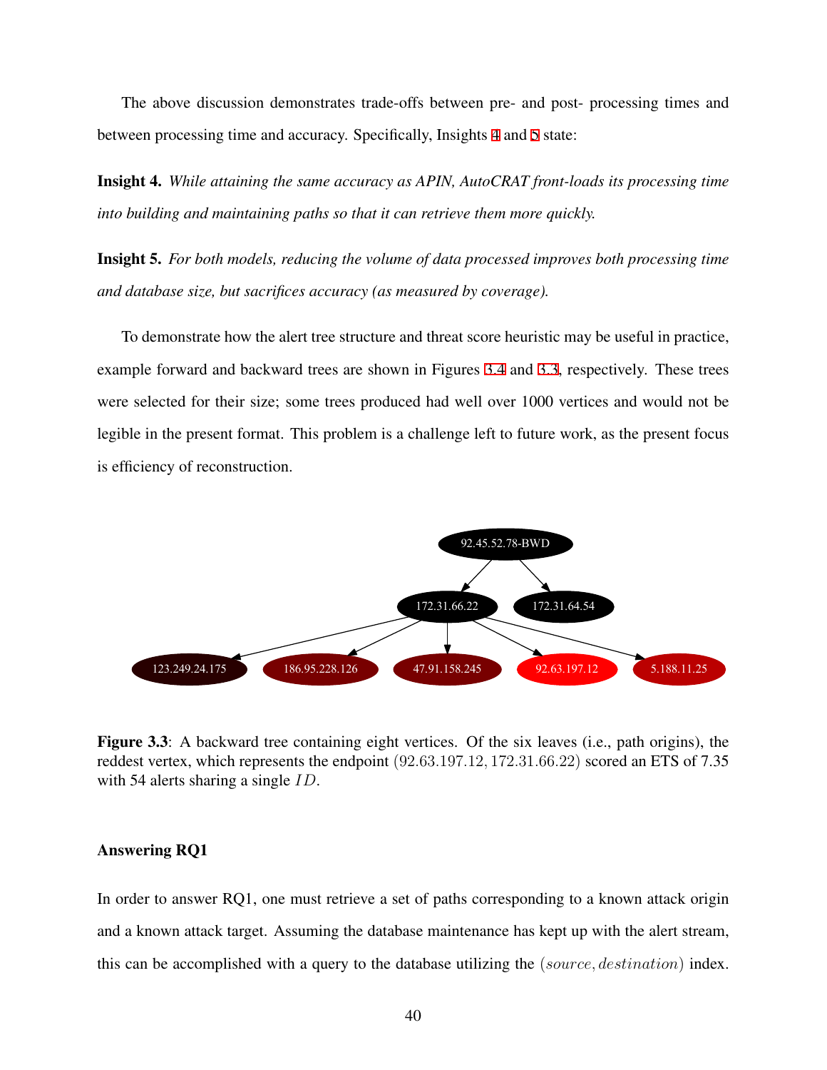The above discussion demonstrates trade-offs between pre- and post- processing times and between processing time and accuracy. Specifically, Insights 4 and 5 state:

**Insight 4.** *While attaining the same accuracy as APIN, AutoCRAT front-loads its processing time into building and maintaining paths so that it can retrieve them more quickly.*

**Insight 5.** *For both models, reducing the volume of data processed improves both processing time and database size, but sacrifices accuracy (as measured by coverage).*

To demonstrate how the alert tree structure and threat score heuristic may be useful in practice, example forward and backward trees are shown in Figures 3.4 and 3.3, respectively. These trees were selected for their size; some trees produced had well over 1000 vertices and would not be legible in the present format. This problem is a challenge left to future work, as the present focus is efficiency of reconstruction.

**Figure 3.3**: A backward tree containing eight vertices. Of the six leaves (i.e., path origins), the reddest vertex, which represents the endpoint $(92.63.197.12, 172.31.66.22)$ scored an ETS of 7.35 with 54 alerts sharing a single $ID$.

**Answering RQ1**

In order to answer RQ1, one must retrieve a set of paths corresponding to a known attack origin and a known attack target. Assuming the database maintenance has kept up with the alert stream, this can be accomplished with a query to the database utilizing the $(source, destination)$ index.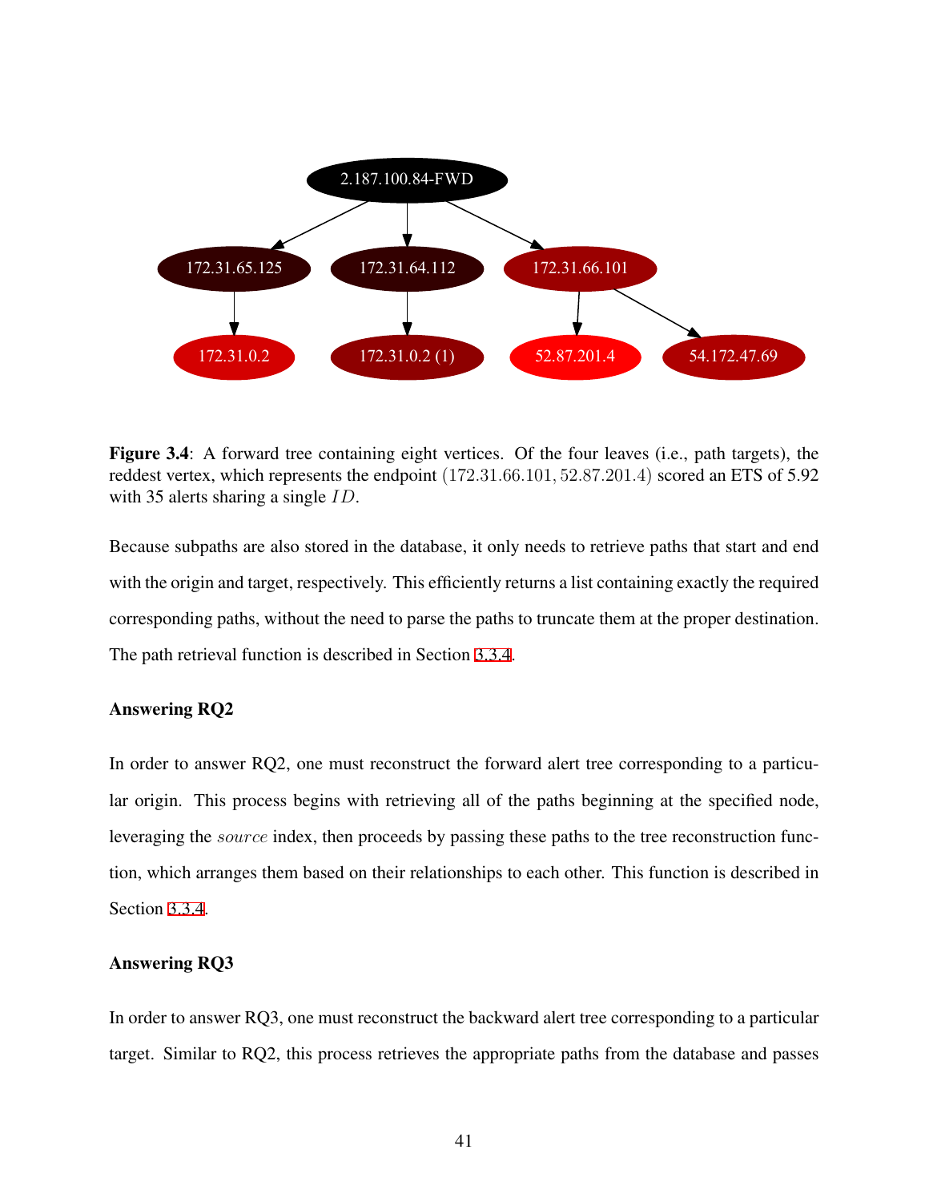**Figure 3.4**: A forward tree containing eight vertices. Of the four leaves (i.e., path targets), the reddest vertex, which represents the endpoint $(172.31.66.101, 52.87.201.4)$ scored an ETS of 5.92 with 35 alerts sharing a single $ID$.

Because subpaths are also stored in the database, it only needs to retrieve paths that start and end with the origin and target, respectively. This efficiently returns a list containing exactly the required corresponding paths, without the need to parse the paths to truncate them at the proper destination. The path retrieval function is described in Section 3.3.4.

**Answering RQ2**

In order to answer RQ2, one must reconstruct the forward alert tree corresponding to a particular origin. This process begins with retrieving all of the paths beginning at the specified node, leveraging the $source$ index, then proceeds by passing these paths to the tree reconstruction function, which arranges them based on their relationships to each other. This function is described in Section 3.3.4.

**Answering RQ3**

In order to answer RQ3, one must reconstruct the backward alert tree corresponding to a particular target. Similar to RQ2, this process retrieves the appropriate paths from the database and passes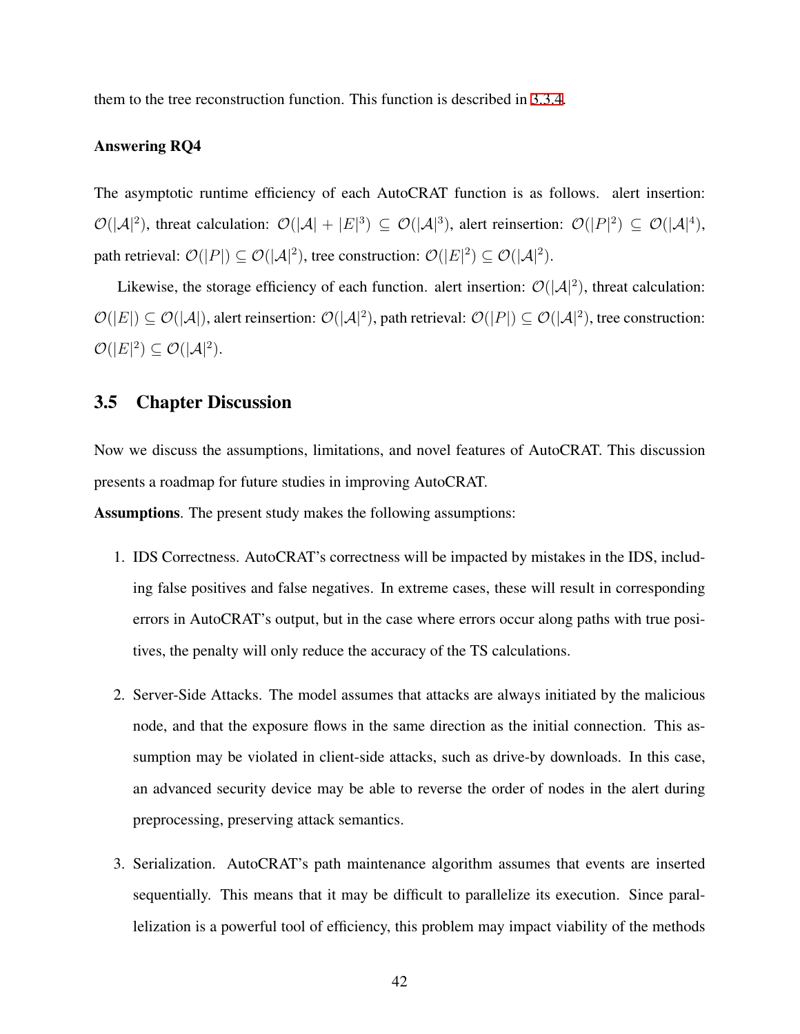them to the tree reconstruction function. This function is described in 3.3.4.

#### Answering RQ4

The asymptotic runtime efficiency of each AutoCRAT function is as follows. alert insertion: $\mathcal{O}(|\mathcal{A}|^2)$, threat calculation: $\mathcal{O}(|\mathcal{A}| + |E|^3) \subseteq \mathcal{O}(|\mathcal{A}|^3)$, alert reinsertion: $\mathcal{O}(|P|^2) \subseteq \mathcal{O}(|\mathcal{A}|^4)$, path retrieval: $\mathcal{O}(|P|) \subseteq \mathcal{O}(|\mathcal{A}|^2)$, tree construction: $\mathcal{O}(|E|^2) \subseteq \mathcal{O}(|\mathcal{A}|^2)$.

Likewise, the storage efficiency of each function. alert insertion: $\mathcal{O}(|\mathcal{A}|^2)$, threat calculation: $\mathcal{O}(|E|) \subseteq \mathcal{O}(|\mathcal{A}|)$, alert reinsertion: $\mathcal{O}(|\mathcal{A}|^2)$, path retrieval: $\mathcal{O}(|P|) \subseteq \mathcal{O}(|\mathcal{A}|^2)$, tree construction: $\mathcal{O}(|E|^2) \subseteq \mathcal{O}(|\mathcal{A}|^2)$.

## 3.5 Chapter Discussion

Now we discuss the assumptions, limitations, and novel features of AutoCRAT. This discussion presents a roadmap for future studies in improving AutoCRAT.

**Assumptions**. The present study makes the following assumptions:

1. IDS Correctness. AutoCRAT's correctness will be impacted by mistakes in the IDS, including false positives and false negatives. In extreme cases, these will result in corresponding errors in AutoCRAT's output, but in the case where errors occur along paths with true positives, the penalty will only reduce the accuracy of the TS calculations.

2. Server-Side Attacks. The model assumes that attacks are always initiated by the malicious node, and that the exposure flows in the same direction as the initial connection. This assumption may be violated in client-side attacks, such as drive-by downloads. In this case, an advanced security device may be able to reverse the order of nodes in the alert during preprocessing, preserving attack semantics.

3. Serialization. AutoCRAT's path maintenance algorithm assumes that events are inserted sequentially. This means that it may be difficult to parallelize its execution. Since parallelization is a powerful tool of efficiency, this problem may impact viability of the methods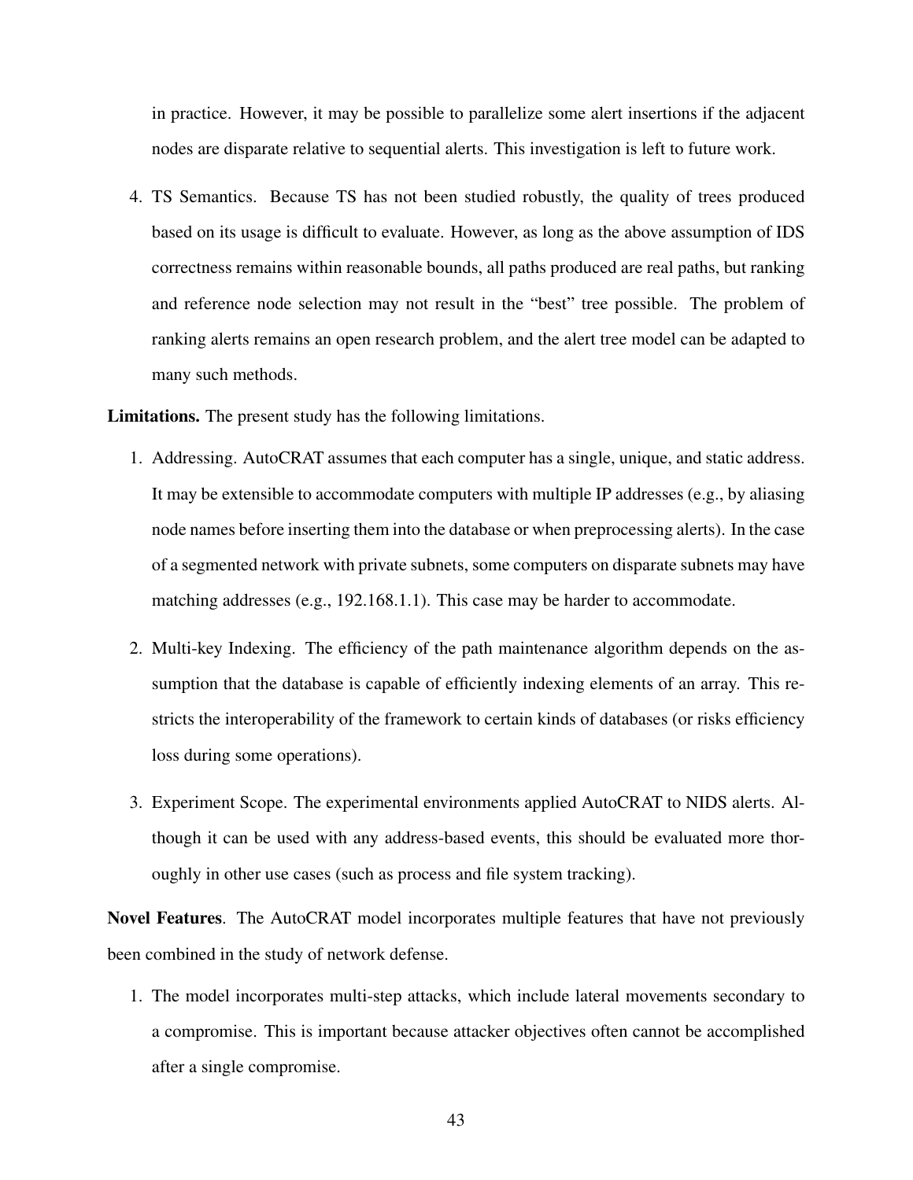in practice. However, it may be possible to parallelize some alert insertions if the adjacent nodes are disparate relative to sequential alerts. This investigation is left to future work.

4. TS Semantics. Because TS has not been studied robustly, the quality of trees produced based on its usage is difficult to evaluate. However, as long as the above assumption of IDS correctness remains within reasonable bounds, all paths produced are real paths, but ranking and reference node selection may not result in the "best" tree possible. The problem of ranking alerts remains an open research problem, and the alert tree model can be adapted to many such methods.

**Limitations.** The present study has the following limitations.

1. Addressing. AutoCRAT assumes that each computer has a single, unique, and static address. It may be extensible to accommodate computers with multiple IP addresses (e.g., by aliasing node names before inserting them into the database or when preprocessing alerts). In the case of a segmented network with private subnets, some computers on disparate subnets may have matching addresses (e.g., 192.168.1.1). This case may be harder to accommodate.

2. Multi-key Indexing. The efficiency of the path maintenance algorithm depends on the assumption that the database is capable of efficiently indexing elements of an array. This restricts the interoperability of the framework to certain kinds of databases (or risks efficiency loss during some operations).

3. Experiment Scope. The experimental environments applied AutoCRAT to NIDS alerts. Although it can be used with any address-based events, this should be evaluated more thoroughly in other use cases (such as process and file system tracking).

**Novel Features**. The AutoCRAT model incorporates multiple features that have not previously been combined in the study of network defense.

1. The model incorporates multi-step attacks, which include lateral movements secondary to a compromise. This is important because attacker objectives often cannot be accomplished after a single compromise.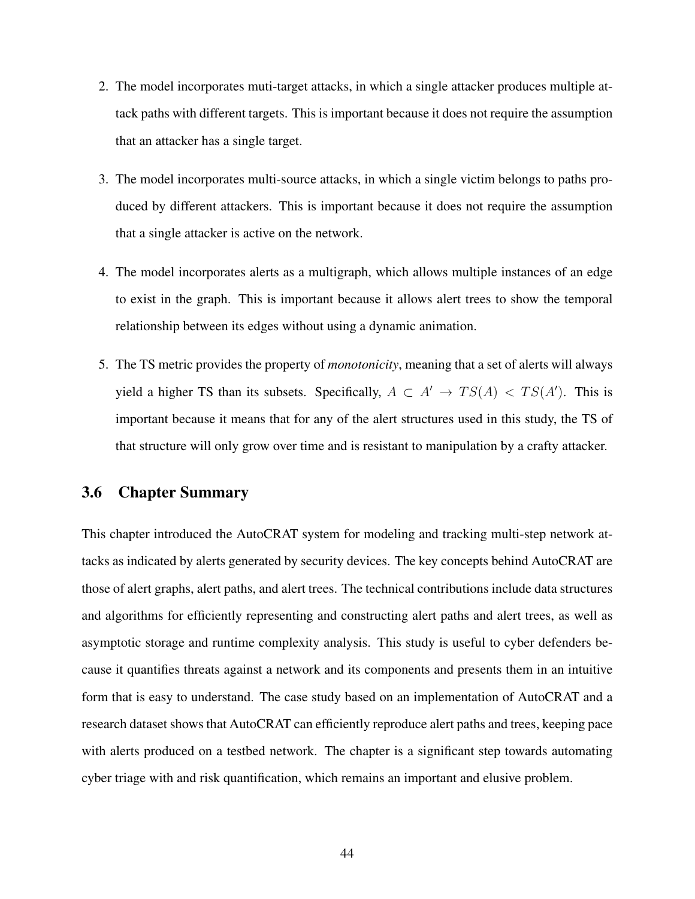2. The model incorporates muti-target attacks, in which a single attacker produces multiple attack paths with different targets. This is important because it does not require the assumption that an attacker has a single target.

3. The model incorporates multi-source attacks, in which a single victim belongs to paths produced by different attackers. This is important because it does not require the assumption that a single attacker is active on the network.

4. The model incorporates alerts as a multigraph, which allows multiple instances of an edge to exist in the graph. This is important because it allows alert trees to show the temporal relationship between its edges without using a dynamic animation.

5. The TS metric provides the property of *monotonicity*, meaning that a set of alerts will always yield a higher TS than its subsets. Specifically, $A \subset A' \rightarrow TS(A) < TS(A')$. This is important because it means that for any of the alert structures used in this study, the TS of that structure will only grow over time and is resistant to manipulation by a crafty attacker.

## 3.6 Chapter Summary

This chapter introduced the AutoCRAT system for modeling and tracking multi-step network attacks as indicated by alerts generated by security devices. The key concepts behind AutoCRAT are those of alert graphs, alert paths, and alert trees. The technical contributions include data structures and algorithms for efficiently representing and constructing alert paths and alert trees, as well as asymptotic storage and runtime complexity analysis. This study is useful to cyber defenders because it quantifies threats against a network and its components and presents them in an intuitive form that is easy to understand. The case study based on an implementation of AutoCRAT and a research dataset shows that AutoCRAT can efficiently reproduce alert paths and trees, keeping pace with alerts produced on a testbed network. The chapter is a significant step towards automating cyber triage with and risk quantification, which remains an important and elusive problem.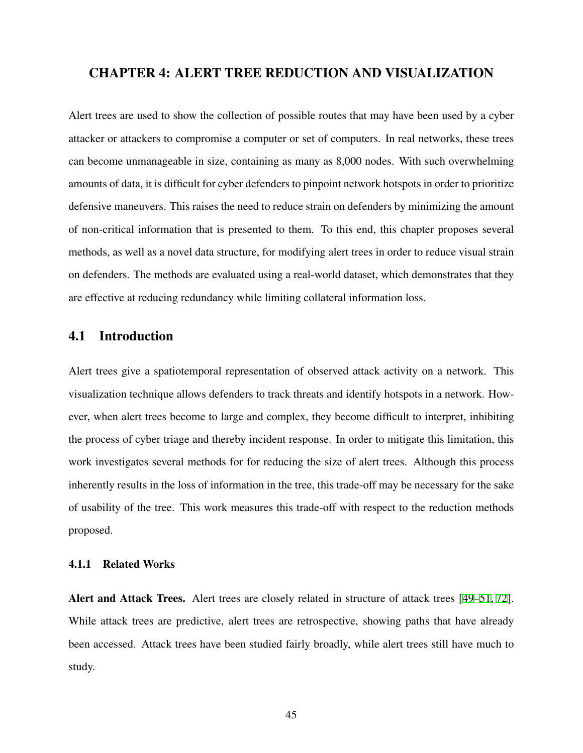# CHAPTER 4: ALERT TREE REDUCTION AND VISUALIZATION

Alert trees are used to show the collection of possible routes that may have been used by a cyber attacker or attackers to compromise a computer or set of computers. In real networks, these trees can become unmanageable in size, containing as many as 8,000 nodes. With such overwhelming amounts of data, it is difficult for cyber defenders to pinpoint network hotspots in order to prioritize defensive maneuvers. This raises the need to reduce strain on defenders by minimizing the amount of non-critical information that is presented to them. To this end, this chapter proposes several methods, as well as a novel data structure, for modifying alert trees in order to reduce visual strain on defenders. The methods are evaluated using a real-world dataset, which demonstrates that they are effective at reducing redundancy while limiting collateral information loss.

## 4.1 Introduction

Alert trees give a spatiotemporal representation of observed attack activity on a network. This visualization technique allows defenders to track threats and identify hotspots in a network. However, when alert trees become to large and complex, they become difficult to interpret, inhibiting the process of cyber triage and thereby incident response. In order to mitigate this limitation, this work investigates several methods for for reducing the size of alert trees. Although this process inherently results in the loss of information in the tree, this trade-off may be necessary for the sake of usability of the tree. This work measures this trade-off with respect to the reduction methods proposed.

### 4.1.1 Related Works

**Alert and Attack Trees.** Alert trees are closely related in structure of attack trees [49–51, 72]. While attack trees are predictive, alert trees are retrospective, showing paths that have already been accessed. Attack trees have been studied fairly broadly, while alert trees still have much to study.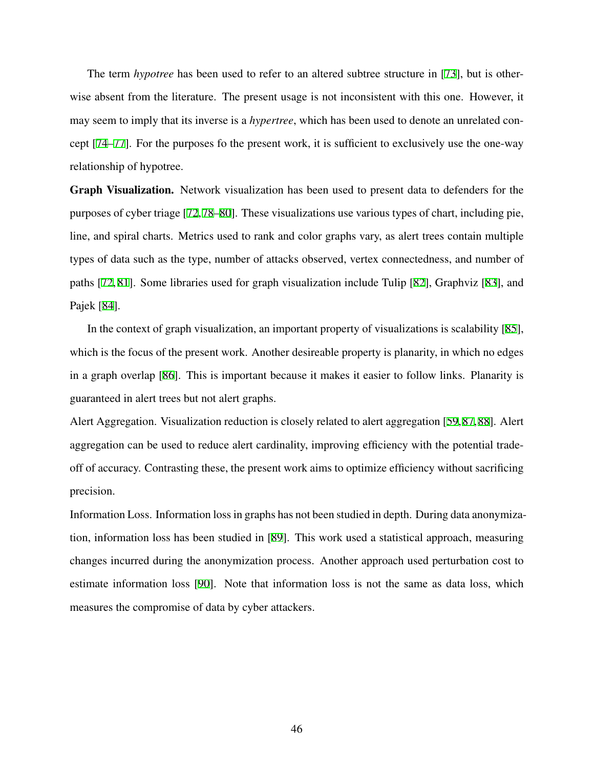The term *hypotree* has been used to refer to an altered subtree structure in [73], but is otherwise absent from the literature. The present usage is not inconsistent with this one. However, it may seem to imply that its inverse is a *hypertree*, which has been used to denote an unrelated concept [74–77]. For the purposes fo the present work, it is sufficient to exclusively use the one-way relationship of hypotree.

**Graph Visualization.** Network visualization has been used to present data to defenders for the purposes of cyber triage [72, 78–80]. These visualizations use various types of chart, including pie, line, and spiral charts. Metrics used to rank and color graphs vary, as alert trees contain multiple types of data such as the type, number of attacks observed, vertex connectedness, and number of paths [72, 81]. Some libraries used for graph visualization include Tulip [82], Graphviz [83], and Pajek [84].

In the context of graph visualization, an important property of visualizations is scalability [85], which is the focus of the present work. Another desireable property is planarity, in which no edges in a graph overlap [86]. This is important because it makes it easier to follow links. Planarity is guaranteed in alert trees but not alert graphs.

Alert Aggregation. Visualization reduction is closely related to alert aggregation [59, 87, 88]. Alert aggregation can be used to reduce alert cardinality, improving efficiency with the potential trade-off of accuracy. Contrasting these, the present work aims to optimize efficiency without sacrificing precision.

Information Loss. Information loss in graphs has not been studied in depth. During data anonymization, information loss has been studied in [89]. This work used a statistical approach, measuring changes incurred during the anonymization process. Another approach used perturbation cost to estimate information loss [90]. Note that information loss is not the same as data loss, which measures the compromise of data by cyber attackers.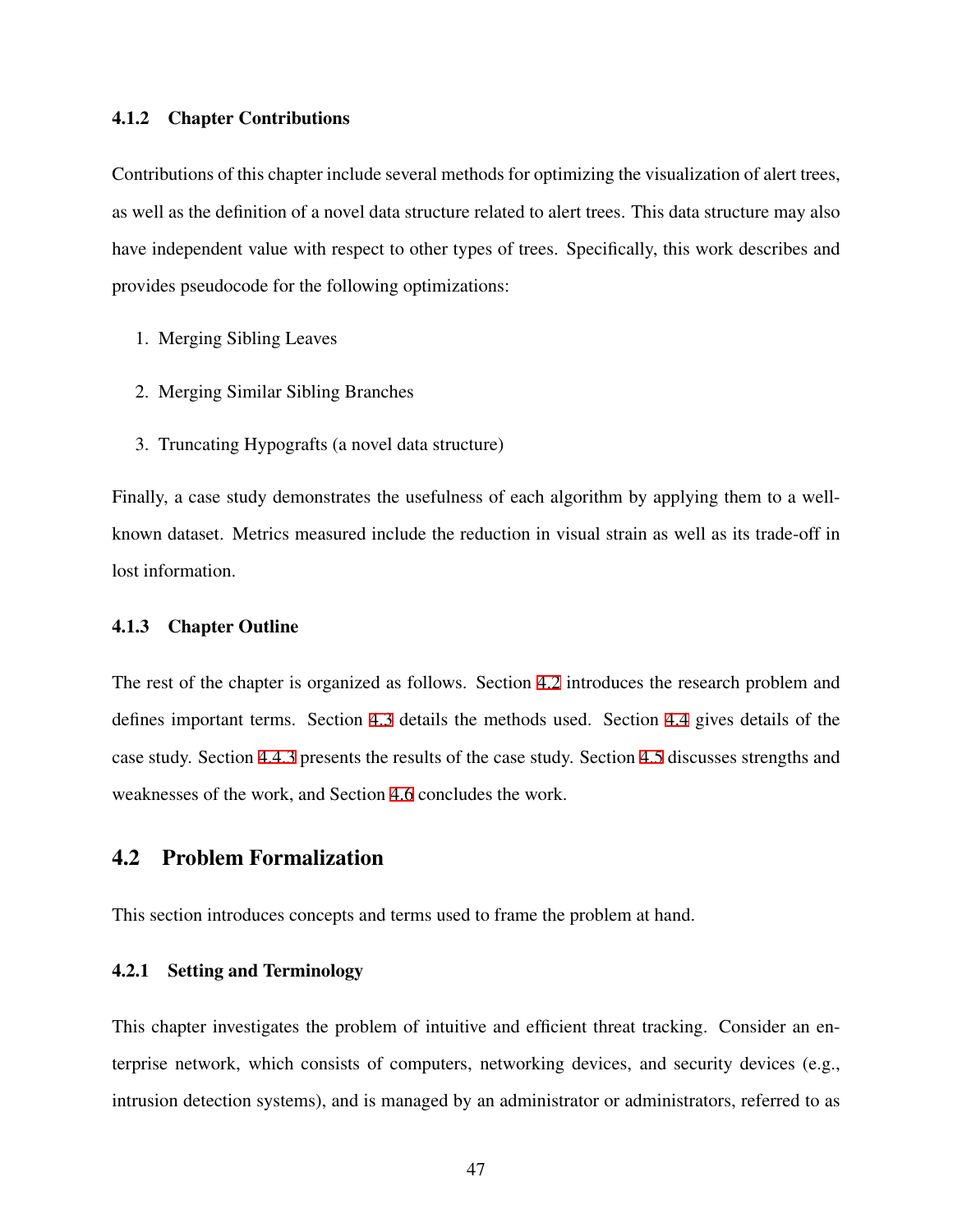### 4.1.2 Chapter Contributions

Contributions of this chapter include several methods for optimizing the visualization of alert trees, as well as the definition of a novel data structure related to alert trees. This data structure may also have independent value with respect to other types of trees. Specifically, this work describes and provides pseudocode for the following optimizations:

1. Merging Sibling Leaves
2. Merging Similar Sibling Branches
3. Truncating Hypografts (a novel data structure)

Finally, a case study demonstrates the usefulness of each algorithm by applying them to a well-known dataset. Metrics measured include the reduction in visual strain as well as its trade-off in lost information.

### 4.1.3 Chapter Outline

The rest of the chapter is organized as follows. Section 4.2 introduces the research problem and defines important terms. Section 4.3 details the methods used. Section 4.4 gives details of the case study. Section 4.4.3 presents the results of the case study. Section 4.5 discusses strengths and weaknesses of the work, and Section 4.6 concludes the work.

## 4.2 Problem Formalization

This section introduces concepts and terms used to frame the problem at hand.

### 4.2.1 Setting and Terminology

This chapter investigates the problem of intuitive and efficient threat tracking. Consider an enterprise network, which consists of computers, networking devices, and security devices (e.g., intrusion detection systems), and is managed by an administrator or administrators, referred to as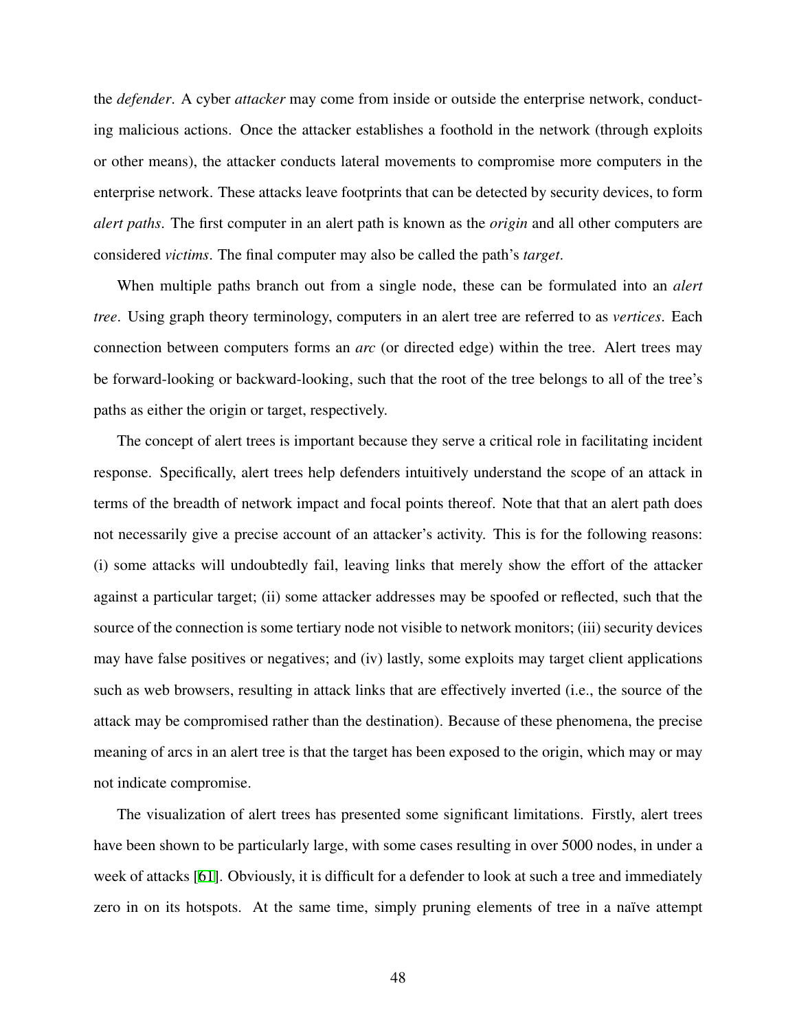the *defender*. A cyber *attacker* may come from inside or outside the enterprise network, conducting malicious actions. Once the attacker establishes a foothold in the network (through exploits or other means), the attacker conducts lateral movements to compromise more computers in the enterprise network. These attacks leave footprints that can be detected by security devices, to form *alert paths*. The first computer in an alert path is known as the *origin* and all other computers are considered *victims*. The final computer may also be called the path's *target*.

When multiple paths branch out from a single node, these can be formulated into an *alert tree*. Using graph theory terminology, computers in an alert tree are referred to as *vertices*. Each connection between computers forms an *arc* (or directed edge) within the tree. Alert trees may be forward-looking or backward-looking, such that the root of the tree belongs to all of the tree's paths as either the origin or target, respectively.

The concept of alert trees is important because they serve a critical role in facilitating incident response. Specifically, alert trees help defenders intuitively understand the scope of an attack in terms of the breadth of network impact and focal points thereof. Note that that an alert path does not necessarily give a precise account of an attacker's activity. This is for the following reasons: (i) some attacks will undoubtedly fail, leaving links that merely show the effort of the attacker against a particular target; (ii) some attacker addresses may be spoofed or reflected, such that the source of the connection is some tertiary node not visible to network monitors; (iii) security devices may have false positives or negatives; and (iv) lastly, some exploits may target client applications such as web browsers, resulting in attack links that are effectively inverted (i.e., the source of the attack may be compromised rather than the destination). Because of these phenomena, the precise meaning of arcs in an alert tree is that the target has been exposed to the origin, which may or may not indicate compromise.

The visualization of alert trees has presented some significant limitations. Firstly, alert trees have been shown to be particularly large, with some cases resulting in over 5000 nodes, in under a week of attacks [61]. Obviously, it is difficult for a defender to look at such a tree and immediately zero in on its hotspots. At the same time, simply pruning elements of tree in a naïve attempt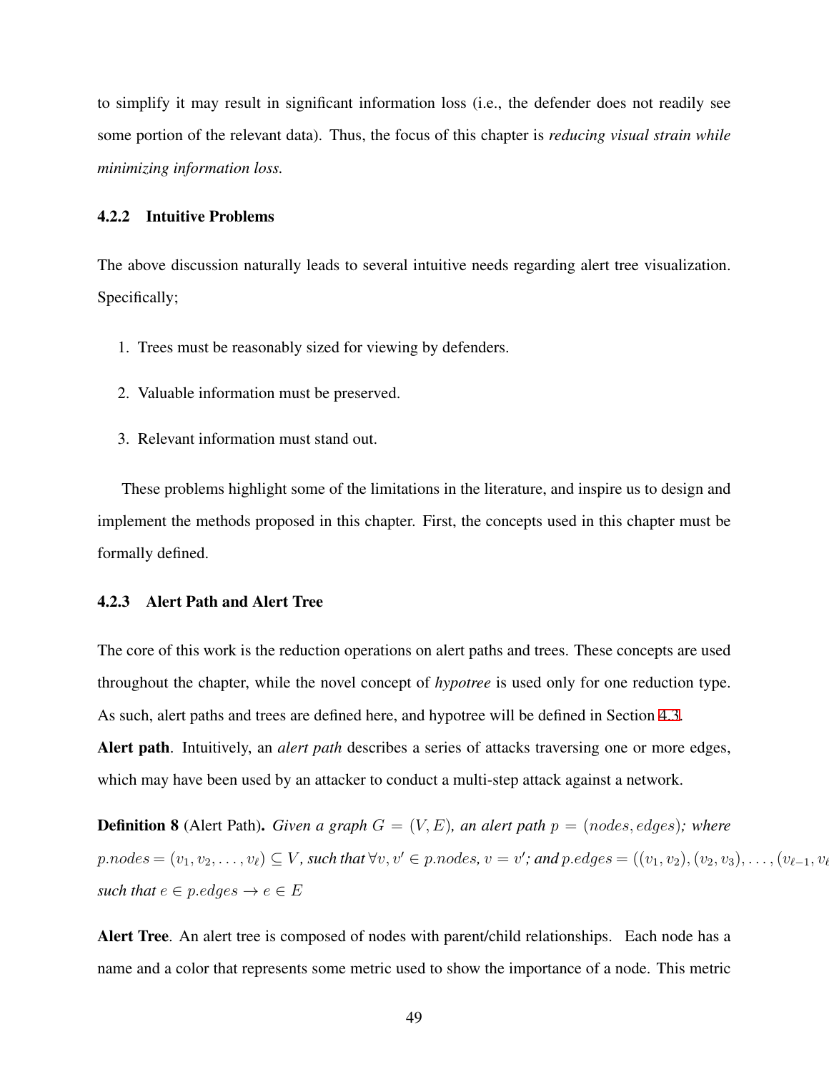to simplify it may result in significant information loss (i.e., the defender does not readily see some portion of the relevant data). Thus, the focus of this chapter is *reducing visual strain while minimizing information loss*.

### 4.2.2 Intuitive Problems

The above discussion naturally leads to several intuitive needs regarding alert tree visualization. Specifically;

1. Trees must be reasonably sized for viewing by defenders.
2. Valuable information must be preserved.
3. Relevant information must stand out.

These problems highlight some of the limitations in the literature, and inspire us to design and implement the methods proposed in this chapter. First, the concepts used in this chapter must be formally defined.

### 4.2.3 Alert Path and Alert Tree

The core of this work is the reduction operations on alert paths and trees. These concepts are used throughout the chapter, while the novel concept of *hypotree* is used only for one reduction type. As such, alert paths and trees are defined here, and hypotree will be defined in Section 4.3.

**Alert path**. Intuitively, an *alert path* describes a series of attacks traversing one or more edges, which may have been used by an attacker to conduct a multi-step attack against a network.

**Definition 8** (Alert Path)**.** *Given a graph $G = (V, E)$, an alert path $p = (nodes, edges)$; where $p.nodes = (v_1, v_2, \ldots, v_\ell) \subseteq V$, such that $\forall v, v' \in p.nodes$, $v = v'$; and $p.edges = ((v_1, v_2), (v_2, v_3), \ldots, (v_{\ell-1}, v_\ell$ such that $e \in p.edges \rightarrow e \in E$*

**Alert Tree**. An alert tree is composed of nodes with parent/child relationships. Each node has a name and a color that represents some metric used to show the importance of a node. This metric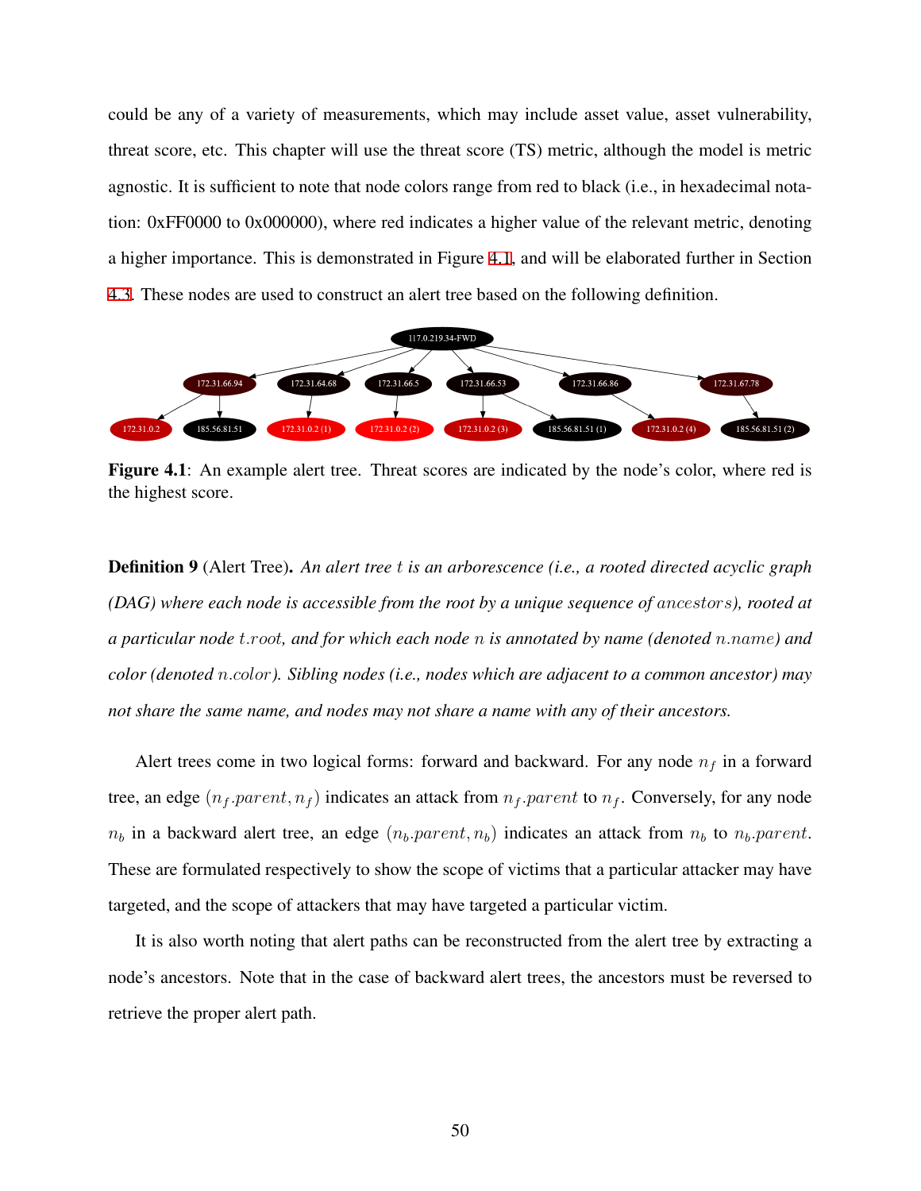could be any of a variety of measurements, which may include asset value, asset vulnerability, threat score, etc. This chapter will use the threat score (TS) metric, although the model is metric agnostic. It is sufficient to note that node colors range from red to black (i.e., in hexadecimal notation: 0xFF0000 to 0x000000), where red indicates a higher value of the relevant metric, denoting a higher importance. This is demonstrated in Figure 4.1, and will be elaborated further in Section 4.3. These nodes are used to construct an alert tree based on the following definition.

**Figure 4.1**: An example alert tree. Threat scores are indicated by the node's color, where red is the highest score.

**Definition 9** (Alert Tree)**.** *An alert tree $t$ is an arborescence (i.e., a rooted directed acyclic graph (DAG) where each node is accessible from the root by a unique sequence of $ancestors$), rooted at a particular node $t.root$, and for which each node $n$ is annotated by name (denoted $n.name$) and color (denoted $n.color$). Sibling nodes (i.e., nodes which are adjacent to a common ancestor) may not share the same name, and nodes may not share a name with any of their ancestors.*

Alert trees come in two logical forms: forward and backward. For any node $n_f$ in a forward tree, an edge $(n_f.parent, n_f)$ indicates an attack from $n_f.parent$ to $n_f$. Conversely, for any node $n_b$ in a backward alert tree, an edge $(n_b.parent, n_b)$ indicates an attack from $n_b$ to $n_b.parent$. These are formulated respectively to show the scope of victims that a particular attacker may have targeted, and the scope of attackers that may have targeted a particular victim.

It is also worth noting that alert paths can be reconstructed from the alert tree by extracting a node's ancestors. Note that in the case of backward alert trees, the ancestors must be reversed to retrieve the proper alert path.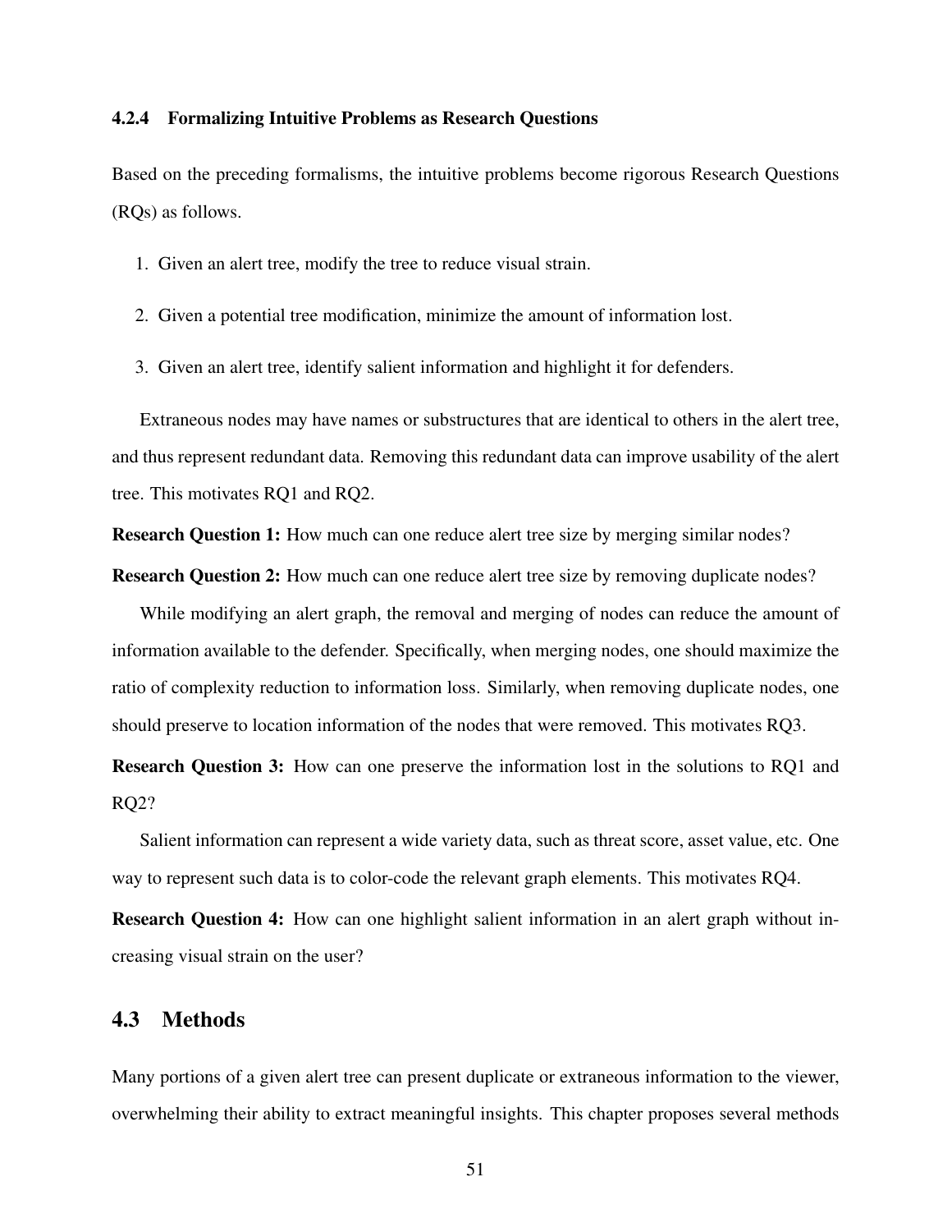### 4.2.4 Formalizing Intuitive Problems as Research Questions

Based on the preceding formalisms, the intuitive problems become rigorous Research Questions (RQs) as follows.

1. Given an alert tree, modify the tree to reduce visual strain.
2. Given a potential tree modification, minimize the amount of information lost.
3. Given an alert tree, identify salient information and highlight it for defenders.

Extraneous nodes may have names or substructures that are identical to others in the alert tree, and thus represent redundant data. Removing this redundant data can improve usability of the alert tree. This motivates RQ1 and RQ2.

**Research Question 1:** How much can one reduce alert tree size by merging similar nodes?

**Research Question 2:** How much can one reduce alert tree size by removing duplicate nodes?

While modifying an alert graph, the removal and merging of nodes can reduce the amount of information available to the defender. Specifically, when merging nodes, one should maximize the ratio of complexity reduction to information loss. Similarly, when removing duplicate nodes, one should preserve to location information of the nodes that were removed. This motivates RQ3.

**Research Question 3:** How can one preserve the information lost in the solutions to RQ1 and RQ2?

Salient information can represent a wide variety data, such as threat score, asset value, etc. One way to represent such data is to color-code the relevant graph elements. This motivates RQ4.

**Research Question 4:** How can one highlight salient information in an alert graph without increasing visual strain on the user?

## 4.3 Methods

Many portions of a given alert tree can present duplicate or extraneous information to the viewer, overwhelming their ability to extract meaningful insights. This chapter proposes several methods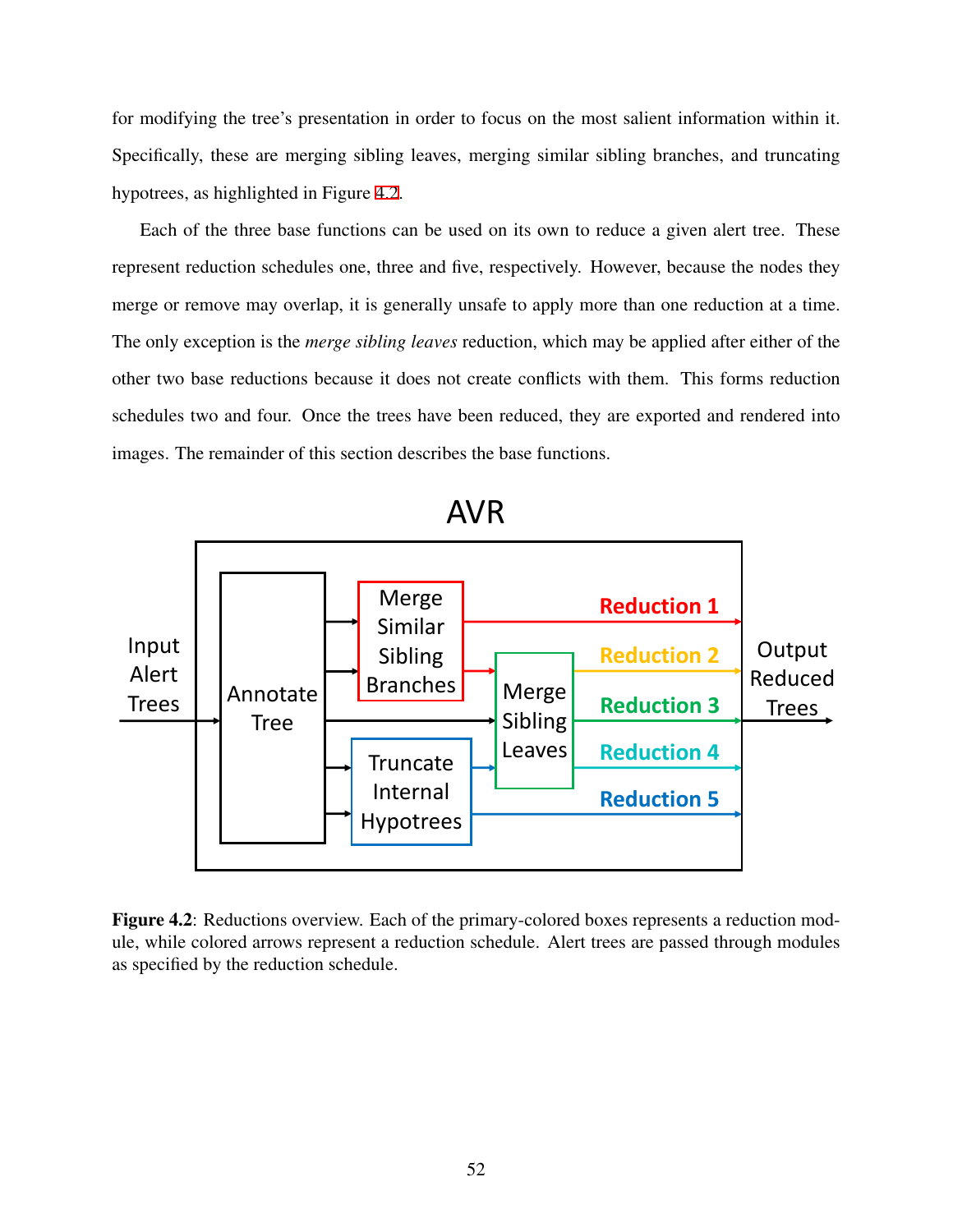for modifying the tree's presentation in order to focus on the most salient information within it. Specifically, these are merging sibling leaves, merging similar sibling branches, and truncating hypotrees, as highlighted in Figure 4.2.

Each of the three base functions can be used on its own to reduce a given alert tree. These represent reduction schedules one, three and five, respectively. However, because the nodes they merge or remove may overlap, it is generally unsafe to apply more than one reduction at a time. The only exception is the *merge sibling leaves* reduction, which may be applied after either of the other two base reductions because it does not create conflicts with them. This forms reduction schedules two and four. Once the trees have been reduced, they are exported and rendered into images. The remainder of this section describes the base functions.

**Figure 4.2**: Reductions overview. Each of the primary-colored boxes represents a reduction module, while colored arrows represent a reduction schedule. Alert trees are passed through modules as specified by the reduction schedule.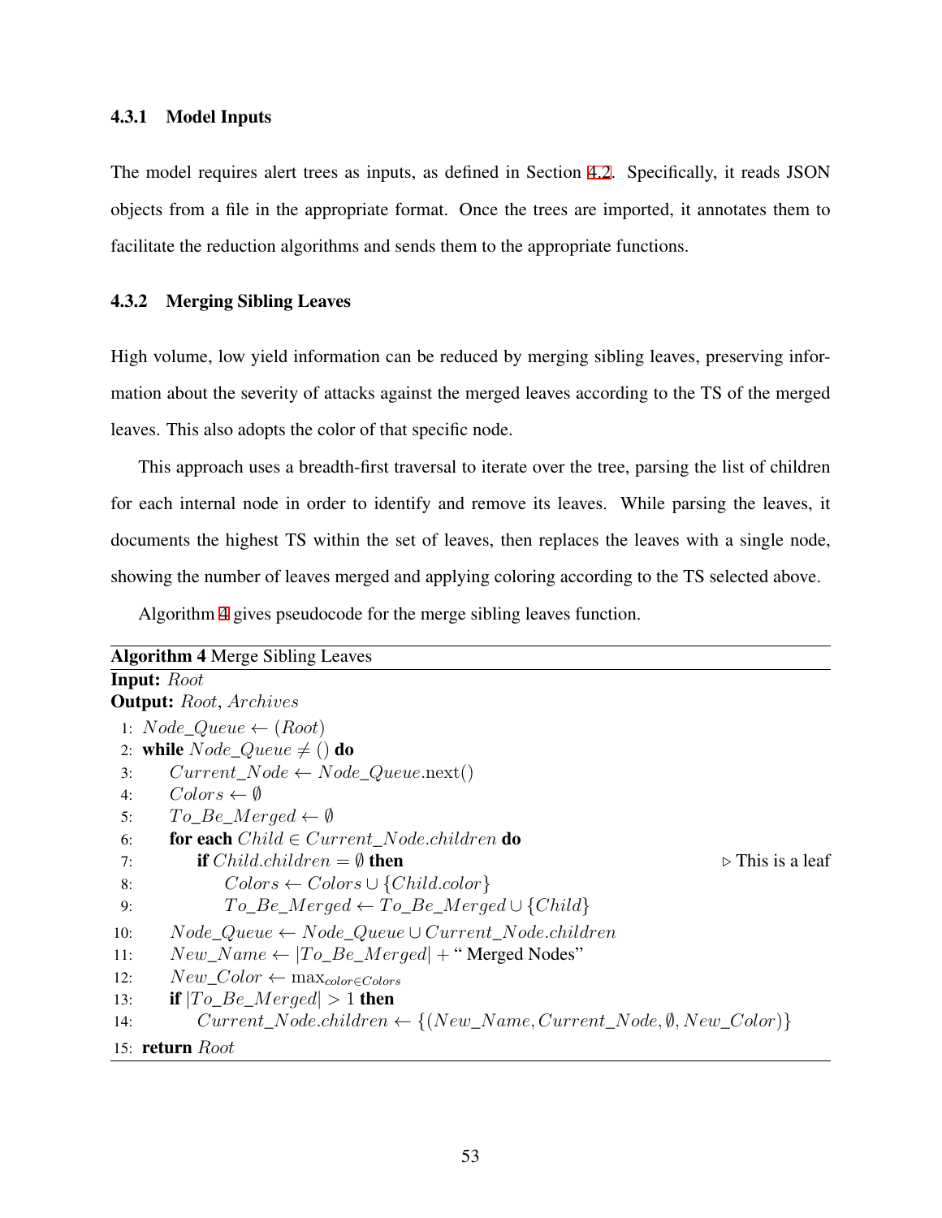#### 4.3.1 Model Inputs

The model requires alert trees as inputs, as defined in Section 4.2. Specifically, it reads JSON objects from a file in the appropriate format. Once the trees are imported, it annotates them to facilitate the reduction algorithms and sends them to the appropriate functions.

#### 4.3.2 Merging Sibling Leaves

High volume, low yield information can be reduced by merging sibling leaves, preserving information about the severity of attacks against the merged leaves according to the TS of the merged leaves. This also adopts the color of that specific node.

This approach uses a breadth-first traversal to iterate over the tree, parsing the list of children for each internal node in order to identify and remove its leaves. While parsing the leaves, it documents the highest TS within the set of leaves, then replaces the leaves with a single node, showing the number of leaves merged and applying coloring according to the TS selected above.

Algorithm 4 gives pseudocode for the merge sibling leaves function.

---

**Algorithm 4** Merge Sibling Leaves

---

**Input:** $Root$
**Output:** $Root$, $Archives$

1: $Node\_Queue \leftarrow (Root)$
2: **while** $Node\_Queue \neq ()$ **do**
3: $\quad Current\_Node \leftarrow Node\_Queue.\text{next}()$
4: $\quad Colors \leftarrow \emptyset$
5: $\quad To\_Be\_Merged \leftarrow \emptyset$
6: $\quad$ **for each** $Child \in Current\_Node.children$ **do**
7: $\quad\quad$ **if** $Child.children = \emptyset$ **then** $\quad$ ▷ This is a leaf
8: $\quad\quad\quad Colors \leftarrow Colors \cup \{Child.color\}$
9: $\quad\quad\quad To\_Be\_Merged \leftarrow To\_Be\_Merged \cup \{Child\}$
10: $\quad Node\_Queue \leftarrow Node\_Queue \cup Current\_Node.children$
11: $\quad New\_Name \leftarrow |To\_Be\_Merged| + \text{" Merged Nodes"}$
12: $\quad New\_Color \leftarrow \max_{color \in Colors}$
13: $\quad$ **if** $|To\_Be\_Merged| > 1$ **then**
14: $\quad\quad Current\_Node.children \leftarrow \{(New\_Name, Current\_Node, \emptyset, New\_Color)\}$
15: **return** $Root$

---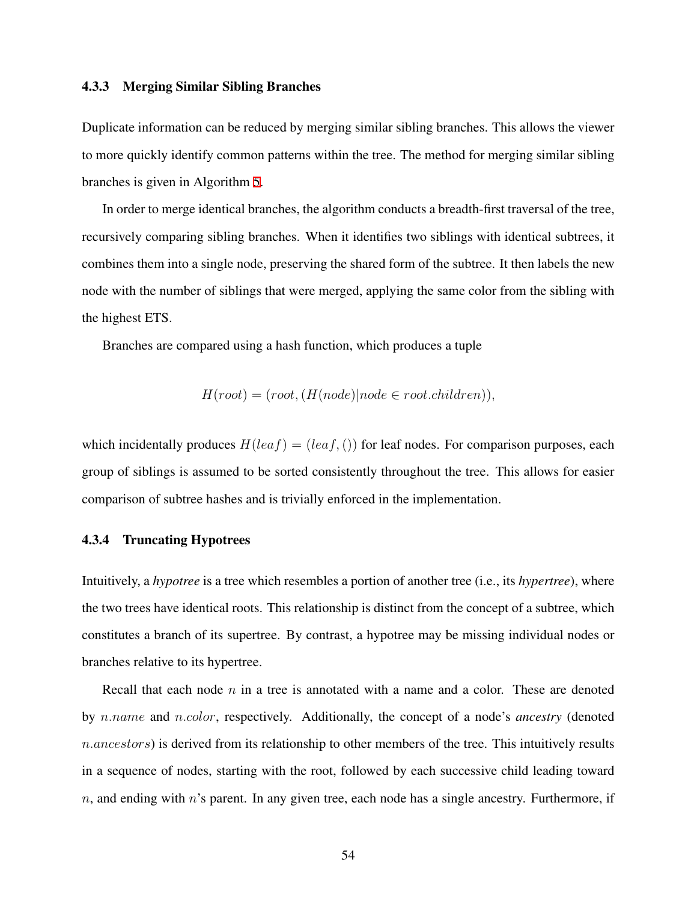### 4.3.3 Merging Similar Sibling Branches

Duplicate information can be reduced by merging similar sibling branches. This allows the viewer to more quickly identify common patterns within the tree. The method for merging similar sibling branches is given in Algorithm 5.

In order to merge identical branches, the algorithm conducts a breadth-first traversal of the tree, recursively comparing sibling branches. When it identifies two siblings with identical subtrees, it combines them into a single node, preserving the shared form of the subtree. It then labels the new node with the number of siblings that were merged, applying the same color from the sibling with the highest ETS.

Branches are compared using a hash function, which produces a tuple

$$H(root) = (root, (H(node) | node \in root.children)),$$

which incidentally produces $H(leaf) = (leaf, ())$ for leaf nodes. For comparison purposes, each group of siblings is assumed to be sorted consistently throughout the tree. This allows for easier comparison of subtree hashes and is trivially enforced in the implementation.

### 4.3.4 Truncating Hypotrees

Intuitively, a *hypotree* is a tree which resembles a portion of another tree (i.e., its *hypertree*), where the two trees have identical roots. This relationship is distinct from the concept of a subtree, which constitutes a branch of its supertree. By contrast, a hypotree may be missing individual nodes or branches relative to its hypertree.

Recall that each node $n$ in a tree is annotated with a name and a color. These are denoted by $n.name$ and $n.color$, respectively. Additionally, the concept of a node's *ancestry* (denoted $n.ancestors$) is derived from its relationship to other members of the tree. This intuitively results in a sequence of nodes, starting with the root, followed by each successive child leading toward $n$, and ending with $n$'s parent. In any given tree, each node has a single ancestry. Furthermore, if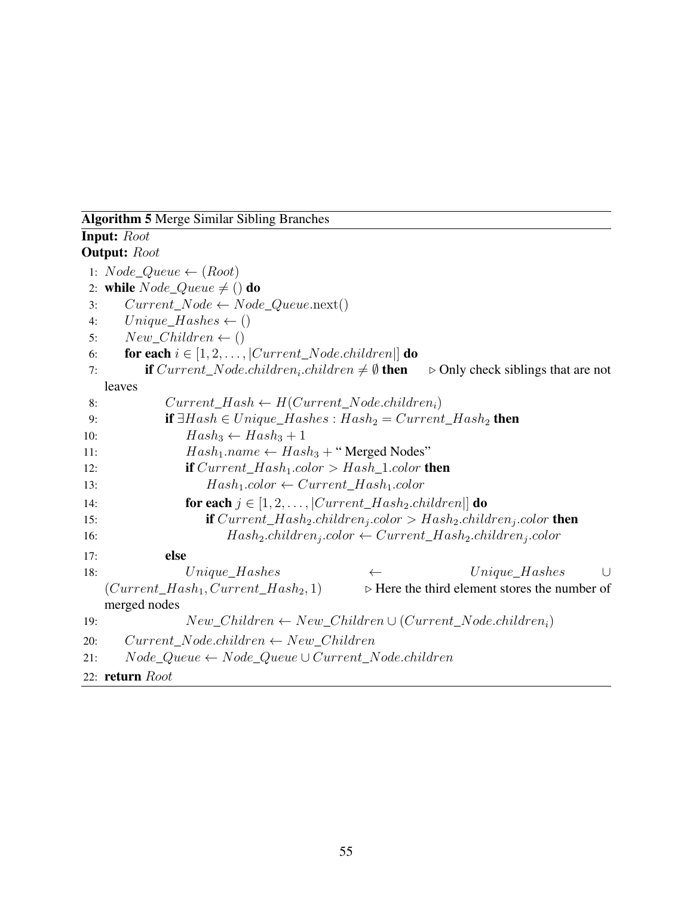**Algorithm 5** Merge Similar Sibling Branches

**Input:** $Root$

**Output:** $Root$

1: $Node\_Queue \leftarrow (Root)$
2: **while** $Node\_Queue \neq ()$ **do**
3: $\quad Current\_Node \leftarrow Node\_Queue.\text{next}()$
4: $\quad Unique\_Hashes \leftarrow ()$
5: $\quad New\_Children \leftarrow ()$
6: $\quad$ **for each** $i \in [1, 2, \ldots, |Current\_Node.children|]$ **do**
7: $\quad\quad$ **if** $Current\_Node.children_i.children \neq \emptyset$ **then** $\quad \triangleright$ Only check siblings that are not leaves
8: $\quad\quad\quad Current\_Hash \leftarrow H(Current\_Node.children_i)$
9: $\quad\quad\quad$ **if** $\exists Hash \in Unique\_Hashes : Hash_2 = Current\_Hash_2$ **then**
10: $\quad\quad\quad\quad Hash_3 \leftarrow Hash_3 + 1$
11: $\quad\quad\quad\quad Hash_1.name \leftarrow Hash_3 +$ " Merged Nodes"
12: $\quad\quad\quad\quad$ **if** $Current\_Hash_1.color > Hash\_1.color$ **then**
13: $\quad\quad\quad\quad\quad Hash_1.color \leftarrow Current\_Hash_1.color$
14: $\quad\quad\quad\quad$ **for each** $j \in [1, 2, \ldots, |Current\_Hash_2.children|]$ **do**
15: $\quad\quad\quad\quad\quad$ **if** $Current\_Hash_2.children_j.color > Hash_2.children_j.color$ **then**
16: $\quad\quad\quad\quad\quad\quad Hash_2.children_j.color \leftarrow Current\_Hash_2.children_j.color$
17: $\quad\quad\quad$ **else**
18: $\quad\quad\quad\quad Unique\_Hashes \leftarrow Unique\_Hashes \cup (Current\_Hash_1, Current\_Hash_2, 1)$ $\quad \triangleright$ Here the third element stores the number of merged nodes
19: $\quad\quad\quad\quad New\_Children \leftarrow New\_Children \cup (Current\_Node.children_i)$
20: $\quad Current\_Node.children \leftarrow New\_Children$
21: $\quad Node\_Queue \leftarrow Node\_Queue \cup Current\_Node.children$
22: **return** $Root$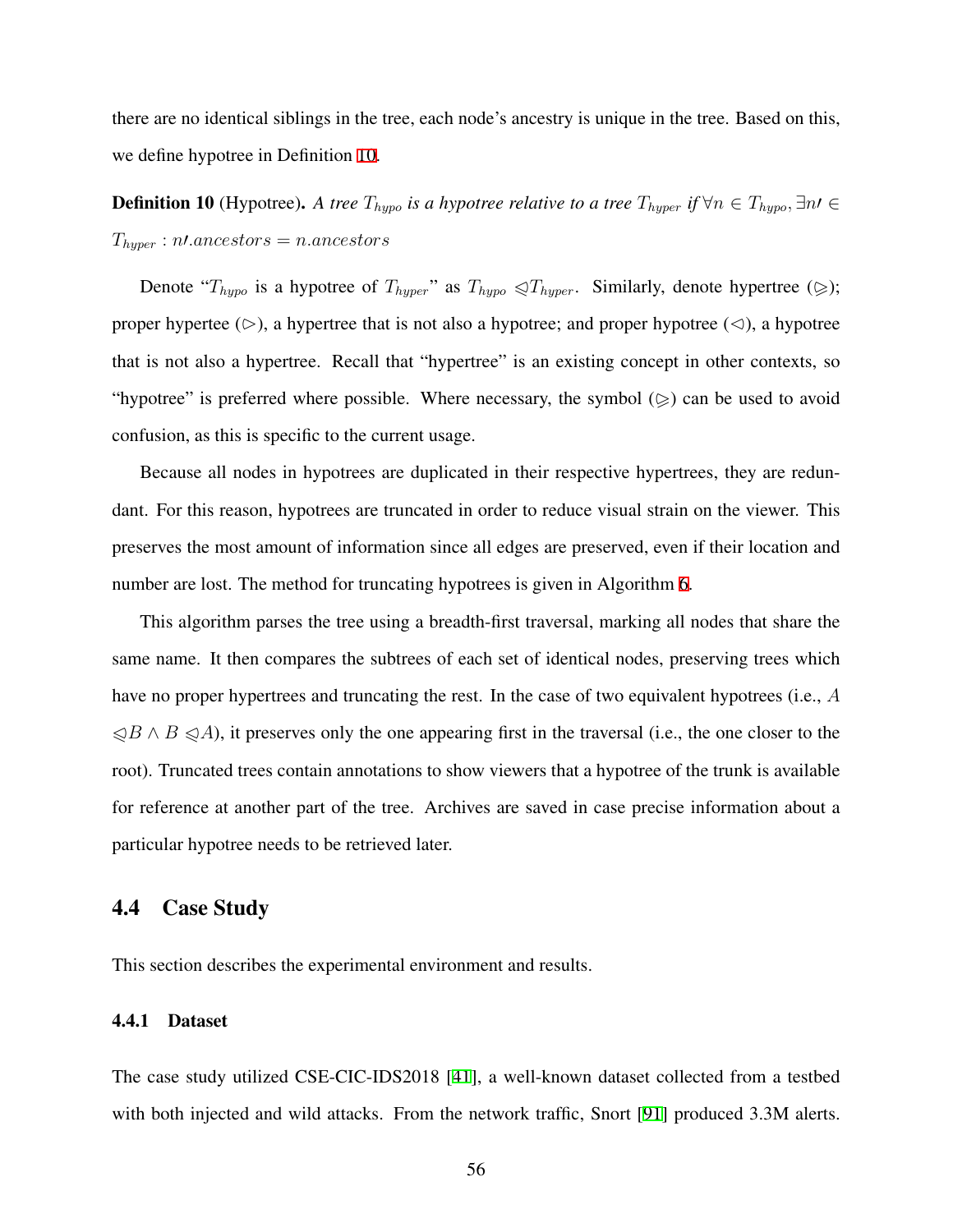there are no identical siblings in the tree, each node's ancestry is unique in the tree. Based on this, we define hypotree in Definition 10.

**Definition 10** (Hypotree)**.** *A tree $T_{hypo}$ is a hypotree relative to a tree $T_{hyper}$ if $\forall n \in T_{hypo}, \exists n\prime \in T_{hyper} : n\prime.ancestors = n.ancestors$*

Denote "$T_{hypo}$ is a hypotree of $T_{hyper}$" as $T_{hypo} \trianglelefteq T_{hyper}$. Similarly, denote hypertree ($\trianglerighteq$); proper hypertee ($\triangleright$), a hypertree that is not also a hypotree; and proper hypotree ($\triangleleft$), a hypotree that is not also a hypertree. Recall that "hypertree" is an existing concept in other contexts, so "hypotree" is preferred where possible. Where necessary, the symbol ($\trianglerighteq$) can be used to avoid confusion, as this is specific to the current usage.

Because all nodes in hypotrees are duplicated in their respective hypertrees, they are redundant. For this reason, hypotrees are truncated in order to reduce visual strain on the viewer. This preserves the most amount of information since all edges are preserved, even if their location and number are lost. The method for truncating hypotrees is given in Algorithm 6.

This algorithm parses the tree using a breadth-first traversal, marking all nodes that share the same name. It then compares the subtrees of each set of identical nodes, preserving trees which have no proper hypertrees and truncating the rest. In the case of two equivalent hypotrees (i.e., $A \trianglelefteq B \wedge B \trianglelefteq A$), it preserves only the one appearing first in the traversal (i.e., the one closer to the root). Truncated trees contain annotations to show viewers that a hypotree of the trunk is available for reference at another part of the tree. Archives are saved in case precise information about a particular hypotree needs to be retrieved later.

## 4.4 Case Study

This section describes the experimental environment and results.

### 4.4.1 Dataset

The case study utilized CSE-CIC-IDS2018 [41], a well-known dataset collected from a testbed with both injected and wild attacks. From the network traffic, Snort [91] produced 3.3M alerts.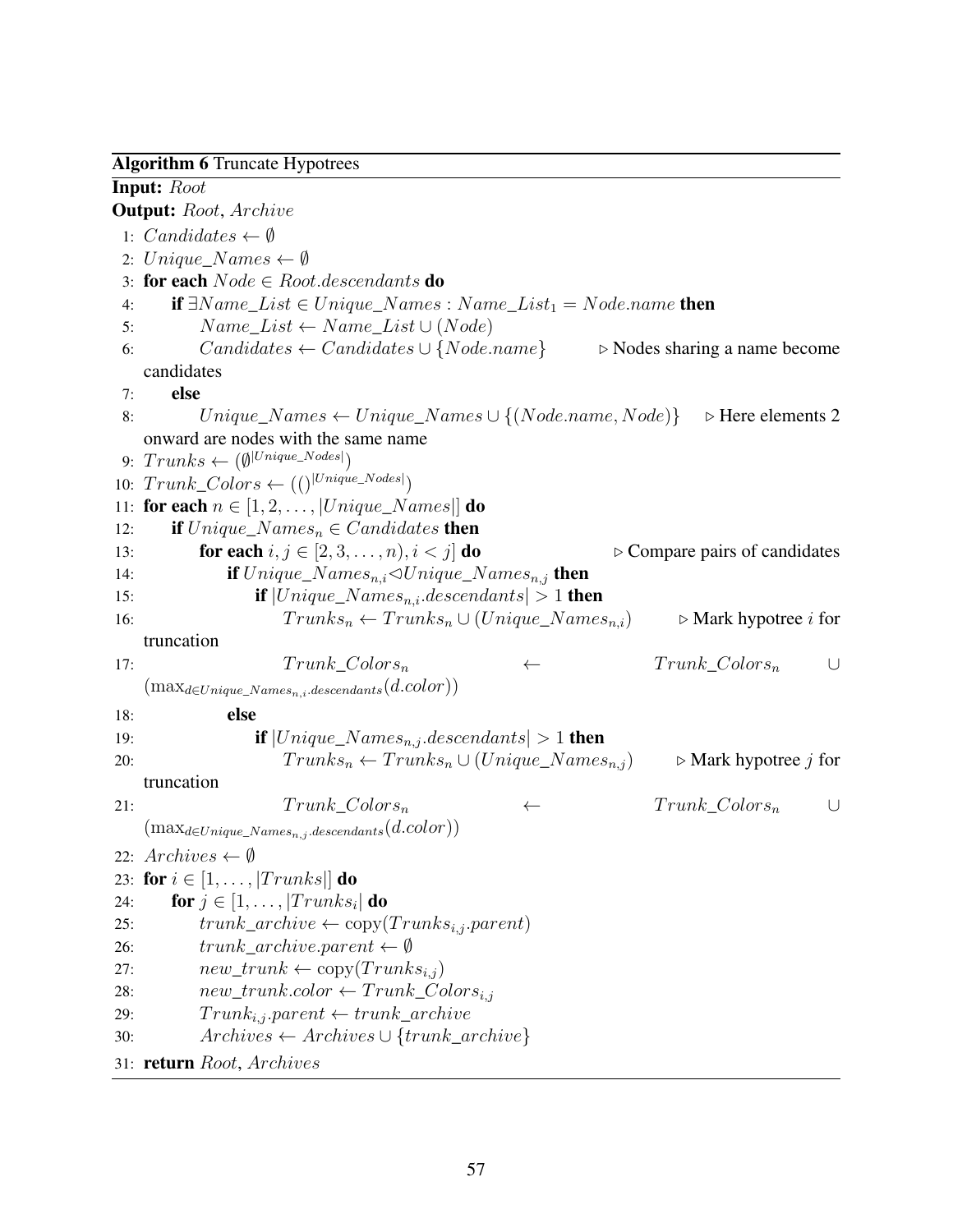**Algorithm 6** Truncate Hypotrees

**Input:** $Root$

**Output:** $Root$, $Archive$

1: $Candidates \leftarrow \emptyset$
2: $Unique\_Names \leftarrow \emptyset$
3: **for each** $Node \in Root.descendants$ **do**
4: &nbsp;&nbsp;&nbsp;&nbsp;**if** $\exists Name\_List \in Unique\_Names : Name\_List_1 = Node.name$ **then**
5: &nbsp;&nbsp;&nbsp;&nbsp;&nbsp;&nbsp;&nbsp;&nbsp;$Name\_List \leftarrow Name\_List \cup (Node)$
6: &nbsp;&nbsp;&nbsp;&nbsp;&nbsp;&nbsp;&nbsp;&nbsp;$Candidates \leftarrow Candidates \cup \{Node.name\}$ &nbsp;&nbsp;&nbsp;&nbsp;▷ Nodes sharing a name become candidates
7: &nbsp;&nbsp;&nbsp;&nbsp;**else**
8: &nbsp;&nbsp;&nbsp;&nbsp;&nbsp;&nbsp;&nbsp;&nbsp;$Unique\_Names \leftarrow Unique\_Names \cup \{(Node.name, Node)\}$ &nbsp;&nbsp;&nbsp;&nbsp;▷ Here elements 2 onward are nodes with the same name
9: $Trunks \leftarrow (\emptyset^{|Unique\_Nodes|})$
10: $Trunk\_Colors \leftarrow (()^{|Unique\_Nodes|})$
11: **for each** $n \in [1, 2, \ldots, |Unique\_Names|]$ **do**
12: &nbsp;&nbsp;&nbsp;&nbsp;**if** $Unique\_Names_n \in Candidates$ **then**
13: &nbsp;&nbsp;&nbsp;&nbsp;&nbsp;&nbsp;&nbsp;&nbsp;**for each** $i, j \in [2, 3, \ldots, n), i < j]$ **do** &nbsp;&nbsp;&nbsp;&nbsp;▷ Compare pairs of candidates
14: &nbsp;&nbsp;&nbsp;&nbsp;&nbsp;&nbsp;&nbsp;&nbsp;&nbsp;&nbsp;&nbsp;&nbsp;**if** $Unique\_Names_{n,i} \lhd Unique\_Names_{n,j}$ **then**
15: &nbsp;&nbsp;&nbsp;&nbsp;&nbsp;&nbsp;&nbsp;&nbsp;&nbsp;&nbsp;&nbsp;&nbsp;&nbsp;&nbsp;&nbsp;&nbsp;**if** $|Unique\_Names_{n,i}.descendants| > 1$ **then**
16: &nbsp;&nbsp;&nbsp;&nbsp;&nbsp;&nbsp;&nbsp;&nbsp;&nbsp;&nbsp;&nbsp;&nbsp;&nbsp;&nbsp;&nbsp;&nbsp;&nbsp;&nbsp;&nbsp;&nbsp;$Trunks_n \leftarrow Trunks_n \cup (Unique\_Names_{n,i})$ &nbsp;&nbsp;&nbsp;&nbsp;▷ Mark hypotree $i$ for truncation
17: &nbsp;&nbsp;&nbsp;&nbsp;&nbsp;&nbsp;&nbsp;&nbsp;&nbsp;&nbsp;&nbsp;&nbsp;&nbsp;&nbsp;&nbsp;&nbsp;&nbsp;&nbsp;&nbsp;&nbsp;$Trunk\_Colors_n \leftarrow Trunk\_Colors_n \cup (\max_{d \in Unique\_Names_{n,i}.descendants}(d.color))$
18: &nbsp;&nbsp;&nbsp;&nbsp;&nbsp;&nbsp;&nbsp;&nbsp;&nbsp;&nbsp;&nbsp;&nbsp;**else**
19: &nbsp;&nbsp;&nbsp;&nbsp;&nbsp;&nbsp;&nbsp;&nbsp;&nbsp;&nbsp;&nbsp;&nbsp;&nbsp;&nbsp;&nbsp;&nbsp;**if** $|Unique\_Names_{n,j}.descendants| > 1$ **then**
20: &nbsp;&nbsp;&nbsp;&nbsp;&nbsp;&nbsp;&nbsp;&nbsp;&nbsp;&nbsp;&nbsp;&nbsp;&nbsp;&nbsp;&nbsp;&nbsp;&nbsp;&nbsp;&nbsp;&nbsp;$Trunks_n \leftarrow Trunks_n \cup (Unique\_Names_{n,j})$ &nbsp;&nbsp;&nbsp;&nbsp;▷ Mark hypotree $j$ for truncation
21: &nbsp;&nbsp;&nbsp;&nbsp;&nbsp;&nbsp;&nbsp;&nbsp;&nbsp;&nbsp;&nbsp;&nbsp;&nbsp;&nbsp;&nbsp;&nbsp;&nbsp;&nbsp;&nbsp;&nbsp;$Trunk\_Colors_n \leftarrow Trunk\_Colors_n \cup (\max_{d \in Unique\_Names_{n,j}.descendants}(d.color))$
22: $Archives \leftarrow \emptyset$
23: **for** $i \in [1, \ldots, |Trunks|]$ **do**
24: &nbsp;&nbsp;&nbsp;&nbsp;**for** $j \in [1, \ldots, |Trunks_i|$ **do**
25: &nbsp;&nbsp;&nbsp;&nbsp;&nbsp;&nbsp;&nbsp;&nbsp;$trunk\_archive \leftarrow \text{copy}(Trunks_{i,j}.parent)$
26: &nbsp;&nbsp;&nbsp;&nbsp;&nbsp;&nbsp;&nbsp;&nbsp;$trunk\_archive.parent \leftarrow \emptyset$
27: &nbsp;&nbsp;&nbsp;&nbsp;&nbsp;&nbsp;&nbsp;&nbsp;$new\_trunk \leftarrow \text{copy}(Trunks_{i,j})$
28: &nbsp;&nbsp;&nbsp;&nbsp;&nbsp;&nbsp;&nbsp;&nbsp;$new\_trunk.color \leftarrow Trunk\_Colors_{i,j}$
29: &nbsp;&nbsp;&nbsp;&nbsp;&nbsp;&nbsp;&nbsp;&nbsp;$Trunk_{i,j}.parent \leftarrow trunk\_archive$
30: &nbsp;&nbsp;&nbsp;&nbsp;&nbsp;&nbsp;&nbsp;&nbsp;$Archives \leftarrow Archives \cup \{trunk\_archive\}$
31: **return** $Root$, $Archives$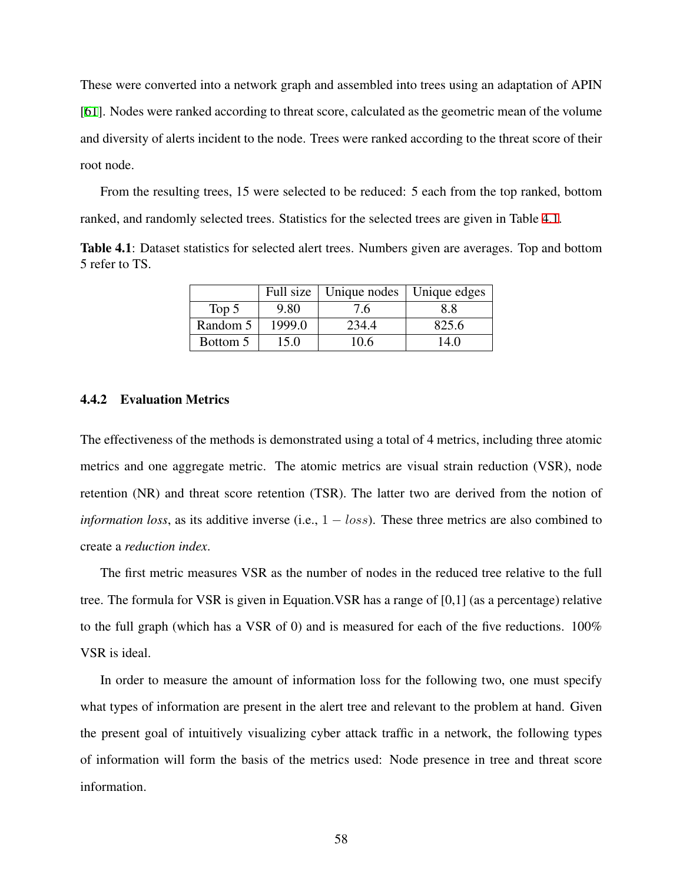These were converted into a network graph and assembled into trees using an adaptation of APIN [61]. Nodes were ranked according to threat score, calculated as the geometric mean of the volume and diversity of alerts incident to the node. Trees were ranked according to the threat score of their root node.

From the resulting trees, 15 were selected to be reduced: 5 each from the top ranked, bottom ranked, and randomly selected trees. Statistics for the selected trees are given in Table 4.1.

**Table 4.1**: Dataset statistics for selected alert trees. Numbers given are averages. Top and bottom 5 refer to TS.

| | Full size | Unique nodes | Unique edges |
|---|---|---|---|
| Top 5 | 9.80 | 7.6 | 8.8 |
| Random 5 | 1999.0 | 234.4 | 825.6 |
| Bottom 5 | 15.0 | 10.6 | 14.0 |

### 4.4.2 Evaluation Metrics

The effectiveness of the methods is demonstrated using a total of 4 metrics, including three atomic metrics and one aggregate metric. The atomic metrics are visual strain reduction (VSR), node retention (NR) and threat score retention (TSR). The latter two are derived from the notion of *information loss*, as its additive inverse (i.e., $1 - loss$). These three metrics are also combined to create a *reduction index*.

The first metric measures VSR as the number of nodes in the reduced tree relative to the full tree. The formula for VSR is given in Equation.VSR has a range of [0,1] (as a percentage) relative to the full graph (which has a VSR of 0) and is measured for each of the five reductions. 100% VSR is ideal.

In order to measure the amount of information loss for the following two, one must specify what types of information are present in the alert tree and relevant to the problem at hand. Given the present goal of intuitively visualizing cyber attack traffic in a network, the following types of information will form the basis of the metrics used: Node presence in tree and threat score information.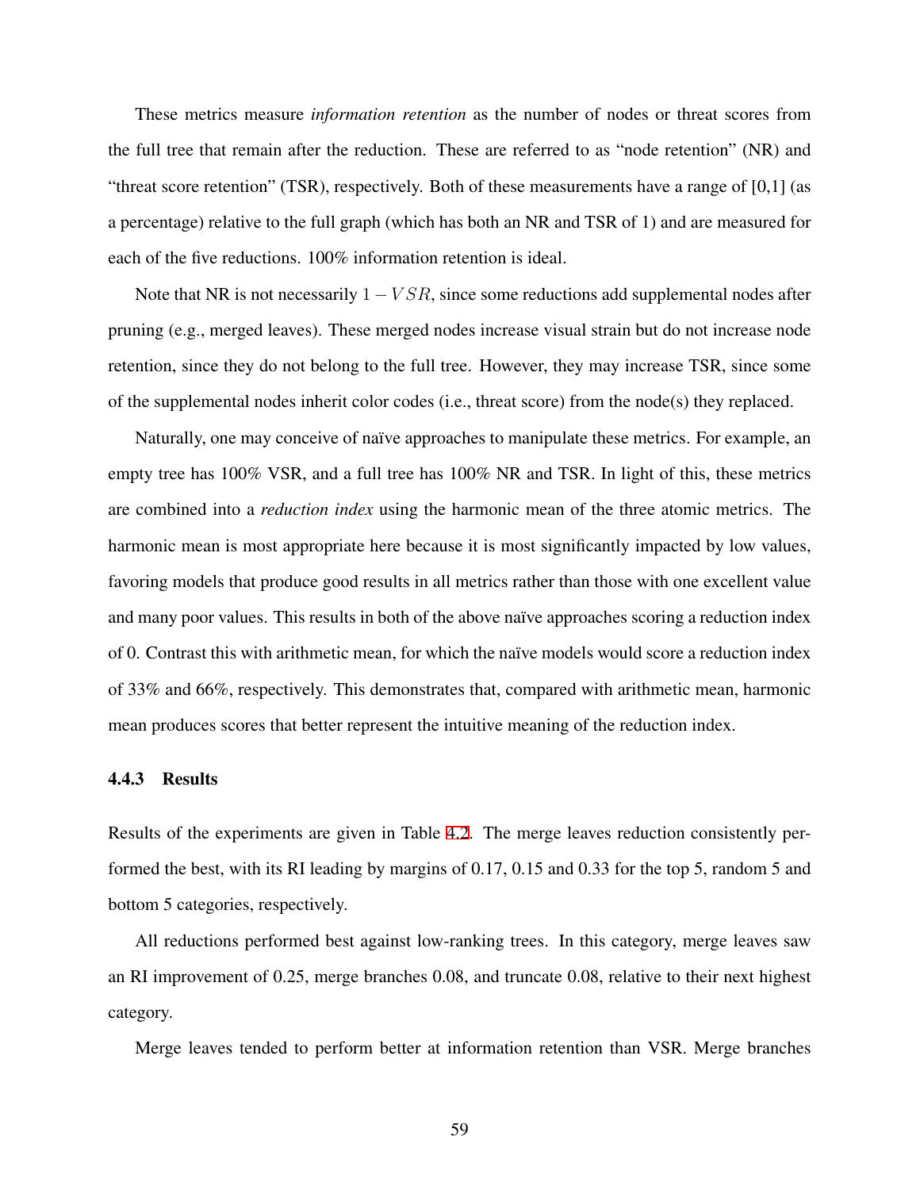These metrics measure *information retention* as the number of nodes or threat scores from the full tree that remain after the reduction. These are referred to as "node retention" (NR) and "threat score retention" (TSR), respectively. Both of these measurements have a range of [0,1] (as a percentage) relative to the full graph (which has both an NR and TSR of 1) and are measured for each of the five reductions. 100% information retention is ideal.

Note that NR is not necessarily $1 - VSR$, since some reductions add supplemental nodes after pruning (e.g., merged leaves). These merged nodes increase visual strain but do not increase node retention, since they do not belong to the full tree. However, they may increase TSR, since some of the supplemental nodes inherit color codes (i.e., threat score) from the node(s) they replaced.

Naturally, one may conceive of naïve approaches to manipulate these metrics. For example, an empty tree has 100% VSR, and a full tree has 100% NR and TSR. In light of this, these metrics are combined into a *reduction index* using the harmonic mean of the three atomic metrics. The harmonic mean is most appropriate here because it is most significantly impacted by low values, favoring models that produce good results in all metrics rather than those with one excellent value and many poor values. This results in both of the above naïve approaches scoring a reduction index of 0. Contrast this with arithmetic mean, for which the naïve models would score a reduction index of 33% and 66%, respectively. This demonstrates that, compared with arithmetic mean, harmonic mean produces scores that better represent the intuitive meaning of the reduction index.

### 4.4.3 Results

Results of the experiments are given in Table 4.2. The merge leaves reduction consistently performed the best, with its RI leading by margins of 0.17, 0.15 and 0.33 for the top 5, random 5 and bottom 5 categories, respectively.

All reductions performed best against low-ranking trees. In this category, merge leaves saw an RI improvement of 0.25, merge branches 0.08, and truncate 0.08, relative to their next highest category.

Merge leaves tended to perform better at information retention than VSR. Merge branches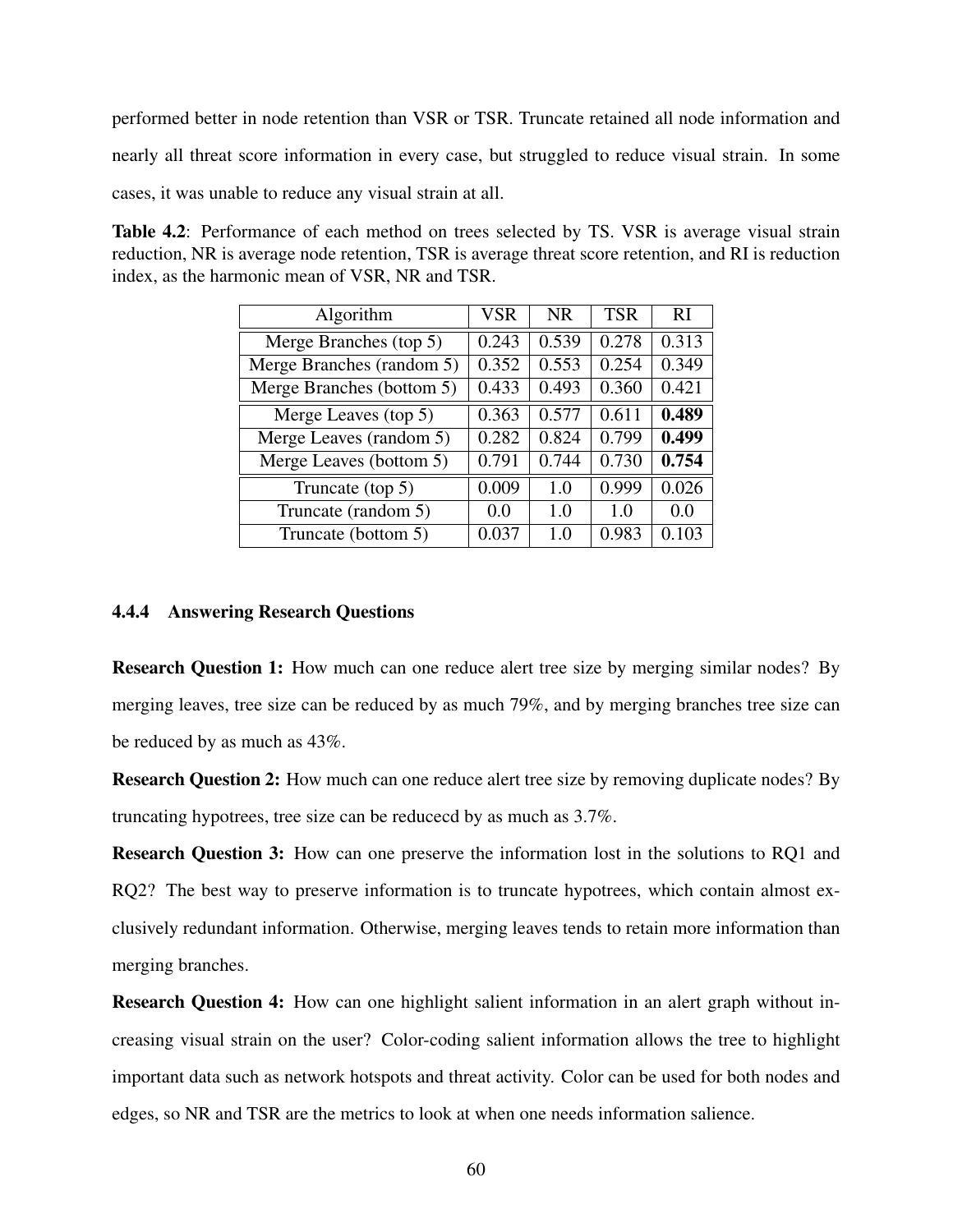performed better in node retention than VSR or TSR. Truncate retained all node information and nearly all threat score information in every case, but struggled to reduce visual strain. In some cases, it was unable to reduce any visual strain at all.

**Table 4.2**: Performance of each method on trees selected by TS. VSR is average visual strain reduction, NR is average node retention, TSR is average threat score retention, and RI is reduction index, as the harmonic mean of VSR, NR and TSR.

| Algorithm | VSR | NR | TSR | RI |
|---|---|---|---|---|
| Merge Branches (top 5) | 0.243 | 0.539 | 0.278 | 0.313 |
| Merge Branches (random 5) | 0.352 | 0.553 | 0.254 | 0.349 |
| Merge Branches (bottom 5) | 0.433 | 0.493 | 0.360 | 0.421 |
| Merge Leaves (top 5) | 0.363 | 0.577 | 0.611 | **0.489** |
| Merge Leaves (random 5) | 0.282 | 0.824 | 0.799 | **0.499** |
| Merge Leaves (bottom 5) | 0.791 | 0.744 | 0.730 | **0.754** |
| Truncate (top 5) | 0.009 | 1.0 | 0.999 | 0.026 |
| Truncate (random 5) | 0.0 | 1.0 | 1.0 | 0.0 |
| Truncate (bottom 5) | 0.037 | 1.0 | 0.983 | 0.103 |

### 4.4.4 Answering Research Questions

**Research Question 1:** How much can one reduce alert tree size by merging similar nodes? By merging leaves, tree size can be reduced by as much 79%, and by merging branches tree size can be reduced by as much as 43%.

**Research Question 2:** How much can one reduce alert tree size by removing duplicate nodes? By truncating hypotrees, tree size can be reducecd by as much as 3.7%.

**Research Question 3:** How can one preserve the information lost in the solutions to RQ1 and RQ2? The best way to preserve information is to truncate hypotrees, which contain almost exclusively redundant information. Otherwise, merging leaves tends to retain more information than merging branches.

**Research Question 4:** How can one highlight salient information in an alert graph without increasing visual strain on the user? Color-coding salient information allows the tree to highlight important data such as network hotspots and threat activity. Color can be used for both nodes and edges, so NR and TSR are the metrics to look at when one needs information salience.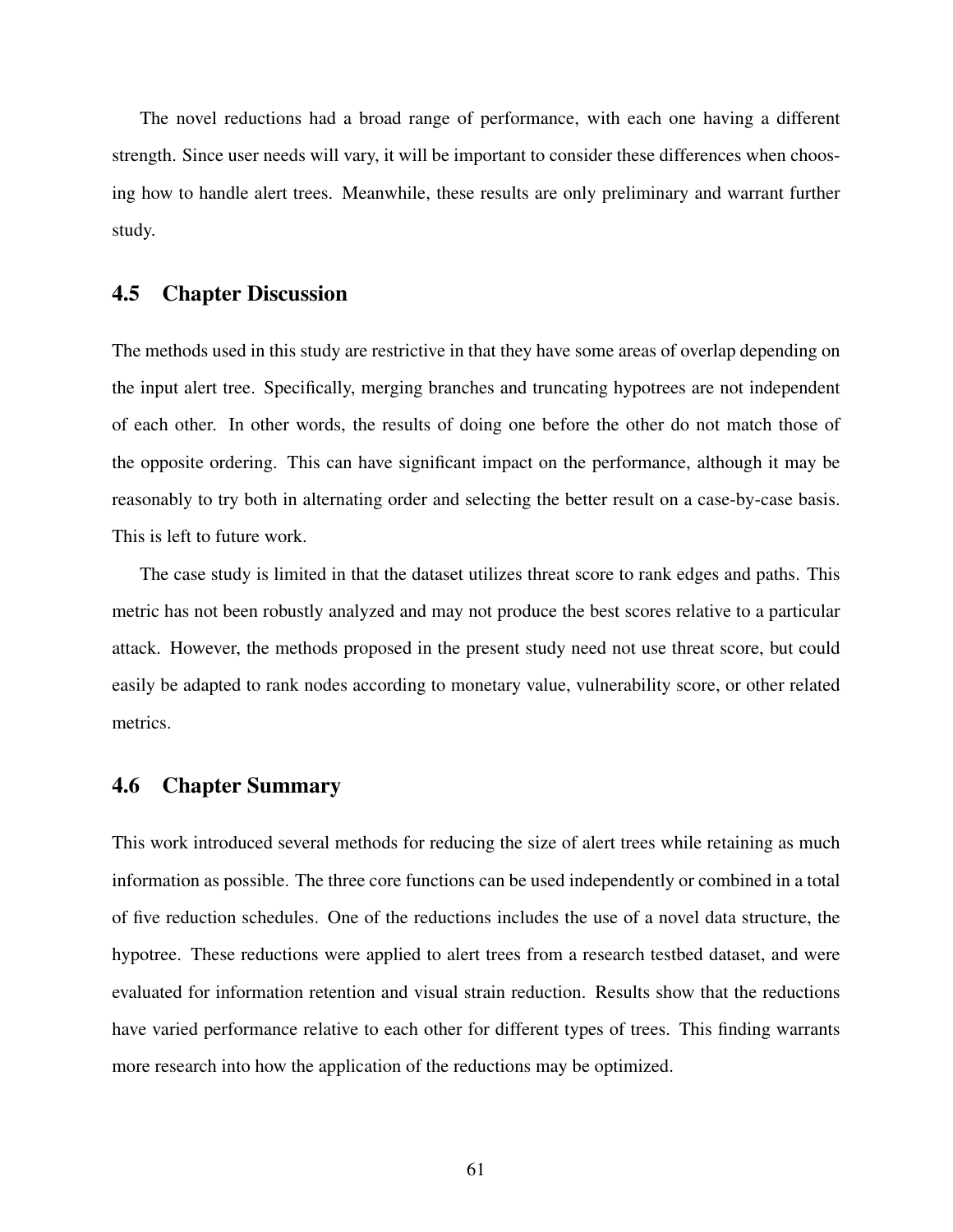The novel reductions had a broad range of performance, with each one having a different strength. Since user needs will vary, it will be important to consider these differences when choosing how to handle alert trees. Meanwhile, these results are only preliminary and warrant further study.

## 4.5 Chapter Discussion

The methods used in this study are restrictive in that they have some areas of overlap depending on the input alert tree. Specifically, merging branches and truncating hypotrees are not independent of each other. In other words, the results of doing one before the other do not match those of the opposite ordering. This can have significant impact on the performance, although it may be reasonably to try both in alternating order and selecting the better result on a case-by-case basis. This is left to future work.

The case study is limited in that the dataset utilizes threat score to rank edges and paths. This metric has not been robustly analyzed and may not produce the best scores relative to a particular attack. However, the methods proposed in the present study need not use threat score, but could easily be adapted to rank nodes according to monetary value, vulnerability score, or other related metrics.

## 4.6 Chapter Summary

This work introduced several methods for reducing the size of alert trees while retaining as much information as possible. The three core functions can be used independently or combined in a total of five reduction schedules. One of the reductions includes the use of a novel data structure, the hypotree. These reductions were applied to alert trees from a research testbed dataset, and were evaluated for information retention and visual strain reduction. Results show that the reductions have varied performance relative to each other for different types of trees. This finding warrants more research into how the application of the reductions may be optimized.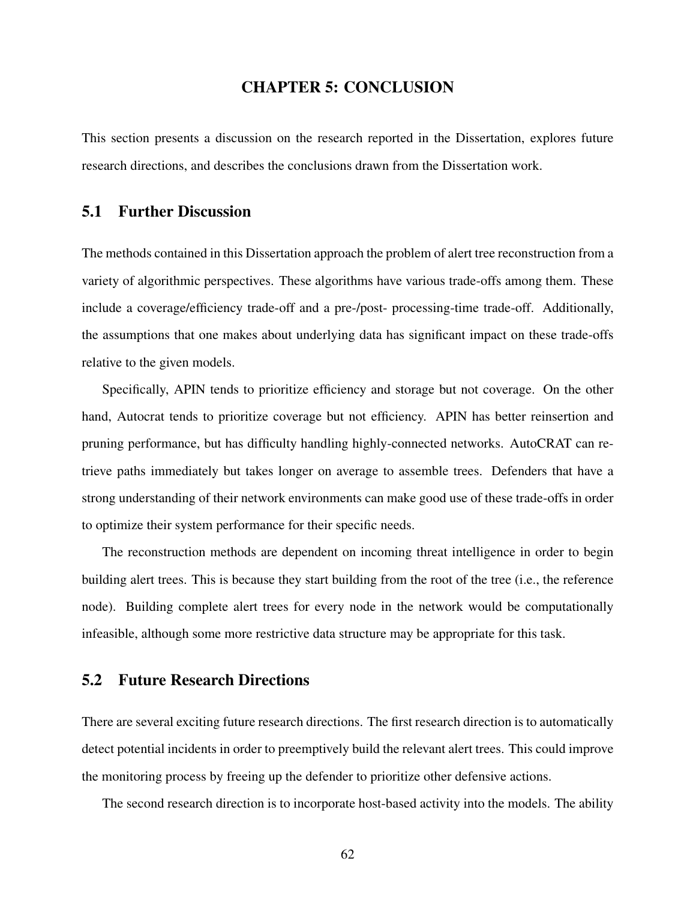# CHAPTER 5: CONCLUSION

This section presents a discussion on the research reported in the Dissertation, explores future research directions, and describes the conclusions drawn from the Dissertation work.

## 5.1 Further Discussion

The methods contained in this Dissertation approach the problem of alert tree reconstruction from a variety of algorithmic perspectives. These algorithms have various trade-offs among them. These include a coverage/efficiency trade-off and a pre-/post- processing-time trade-off. Additionally, the assumptions that one makes about underlying data has significant impact on these trade-offs relative to the given models.

Specifically, APIN tends to prioritize efficiency and storage but not coverage. On the other hand, Autocrat tends to prioritize coverage but not efficiency. APIN has better reinsertion and pruning performance, but has difficulty handling highly-connected networks. AutoCRAT can retrieve paths immediately but takes longer on average to assemble trees. Defenders that have a strong understanding of their network environments can make good use of these trade-offs in order to optimize their system performance for their specific needs.

The reconstruction methods are dependent on incoming threat intelligence in order to begin building alert trees. This is because they start building from the root of the tree (i.e., the reference node). Building complete alert trees for every node in the network would be computationally infeasible, although some more restrictive data structure may be appropriate for this task.

## 5.2 Future Research Directions

There are several exciting future research directions. The first research direction is to automatically detect potential incidents in order to preemptively build the relevant alert trees. This could improve the monitoring process by freeing up the defender to prioritize other defensive actions.

The second research direction is to incorporate host-based activity into the models. The ability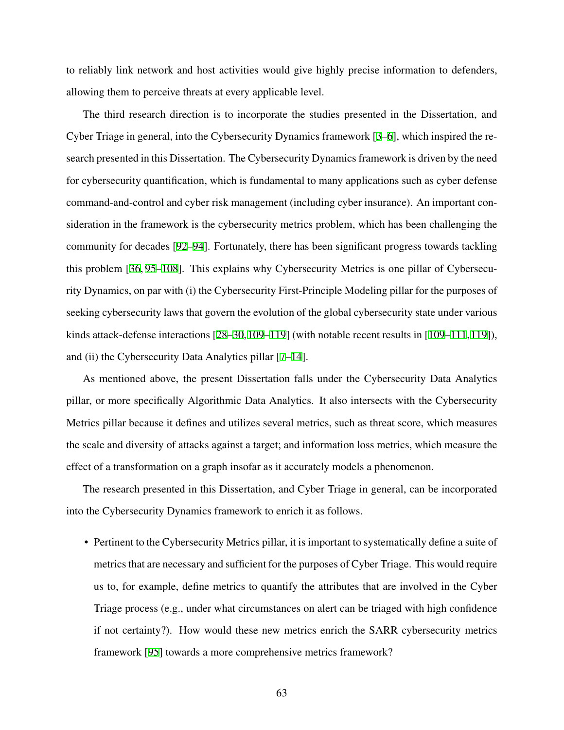to reliably link network and host activities would give highly precise information to defenders, allowing them to perceive threats at every applicable level.

The third research direction is to incorporate the studies presented in the Dissertation, and Cyber Triage in general, into the Cybersecurity Dynamics framework [3–6], which inspired the research presented in this Dissertation. The Cybersecurity Dynamics framework is driven by the need for cybersecurity quantification, which is fundamental to many applications such as cyber defense command-and-control and cyber risk management (including cyber insurance). An important consideration in the framework is the cybersecurity metrics problem, which has been challenging the community for decades [92–94]. Fortunately, there has been significant progress towards tackling this problem [36, 95–108]. This explains why Cybersecurity Metrics is one pillar of Cybersecurity Dynamics, on par with (i) the Cybersecurity First-Principle Modeling pillar for the purposes of seeking cybersecurity laws that govern the evolution of the global cybersecurity state under various kinds attack-defense interactions [28–30, 109–119] (with notable recent results in [109–111, 119]), and (ii) the Cybersecurity Data Analytics pillar [7–14].

As mentioned above, the present Dissertation falls under the Cybersecurity Data Analytics pillar, or more specifically Algorithmic Data Analytics. It also intersects with the Cybersecurity Metrics pillar because it defines and utilizes several metrics, such as threat score, which measures the scale and diversity of attacks against a target; and information loss metrics, which measure the effect of a transformation on a graph insofar as it accurately models a phenomenon.

The research presented in this Dissertation, and Cyber Triage in general, can be incorporated into the Cybersecurity Dynamics framework to enrich it as follows.

- Pertinent to the Cybersecurity Metrics pillar, it is important to systematically define a suite of metrics that are necessary and sufficient for the purposes of Cyber Triage. This would require us to, for example, define metrics to quantify the attributes that are involved in the Cyber Triage process (e.g., under what circumstances on alert can be triaged with high confidence if not certainty?). How would these new metrics enrich the SARR cybersecurity metrics framework [95] towards a more comprehensive metrics framework?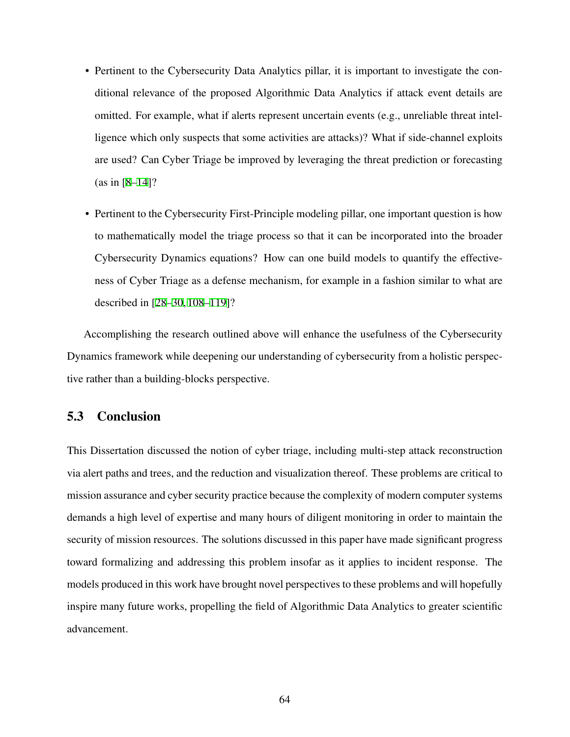- Pertinent to the Cybersecurity Data Analytics pillar, it is important to investigate the conditional relevance of the proposed Algorithmic Data Analytics if attack event details are omitted. For example, what if alerts represent uncertain events (e.g., unreliable threat intelligence which only suspects that some activities are attacks)? What if side-channel exploits are used? Can Cyber Triage be improved by leveraging the threat prediction or forecasting (as in [8–14]?

- Pertinent to the Cybersecurity First-Principle modeling pillar, one important question is how to mathematically model the triage process so that it can be incorporated into the broader Cybersecurity Dynamics equations? How can one build models to quantify the effectiveness of Cyber Triage as a defense mechanism, for example in a fashion similar to what are described in [28–30, 108–119]?

Accomplishing the research outlined above will enhance the usefulness of the Cybersecurity Dynamics framework while deepening our understanding of cybersecurity from a holistic perspective rather than a building-blocks perspective.

## 5.3 Conclusion

This Dissertation discussed the notion of cyber triage, including multi-step attack reconstruction via alert paths and trees, and the reduction and visualization thereof. These problems are critical to mission assurance and cyber security practice because the complexity of modern computer systems demands a high level of expertise and many hours of diligent monitoring in order to maintain the security of mission resources. The solutions discussed in this paper have made significant progress toward formalizing and addressing this problem insofar as it applies to incident response. The models produced in this work have brought novel perspectives to these problems and will hopefully inspire many future works, propelling the field of Algorithmic Data Analytics to greater scientific advancement.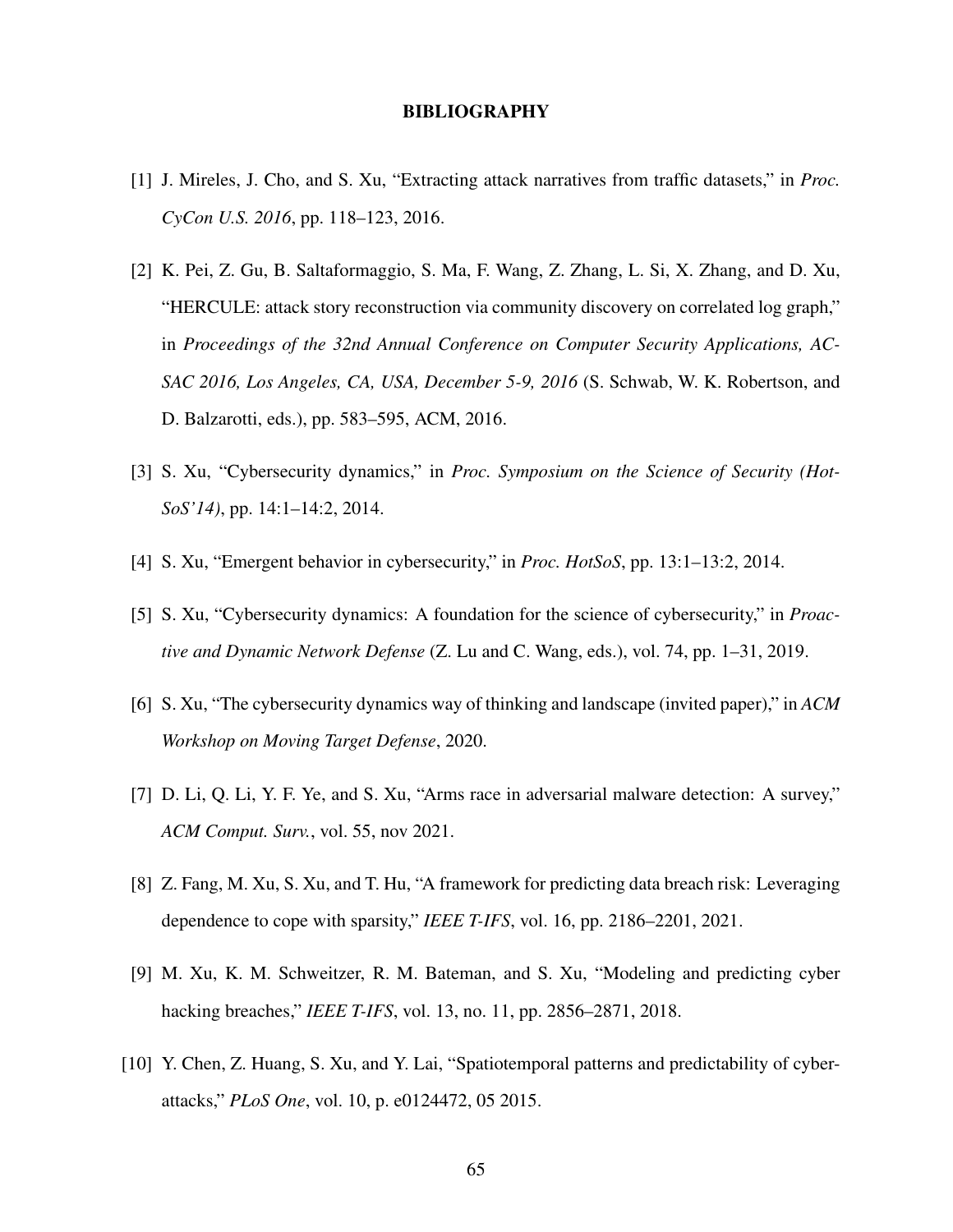# BIBLIOGRAPHY

[1] J. Mireles, J. Cho, and S. Xu, "Extracting attack narratives from traffic datasets," in *Proc. CyCon U.S. 2016*, pp. 118–123, 2016.

[2] K. Pei, Z. Gu, B. Saltaformaggio, S. Ma, F. Wang, Z. Zhang, L. Si, X. Zhang, and D. Xu, "HERCULE: attack story reconstruction via community discovery on correlated log graph," in *Proceedings of the 32nd Annual Conference on Computer Security Applications, ACSAC 2016, Los Angeles, CA, USA, December 5-9, 2016* (S. Schwab, W. K. Robertson, and D. Balzarotti, eds.), pp. 583–595, ACM, 2016.

[3] S. Xu, "Cybersecurity dynamics," in *Proc. Symposium on the Science of Security (HotSoS'14)*, pp. 14:1–14:2, 2014.

[4] S. Xu, "Emergent behavior in cybersecurity," in *Proc. HotSoS*, pp. 13:1–13:2, 2014.

[5] S. Xu, "Cybersecurity dynamics: A foundation for the science of cybersecurity," in *Proactive and Dynamic Network Defense* (Z. Lu and C. Wang, eds.), vol. 74, pp. 1–31, 2019.

[6] S. Xu, "The cybersecurity dynamics way of thinking and landscape (invited paper)," in *ACM Workshop on Moving Target Defense*, 2020.

[7] D. Li, Q. Li, Y. F. Ye, and S. Xu, "Arms race in adversarial malware detection: A survey," *ACM Comput. Surv.*, vol. 55, nov 2021.

[8] Z. Fang, M. Xu, S. Xu, and T. Hu, "A framework for predicting data breach risk: Leveraging dependence to cope with sparsity," *IEEE T-IFS*, vol. 16, pp. 2186–2201, 2021.

[9] M. Xu, K. M. Schweitzer, R. M. Bateman, and S. Xu, "Modeling and predicting cyber hacking breaches," *IEEE T-IFS*, vol. 13, no. 11, pp. 2856–2871, 2018.

[10] Y. Chen, Z. Huang, S. Xu, and Y. Lai, "Spatiotemporal patterns and predictability of cyberattacks," *PLoS One*, vol. 10, p. e0124472, 05 2015.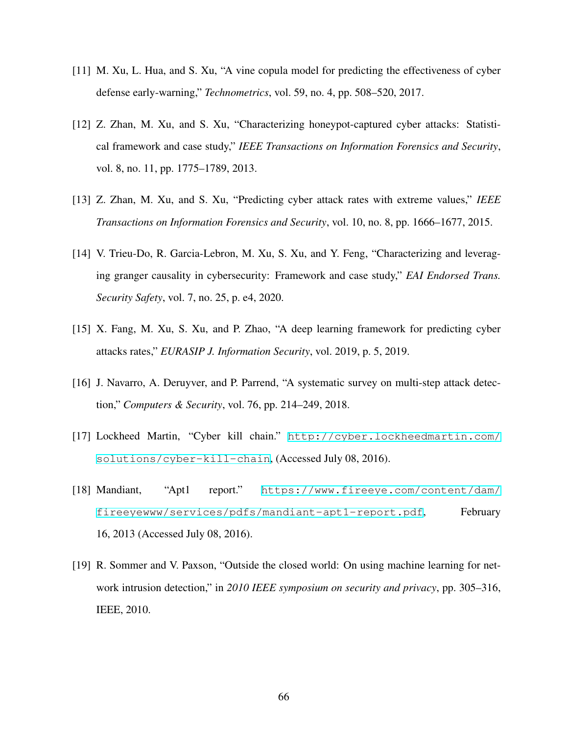[11] M. Xu, L. Hua, and S. Xu, "A vine copula model for predicting the effectiveness of cyber defense early-warning," *Technometrics*, vol. 59, no. 4, pp. 508–520, 2017.

[12] Z. Zhan, M. Xu, and S. Xu, "Characterizing honeypot-captured cyber attacks: Statistical framework and case study," *IEEE Transactions on Information Forensics and Security*, vol. 8, no. 11, pp. 1775–1789, 2013.

[13] Z. Zhan, M. Xu, and S. Xu, "Predicting cyber attack rates with extreme values," *IEEE Transactions on Information Forensics and Security*, vol. 10, no. 8, pp. 1666–1677, 2015.

[14] V. Trieu-Do, R. Garcia-Lebron, M. Xu, S. Xu, and Y. Feng, "Characterizing and leveraging granger causality in cybersecurity: Framework and case study," *EAI Endorsed Trans. Security Safety*, vol. 7, no. 25, p. e4, 2020.

[15] X. Fang, M. Xu, S. Xu, and P. Zhao, "A deep learning framework for predicting cyber attacks rates," *EURASIP J. Information Security*, vol. 2019, p. 5, 2019.

[16] J. Navarro, A. Deruyver, and P. Parrend, "A systematic survey on multi-step attack detection," *Computers & Security*, vol. 76, pp. 214–249, 2018.

[17] Lockheed Martin, "Cyber kill chain." `http://cyber.lockheedmartin.com/solutions/cyber-kill-chain`, (Accessed July 08, 2016).

[18] Mandiant, "Apt1 report." `https://www.fireeye.com/content/dam/fireeyewww/services/pdfs/mandiant-apt1-report.pdf`, February 16, 2013 (Accessed July 08, 2016).

[19] R. Sommer and V. Paxson, "Outside the closed world: On using machine learning for network intrusion detection," in *2010 IEEE symposium on security and privacy*, pp. 305–316, IEEE, 2010.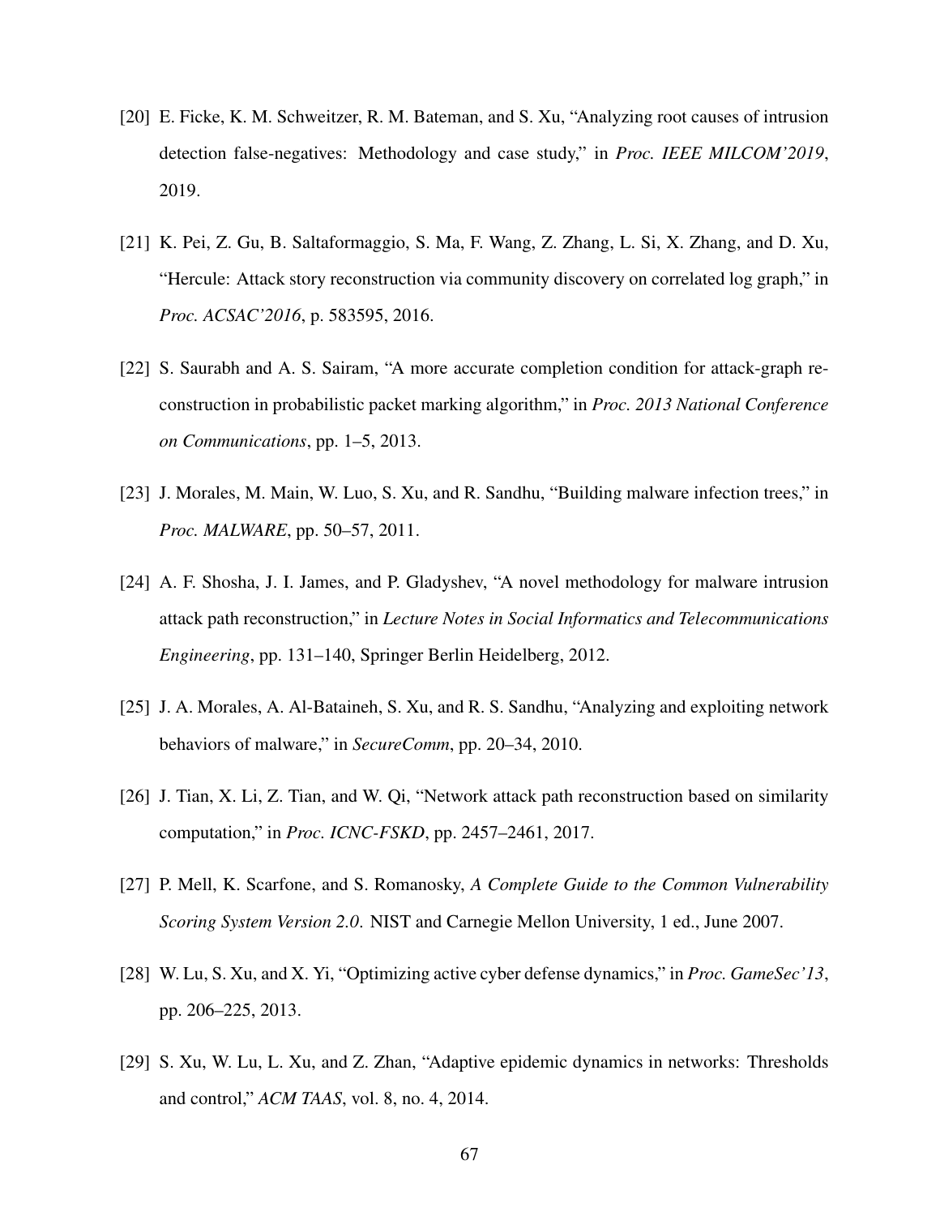[20] E. Ficke, K. M. Schweitzer, R. M. Bateman, and S. Xu, "Analyzing root causes of intrusion detection false-negatives: Methodology and case study," in *Proc. IEEE MILCOM'2019*, 2019.

[21] K. Pei, Z. Gu, B. Saltaformaggio, S. Ma, F. Wang, Z. Zhang, L. Si, X. Zhang, and D. Xu, "Hercule: Attack story reconstruction via community discovery on correlated log graph," in *Proc. ACSAC'2016*, p. 583595, 2016.

[22] S. Saurabh and A. S. Sairam, "A more accurate completion condition for attack-graph reconstruction in probabilistic packet marking algorithm," in *Proc. 2013 National Conference on Communications*, pp. 1–5, 2013.

[23] J. Morales, M. Main, W. Luo, S. Xu, and R. Sandhu, "Building malware infection trees," in *Proc. MALWARE*, pp. 50–57, 2011.

[24] A. F. Shosha, J. I. James, and P. Gladyshev, "A novel methodology for malware intrusion attack path reconstruction," in *Lecture Notes in Social Informatics and Telecommunications Engineering*, pp. 131–140, Springer Berlin Heidelberg, 2012.

[25] J. A. Morales, A. Al-Bataineh, S. Xu, and R. S. Sandhu, "Analyzing and exploiting network behaviors of malware," in *SecureComm*, pp. 20–34, 2010.

[26] J. Tian, X. Li, Z. Tian, and W. Qi, "Network attack path reconstruction based on similarity computation," in *Proc. ICNC-FSKD*, pp. 2457–2461, 2017.

[27] P. Mell, K. Scarfone, and S. Romanosky, *A Complete Guide to the Common Vulnerability Scoring System Version 2.0*. NIST and Carnegie Mellon University, 1 ed., June 2007.

[28] W. Lu, S. Xu, and X. Yi, "Optimizing active cyber defense dynamics," in *Proc. GameSec'13*, pp. 206–225, 2013.

[29] S. Xu, W. Lu, L. Xu, and Z. Zhan, "Adaptive epidemic dynamics in networks: Thresholds and control," *ACM TAAS*, vol. 8, no. 4, 2014.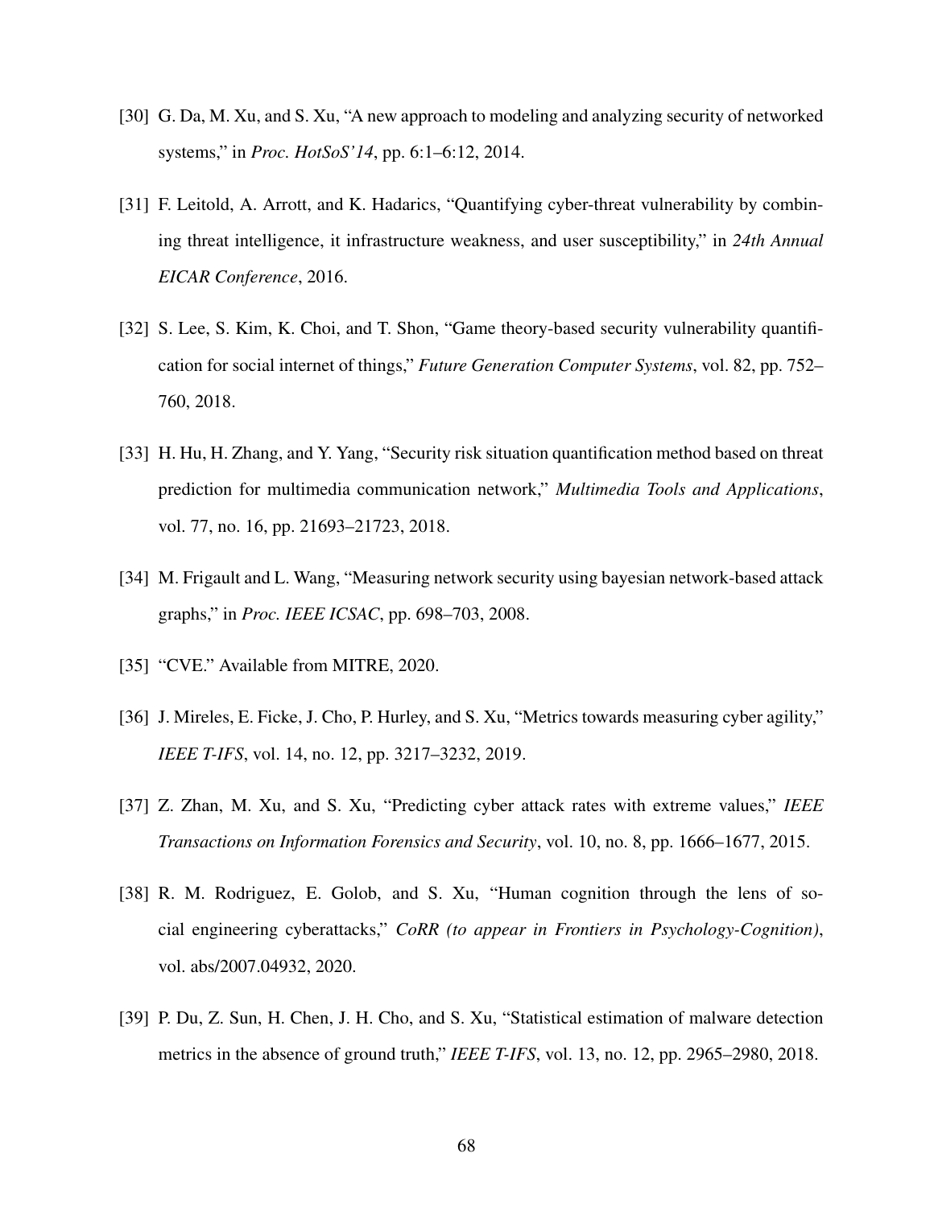[30] G. Da, M. Xu, and S. Xu, "A new approach to modeling and analyzing security of networked systems," in *Proc. HotSoS'14*, pp. 6:1–6:12, 2014.

[31] F. Leitold, A. Arrott, and K. Hadarics, "Quantifying cyber-threat vulnerability by combining threat intelligence, it infrastructure weakness, and user susceptibility," in *24th Annual EICAR Conference*, 2016.

[32] S. Lee, S. Kim, K. Choi, and T. Shon, "Game theory-based security vulnerability quantification for social internet of things," *Future Generation Computer Systems*, vol. 82, pp. 752–760, 2018.

[33] H. Hu, H. Zhang, and Y. Yang, "Security risk situation quantification method based on threat prediction for multimedia communication network," *Multimedia Tools and Applications*, vol. 77, no. 16, pp. 21693–21723, 2018.

[34] M. Frigault and L. Wang, "Measuring network security using bayesian network-based attack graphs," in *Proc. IEEE ICSAC*, pp. 698–703, 2008.

[35] "CVE." Available from MITRE, 2020.

[36] J. Mireles, E. Ficke, J. Cho, P. Hurley, and S. Xu, "Metrics towards measuring cyber agility," *IEEE T-IFS*, vol. 14, no. 12, pp. 3217–3232, 2019.

[37] Z. Zhan, M. Xu, and S. Xu, "Predicting cyber attack rates with extreme values," *IEEE Transactions on Information Forensics and Security*, vol. 10, no. 8, pp. 1666–1677, 2015.

[38] R. M. Rodriguez, E. Golob, and S. Xu, "Human cognition through the lens of social engineering cyberattacks," *CoRR (to appear in Frontiers in Psychology-Cognition)*, vol. abs/2007.04932, 2020.

[39] P. Du, Z. Sun, H. Chen, J. H. Cho, and S. Xu, "Statistical estimation of malware detection metrics in the absence of ground truth," *IEEE T-IFS*, vol. 13, no. 12, pp. 2965–2980, 2018.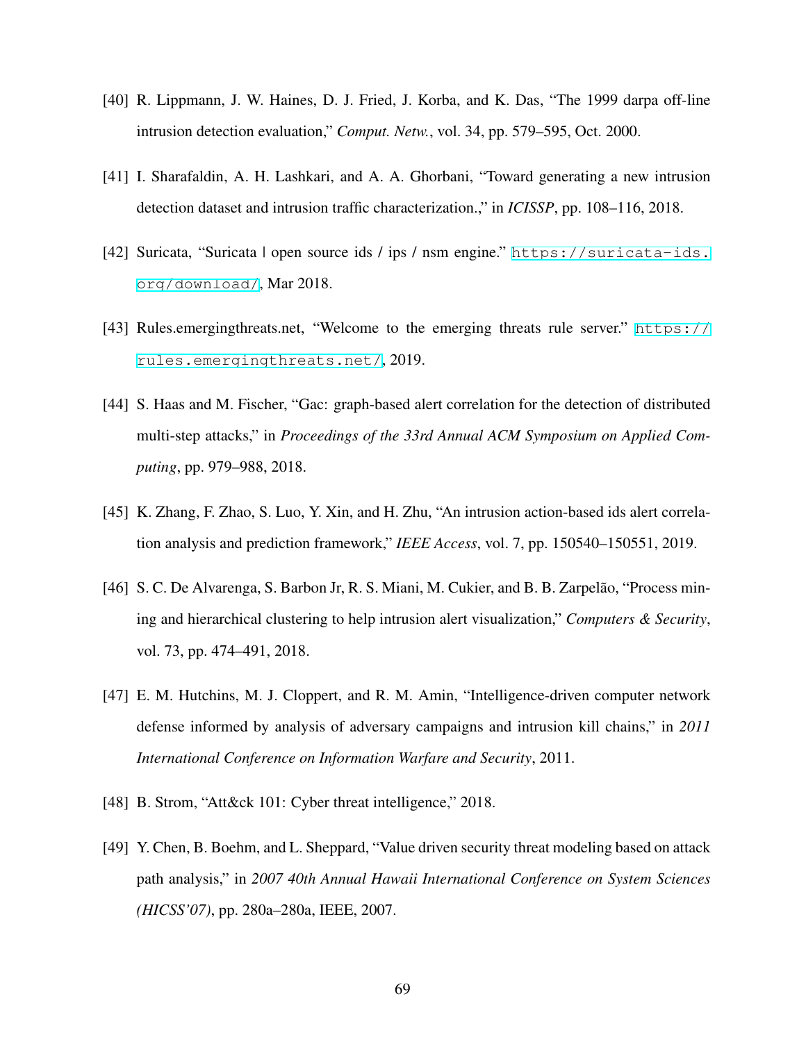[40] R. Lippmann, J. W. Haines, D. J. Fried, J. Korba, and K. Das, "The 1999 darpa off-line intrusion detection evaluation," *Comput. Netw.*, vol. 34, pp. 579–595, Oct. 2000.

[41] I. Sharafaldin, A. H. Lashkari, and A. A. Ghorbani, "Toward generating a new intrusion detection dataset and intrusion traffic characterization.," in *ICISSP*, pp. 108–116, 2018.

[42] Suricata, "Suricata | open source ids / ips / nsm engine." https://suricata-ids.org/download/, Mar 2018.

[43] Rules.emergingthreats.net, "Welcome to the emerging threats rule server." https://rules.emergingthreats.net/, 2019.

[44] S. Haas and M. Fischer, "Gac: graph-based alert correlation for the detection of distributed multi-step attacks," in *Proceedings of the 33rd Annual ACM Symposium on Applied Computing*, pp. 979–988, 2018.

[45] K. Zhang, F. Zhao, S. Luo, Y. Xin, and H. Zhu, "An intrusion action-based ids alert correlation analysis and prediction framework," *IEEE Access*, vol. 7, pp. 150540–150551, 2019.

[46] S. C. De Alvarenga, S. Barbon Jr, R. S. Miani, M. Cukier, and B. B. Zarpelão, "Process mining and hierarchical clustering to help intrusion alert visualization," *Computers & Security*, vol. 73, pp. 474–491, 2018.

[47] E. M. Hutchins, M. J. Cloppert, and R. M. Amin, "Intelligence-driven computer network defense informed by analysis of adversary campaigns and intrusion kill chains," in *2011 International Conference on Information Warfare and Security*, 2011.

[48] B. Strom, "Att&ck 101: Cyber threat intelligence," 2018.

[49] Y. Chen, B. Boehm, and L. Sheppard, "Value driven security threat modeling based on attack path analysis," in *2007 40th Annual Hawaii International Conference on System Sciences (HICSS'07)*, pp. 280a–280a, IEEE, 2007.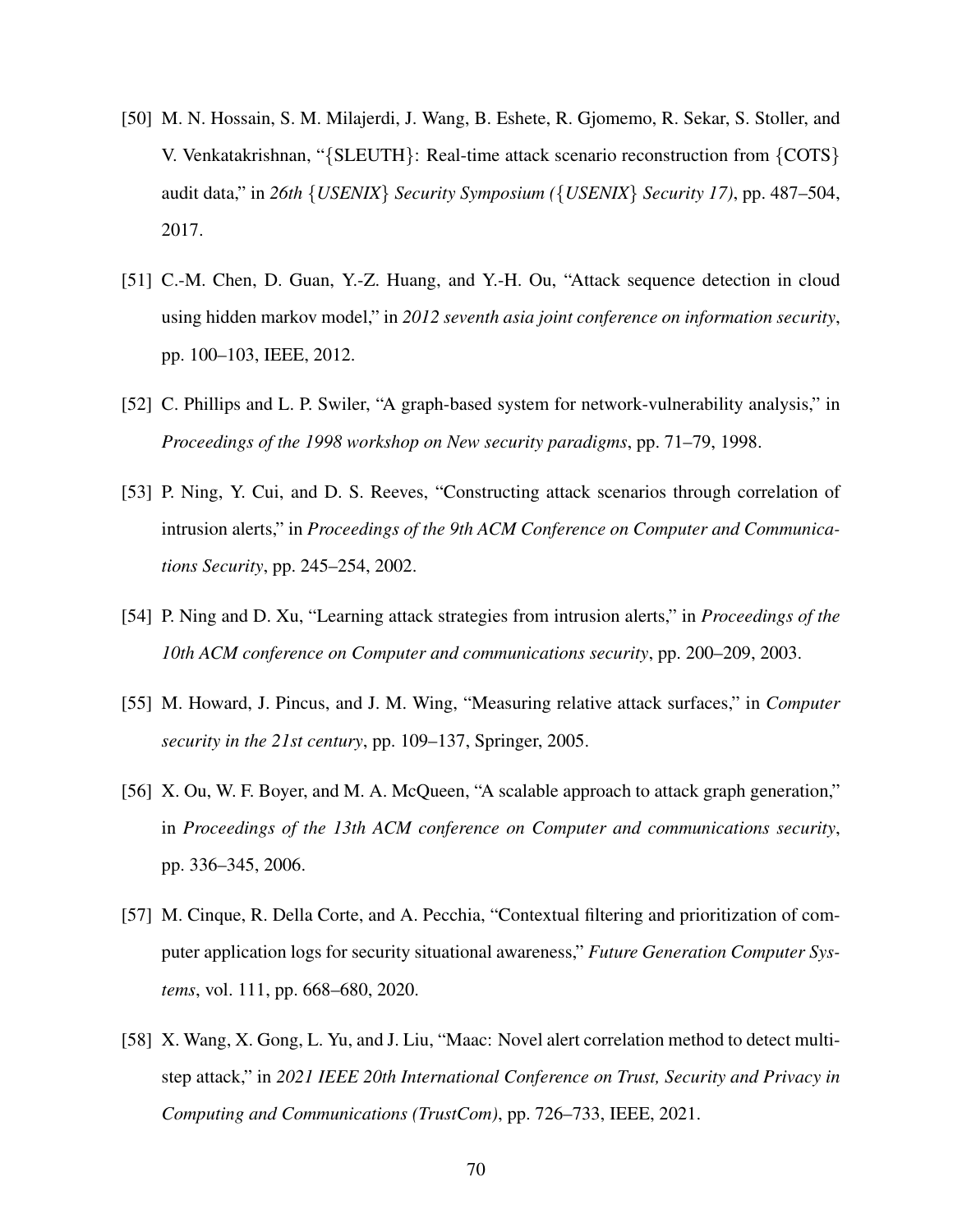[50] M. N. Hossain, S. M. Milajerdi, J. Wang, B. Eshete, R. Gjomemo, R. Sekar, S. Stoller, and V. Venkatakrishnan, "{SLEUTH}: Real-time attack scenario reconstruction from {COTS} audit data," in *26th {USENIX} Security Symposium ({USENIX} Security 17)*, pp. 487–504, 2017.

[51] C.-M. Chen, D. Guan, Y.-Z. Huang, and Y.-H. Ou, "Attack sequence detection in cloud using hidden markov model," in *2012 seventh asia joint conference on information security*, pp. 100–103, IEEE, 2012.

[52] C. Phillips and L. P. Swiler, "A graph-based system for network-vulnerability analysis," in *Proceedings of the 1998 workshop on New security paradigms*, pp. 71–79, 1998.

[53] P. Ning, Y. Cui, and D. S. Reeves, "Constructing attack scenarios through correlation of intrusion alerts," in *Proceedings of the 9th ACM Conference on Computer and Communications Security*, pp. 245–254, 2002.

[54] P. Ning and D. Xu, "Learning attack strategies from intrusion alerts," in *Proceedings of the 10th ACM conference on Computer and communications security*, pp. 200–209, 2003.

[55] M. Howard, J. Pincus, and J. M. Wing, "Measuring relative attack surfaces," in *Computer security in the 21st century*, pp. 109–137, Springer, 2005.

[56] X. Ou, W. F. Boyer, and M. A. McQueen, "A scalable approach to attack graph generation," in *Proceedings of the 13th ACM conference on Computer and communications security*, pp. 336–345, 2006.

[57] M. Cinque, R. Della Corte, and A. Pecchia, "Contextual filtering and prioritization of computer application logs for security situational awareness," *Future Generation Computer Systems*, vol. 111, pp. 668–680, 2020.

[58] X. Wang, X. Gong, L. Yu, and J. Liu, "Maac: Novel alert correlation method to detect multi-step attack," in *2021 IEEE 20th International Conference on Trust, Security and Privacy in Computing and Communications (TrustCom)*, pp. 726–733, IEEE, 2021.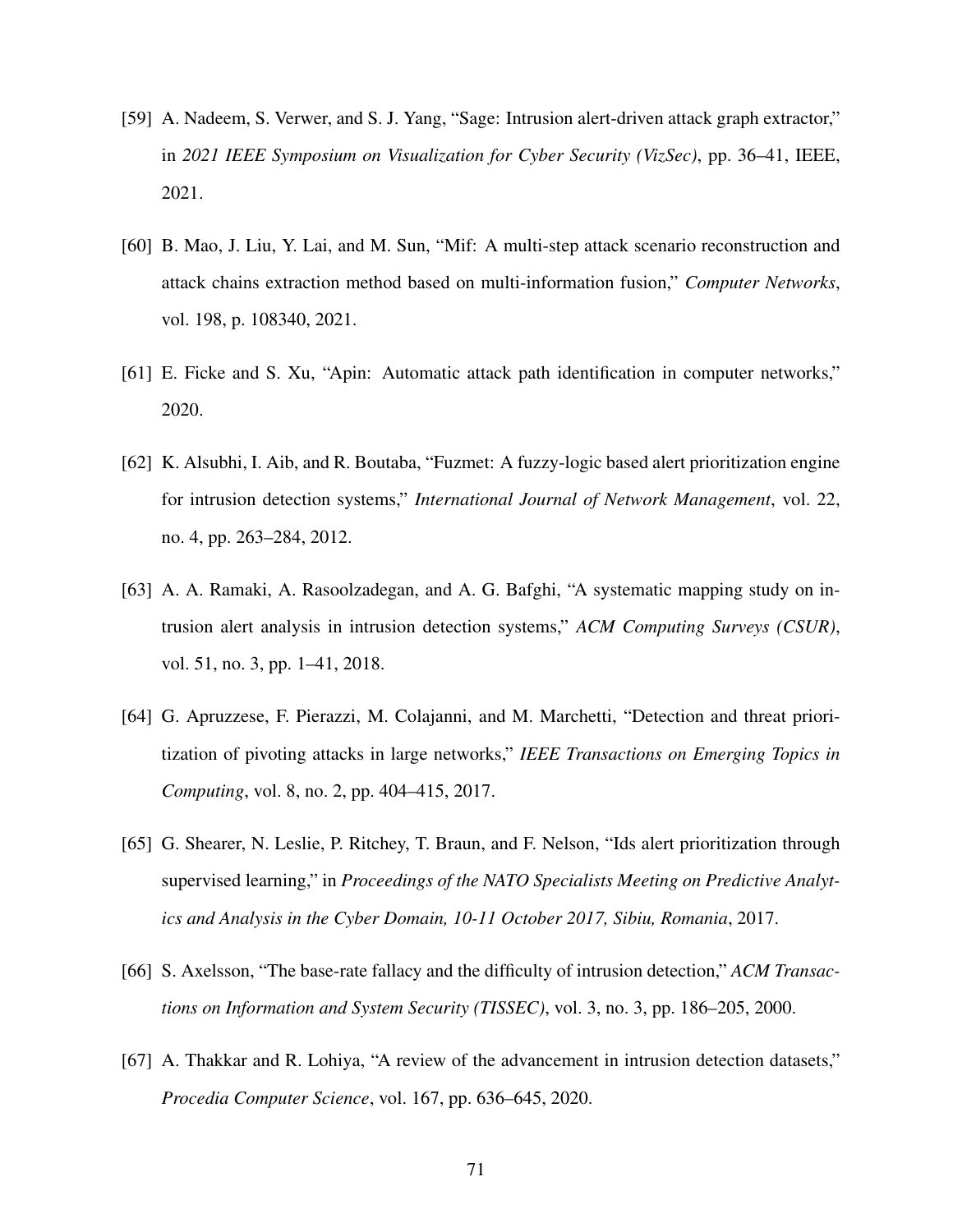[59] A. Nadeem, S. Verwer, and S. J. Yang, "Sage: Intrusion alert-driven attack graph extractor," in *2021 IEEE Symposium on Visualization for Cyber Security (VizSec)*, pp. 36–41, IEEE, 2021.

[60] B. Mao, J. Liu, Y. Lai, and M. Sun, "Mif: A multi-step attack scenario reconstruction and attack chains extraction method based on multi-information fusion," *Computer Networks*, vol. 198, p. 108340, 2021.

[61] E. Ficke and S. Xu, "Apin: Automatic attack path identification in computer networks," 2020.

[62] K. Alsubhi, I. Aib, and R. Boutaba, "Fuzmet: A fuzzy-logic based alert prioritization engine for intrusion detection systems," *International Journal of Network Management*, vol. 22, no. 4, pp. 263–284, 2012.

[63] A. A. Ramaki, A. Rasoolzadegan, and A. G. Bafghi, "A systematic mapping study on intrusion alert analysis in intrusion detection systems," *ACM Computing Surveys (CSUR)*, vol. 51, no. 3, pp. 1–41, 2018.

[64] G. Apruzzese, F. Pierazzi, M. Colajanni, and M. Marchetti, "Detection and threat prioritization of pivoting attacks in large networks," *IEEE Transactions on Emerging Topics in Computing*, vol. 8, no. 2, pp. 404–415, 2017.

[65] G. Shearer, N. Leslie, P. Ritchey, T. Braun, and F. Nelson, "Ids alert prioritization through supervised learning," in *Proceedings of the NATO Specialists Meeting on Predictive Analytics and Analysis in the Cyber Domain, 10-11 October 2017, Sibiu, Romania*, 2017.

[66] S. Axelsson, "The base-rate fallacy and the difficulty of intrusion detection," *ACM Transactions on Information and System Security (TISSEC)*, vol. 3, no. 3, pp. 186–205, 2000.

[67] A. Thakkar and R. Lohiya, "A review of the advancement in intrusion detection datasets," *Procedia Computer Science*, vol. 167, pp. 636–645, 2020.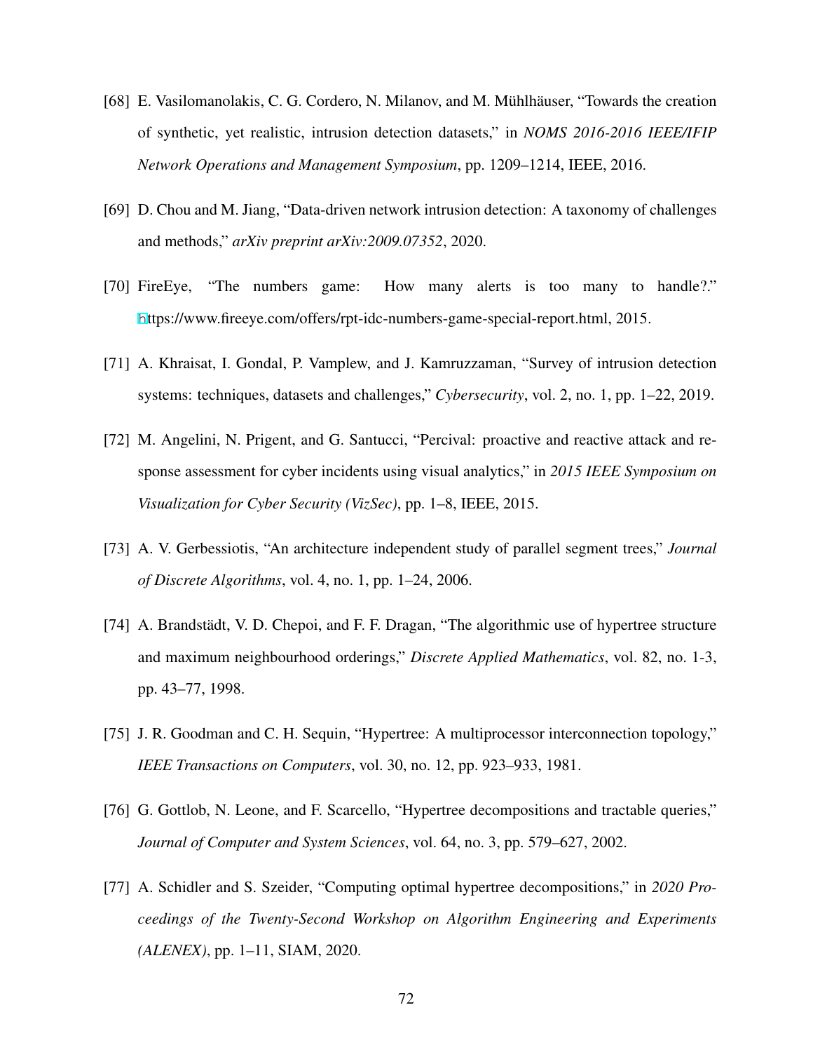[68] E. Vasilomanolakis, C. G. Cordero, N. Milanov, and M. Mühlhäuser, "Towards the creation of synthetic, yet realistic, intrusion detection datasets," in *NOMS 2016-2016 IEEE/IFIP Network Operations and Management Symposium*, pp. 1209–1214, IEEE, 2016.

[69] D. Chou and M. Jiang, "Data-driven network intrusion detection: A taxonomy of challenges and methods," *arXiv preprint arXiv:2009.07352*, 2020.

[70] FireEye, "The numbers game: How many alerts is too many to handle?." https://www.fireeye.com/offers/rpt-idc-numbers-game-special-report.html, 2015.

[71] A. Khraisat, I. Gondal, P. Vamplew, and J. Kamruzzaman, "Survey of intrusion detection systems: techniques, datasets and challenges," *Cybersecurity*, vol. 2, no. 1, pp. 1–22, 2019.

[72] M. Angelini, N. Prigent, and G. Santucci, "Percival: proactive and reactive attack and response assessment for cyber incidents using visual analytics," in *2015 IEEE Symposium on Visualization for Cyber Security (VizSec)*, pp. 1–8, IEEE, 2015.

[73] A. V. Gerbessiotis, "An architecture independent study of parallel segment trees," *Journal of Discrete Algorithms*, vol. 4, no. 1, pp. 1–24, 2006.

[74] A. Brandstädt, V. D. Chepoi, and F. F. Dragan, "The algorithmic use of hypertree structure and maximum neighbourhood orderings," *Discrete Applied Mathematics*, vol. 82, no. 1-3, pp. 43–77, 1998.

[75] J. R. Goodman and C. H. Sequin, "Hypertree: A multiprocessor interconnection topology," *IEEE Transactions on Computers*, vol. 30, no. 12, pp. 923–933, 1981.

[76] G. Gottlob, N. Leone, and F. Scarcello, "Hypertree decompositions and tractable queries," *Journal of Computer and System Sciences*, vol. 64, no. 3, pp. 579–627, 2002.

[77] A. Schidler and S. Szeider, "Computing optimal hypertree decompositions," in *2020 Proceedings of the Twenty-Second Workshop on Algorithm Engineering and Experiments (ALENEX)*, pp. 1–11, SIAM, 2020.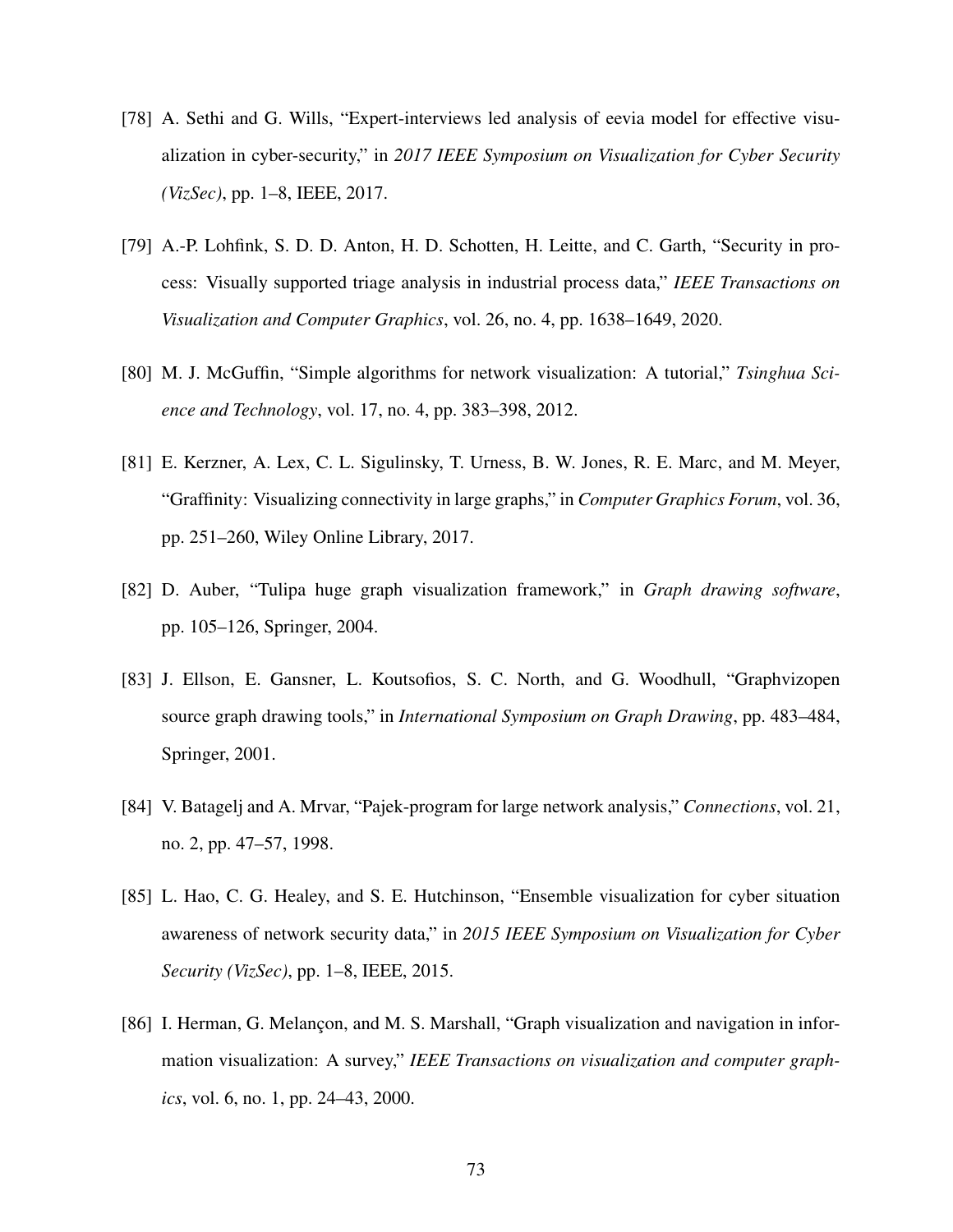[78] A. Sethi and G. Wills, "Expert-interviews led analysis of eevia model for effective visualization in cyber-security," in *2017 IEEE Symposium on Visualization for Cyber Security (VizSec)*, pp. 1–8, IEEE, 2017.

[79] A.-P. Lohfink, S. D. D. Anton, H. D. Schotten, H. Leitte, and C. Garth, "Security in process: Visually supported triage analysis in industrial process data," *IEEE Transactions on Visualization and Computer Graphics*, vol. 26, no. 4, pp. 1638–1649, 2020.

[80] M. J. McGuffin, "Simple algorithms for network visualization: A tutorial," *Tsinghua Science and Technology*, vol. 17, no. 4, pp. 383–398, 2012.

[81] E. Kerzner, A. Lex, C. L. Sigulinsky, T. Urness, B. W. Jones, R. E. Marc, and M. Meyer, "Graffinity: Visualizing connectivity in large graphs," in *Computer Graphics Forum*, vol. 36, pp. 251–260, Wiley Online Library, 2017.

[82] D. Auber, "Tulipa huge graph visualization framework," in *Graph drawing software*, pp. 105–126, Springer, 2004.

[83] J. Ellson, E. Gansner, L. Koutsofios, S. C. North, and G. Woodhull, "Graphvizopen source graph drawing tools," in *International Symposium on Graph Drawing*, pp. 483–484, Springer, 2001.

[84] V. Batagelj and A. Mrvar, "Pajek-program for large network analysis," *Connections*, vol. 21, no. 2, pp. 47–57, 1998.

[85] L. Hao, C. G. Healey, and S. E. Hutchinson, "Ensemble visualization for cyber situation awareness of network security data," in *2015 IEEE Symposium on Visualization for Cyber Security (VizSec)*, pp. 1–8, IEEE, 2015.

[86] I. Herman, G. Melançon, and M. S. Marshall, "Graph visualization and navigation in information visualization: A survey," *IEEE Transactions on visualization and computer graphics*, vol. 6, no. 1, pp. 24–43, 2000.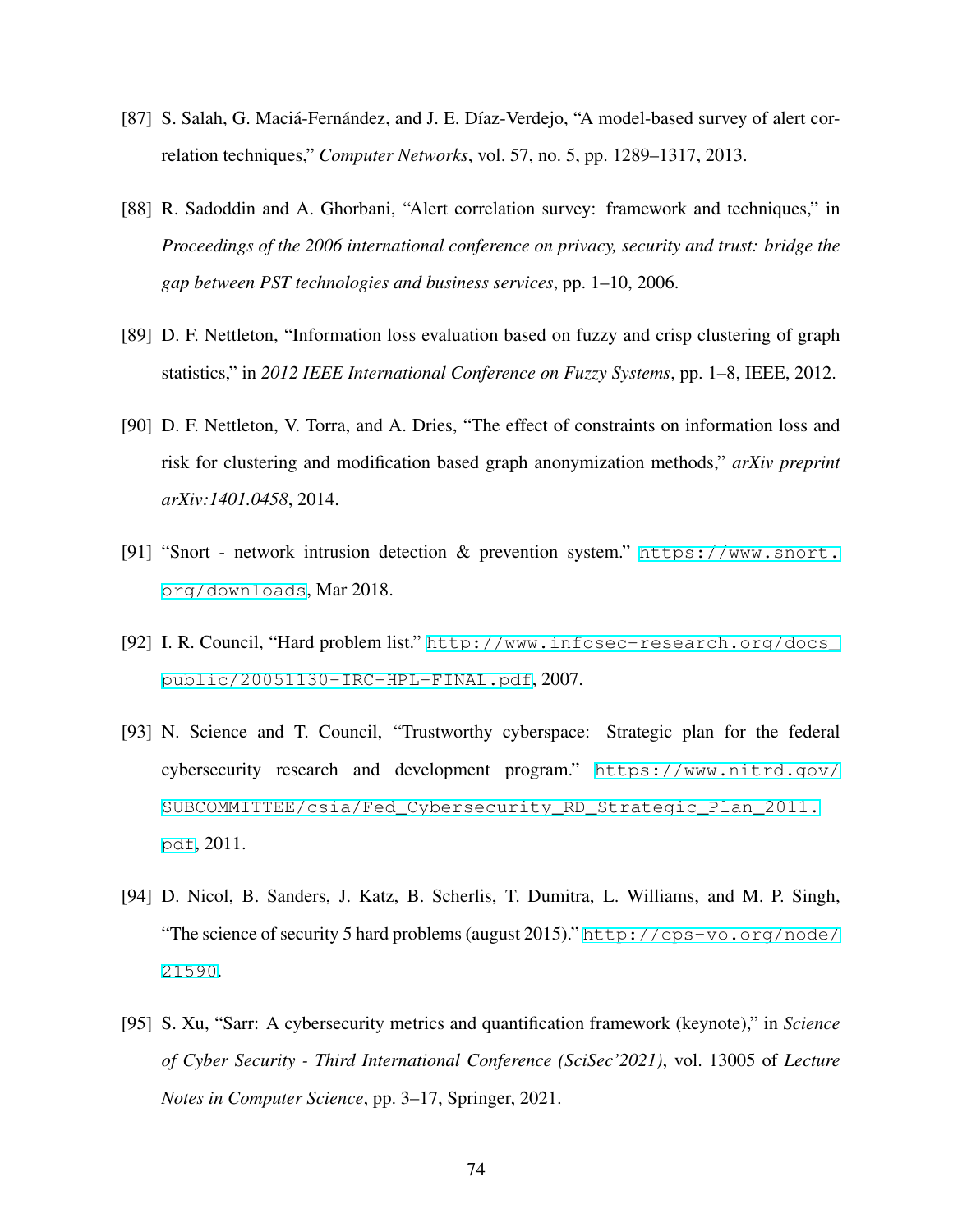[87] S. Salah, G. Maciá-Fernández, and J. E. Díaz-Verdejo, "A model-based survey of alert correlation techniques," *Computer Networks*, vol. 57, no. 5, pp. 1289–1317, 2013.

[88] R. Sadoddin and A. Ghorbani, "Alert correlation survey: framework and techniques," in *Proceedings of the 2006 international conference on privacy, security and trust: bridge the gap between PST technologies and business services*, pp. 1–10, 2006.

[89] D. F. Nettleton, "Information loss evaluation based on fuzzy and crisp clustering of graph statistics," in *2012 IEEE International Conference on Fuzzy Systems*, pp. 1–8, IEEE, 2012.

[90] D. F. Nettleton, V. Torra, and A. Dries, "The effect of constraints on information loss and risk for clustering and modification based graph anonymization methods," *arXiv preprint arXiv:1401.0458*, 2014.

[91] "Snort - network intrusion detection & prevention system." https://www.snort.org/downloads, Mar 2018.

[92] I. R. Council, "Hard problem list." http://www.infosec-research.org/docs_public/20051130-IRC-HPL-FINAL.pdf, 2007.

[93] N. Science and T. Council, "Trustworthy cyberspace: Strategic plan for the federal cybersecurity research and development program." https://www.nitrd.gov/SUBCOMMITTEE/csia/Fed_Cybersecurity_RD_Strategic_Plan_2011.pdf, 2011.

[94] D. Nicol, B. Sanders, J. Katz, B. Scherlis, T. Dumitra, L. Williams, and M. P. Singh, "The science of security 5 hard problems (august 2015)." http://cps-vo.org/node/21590.

[95] S. Xu, "Sarr: A cybersecurity metrics and quantification framework (keynote)," in *Science of Cyber Security - Third International Conference (SciSec'2021)*, vol. 13005 of *Lecture Notes in Computer Science*, pp. 3–17, Springer, 2021.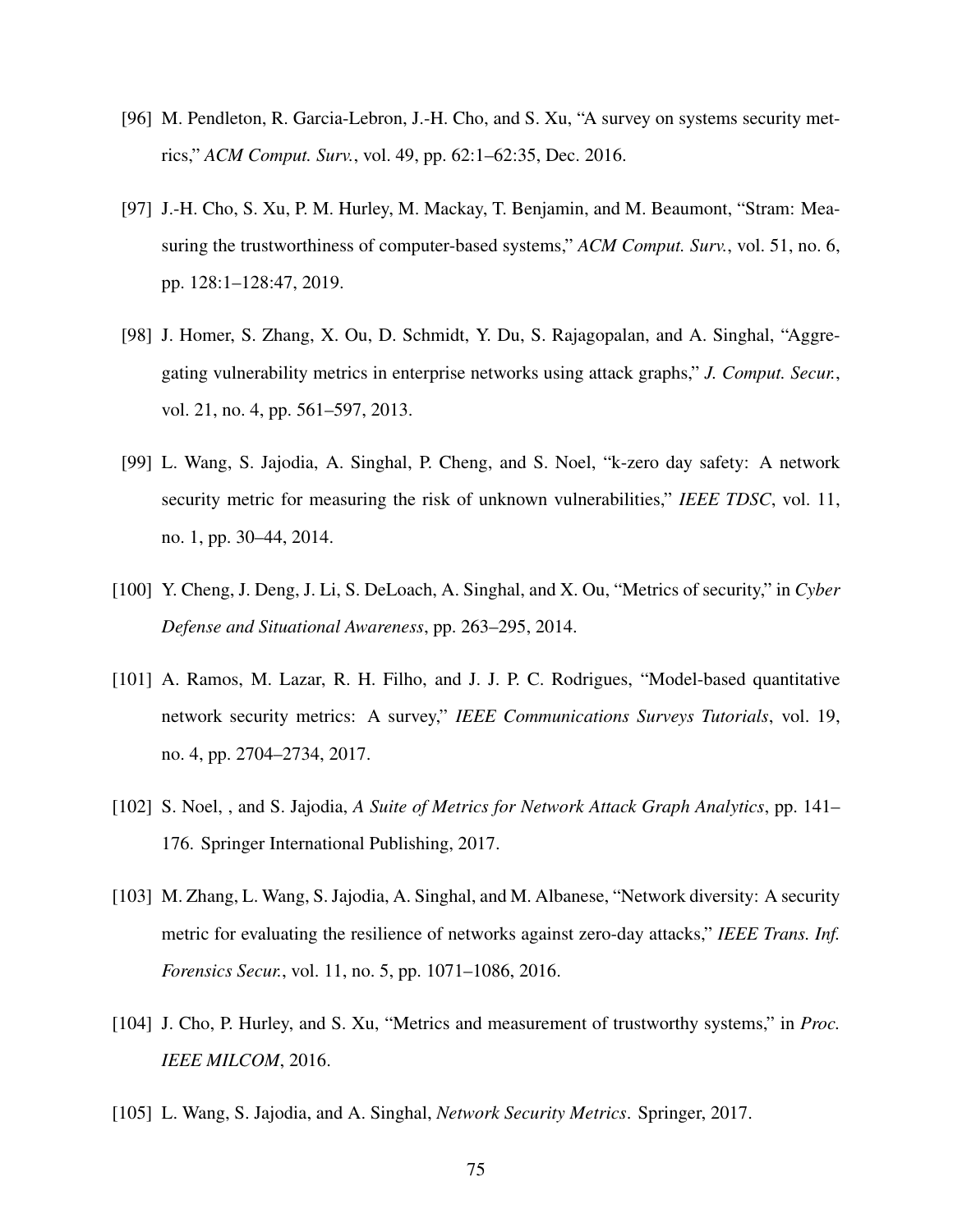[96] M. Pendleton, R. Garcia-Lebron, J.-H. Cho, and S. Xu, "A survey on systems security metrics," *ACM Comput. Surv.*, vol. 49, pp. 62:1–62:35, Dec. 2016.

[97] J.-H. Cho, S. Xu, P. M. Hurley, M. Mackay, T. Benjamin, and M. Beaumont, "Stram: Measuring the trustworthiness of computer-based systems," *ACM Comput. Surv.*, vol. 51, no. 6, pp. 128:1–128:47, 2019.

[98] J. Homer, S. Zhang, X. Ou, D. Schmidt, Y. Du, S. Rajagopalan, and A. Singhal, "Aggregating vulnerability metrics in enterprise networks using attack graphs," *J. Comput. Secur.*, vol. 21, no. 4, pp. 561–597, 2013.

[99] L. Wang, S. Jajodia, A. Singhal, P. Cheng, and S. Noel, "k-zero day safety: A network security metric for measuring the risk of unknown vulnerabilities," *IEEE TDSC*, vol. 11, no. 1, pp. 30–44, 2014.

[100] Y. Cheng, J. Deng, J. Li, S. DeLoach, A. Singhal, and X. Ou, "Metrics of security," in *Cyber Defense and Situational Awareness*, pp. 263–295, 2014.

[101] A. Ramos, M. Lazar, R. H. Filho, and J. J. P. C. Rodrigues, "Model-based quantitative network security metrics: A survey," *IEEE Communications Surveys Tutorials*, vol. 19, no. 4, pp. 2704–2734, 2017.

[102] S. Noel, , and S. Jajodia, *A Suite of Metrics for Network Attack Graph Analytics*, pp. 141–176. Springer International Publishing, 2017.

[103] M. Zhang, L. Wang, S. Jajodia, A. Singhal, and M. Albanese, "Network diversity: A security metric for evaluating the resilience of networks against zero-day attacks," *IEEE Trans. Inf. Forensics Secur.*, vol. 11, no. 5, pp. 1071–1086, 2016.

[104] J. Cho, P. Hurley, and S. Xu, "Metrics and measurement of trustworthy systems," in *Proc. IEEE MILCOM*, 2016.

[105] L. Wang, S. Jajodia, and A. Singhal, *Network Security Metrics*. Springer, 2017.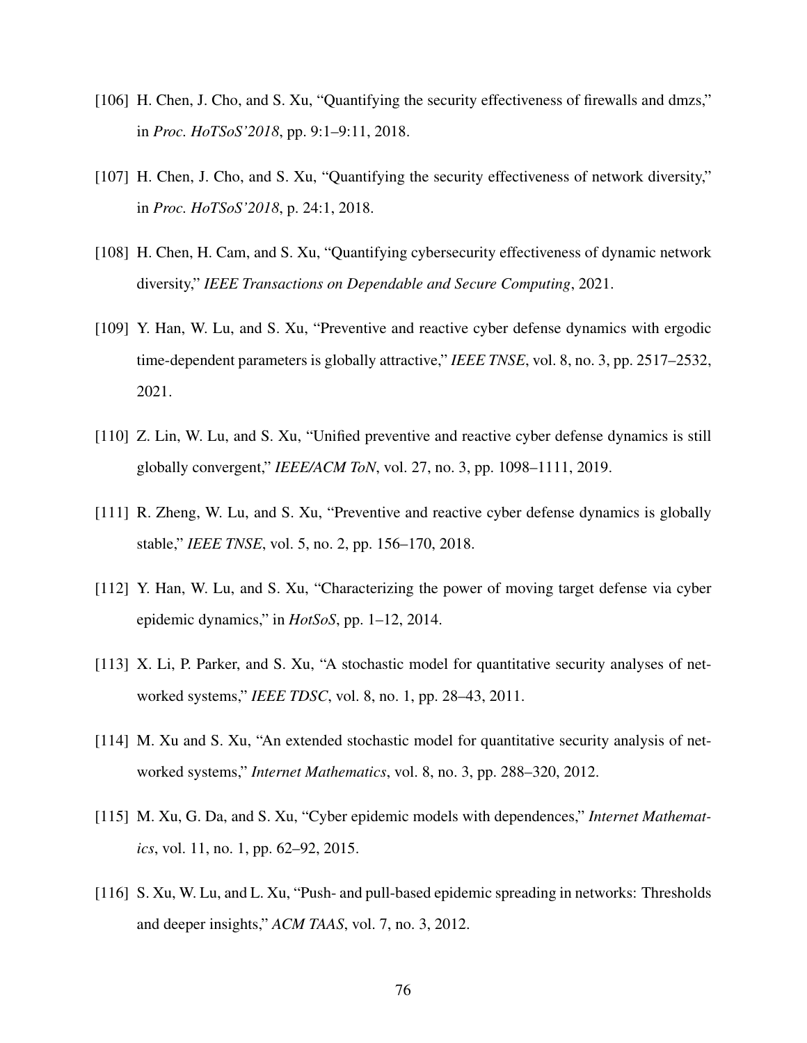[106] H. Chen, J. Cho, and S. Xu, "Quantifying the security effectiveness of firewalls and dmzs," in *Proc. HoTSoS'2018*, pp. 9:1–9:11, 2018.

[107] H. Chen, J. Cho, and S. Xu, "Quantifying the security effectiveness of network diversity," in *Proc. HoTSoS'2018*, p. 24:1, 2018.

[108] H. Chen, H. Cam, and S. Xu, "Quantifying cybersecurity effectiveness of dynamic network diversity," *IEEE Transactions on Dependable and Secure Computing*, 2021.

[109] Y. Han, W. Lu, and S. Xu, "Preventive and reactive cyber defense dynamics with ergodic time-dependent parameters is globally attractive," *IEEE TNSE*, vol. 8, no. 3, pp. 2517–2532, 2021.

[110] Z. Lin, W. Lu, and S. Xu, "Unified preventive and reactive cyber defense dynamics is still globally convergent," *IEEE/ACM ToN*, vol. 27, no. 3, pp. 1098–1111, 2019.

[111] R. Zheng, W. Lu, and S. Xu, "Preventive and reactive cyber defense dynamics is globally stable," *IEEE TNSE*, vol. 5, no. 2, pp. 156–170, 2018.

[112] Y. Han, W. Lu, and S. Xu, "Characterizing the power of moving target defense via cyber epidemic dynamics," in *HotSoS*, pp. 1–12, 2014.

[113] X. Li, P. Parker, and S. Xu, "A stochastic model for quantitative security analyses of networked systems," *IEEE TDSC*, vol. 8, no. 1, pp. 28–43, 2011.

[114] M. Xu and S. Xu, "An extended stochastic model for quantitative security analysis of networked systems," *Internet Mathematics*, vol. 8, no. 3, pp. 288–320, 2012.

[115] M. Xu, G. Da, and S. Xu, "Cyber epidemic models with dependences," *Internet Mathematics*, vol. 11, no. 1, pp. 62–92, 2015.

[116] S. Xu, W. Lu, and L. Xu, "Push- and pull-based epidemic spreading in networks: Thresholds and deeper insights," *ACM TAAS*, vol. 7, no. 3, 2012.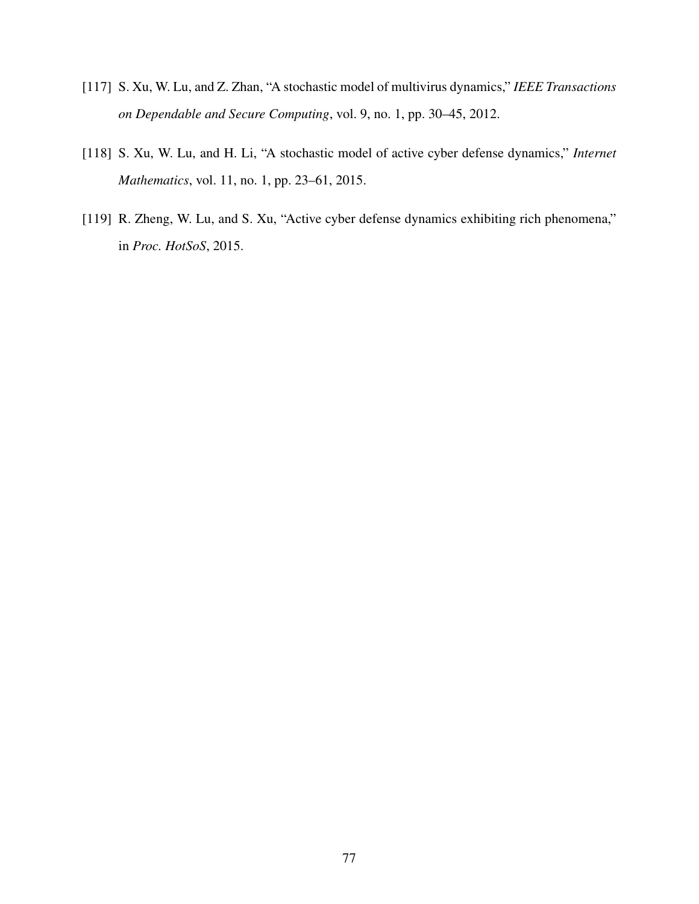[117] S. Xu, W. Lu, and Z. Zhan, "A stochastic model of multivirus dynamics," *IEEE Transactions on Dependable and Secure Computing*, vol. 9, no. 1, pp. 30–45, 2012.

[118] S. Xu, W. Lu, and H. Li, "A stochastic model of active cyber defense dynamics," *Internet Mathematics*, vol. 11, no. 1, pp. 23–61, 2015.

[119] R. Zheng, W. Lu, and S. Xu, "Active cyber defense dynamics exhibiting rich phenomena," in *Proc. HotSoS*, 2015.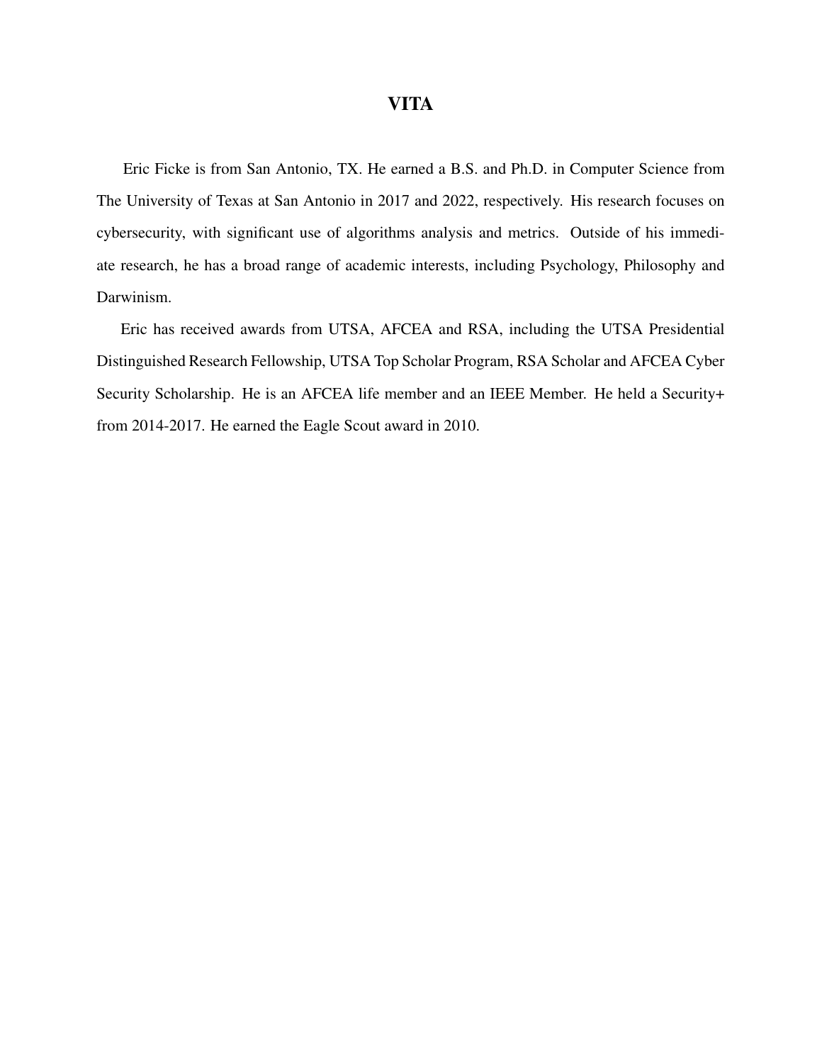# VITA

Eric Ficke is from San Antonio, TX. He earned a B.S. and Ph.D. in Computer Science from The University of Texas at San Antonio in 2017 and 2022, respectively. His research focuses on cybersecurity, with significant use of algorithms analysis and metrics. Outside of his immediate research, he has a broad range of academic interests, including Psychology, Philosophy and Darwinism.

Eric has received awards from UTSA, AFCEA and RSA, including the UTSA Presidential Distinguished Research Fellowship, UTSA Top Scholar Program, RSA Scholar and AFCEA Cyber Security Scholarship. He is an AFCEA life member and an IEEE Member. He held a Security+ from 2014-2017. He earned the Eagle Scout award in 2010.